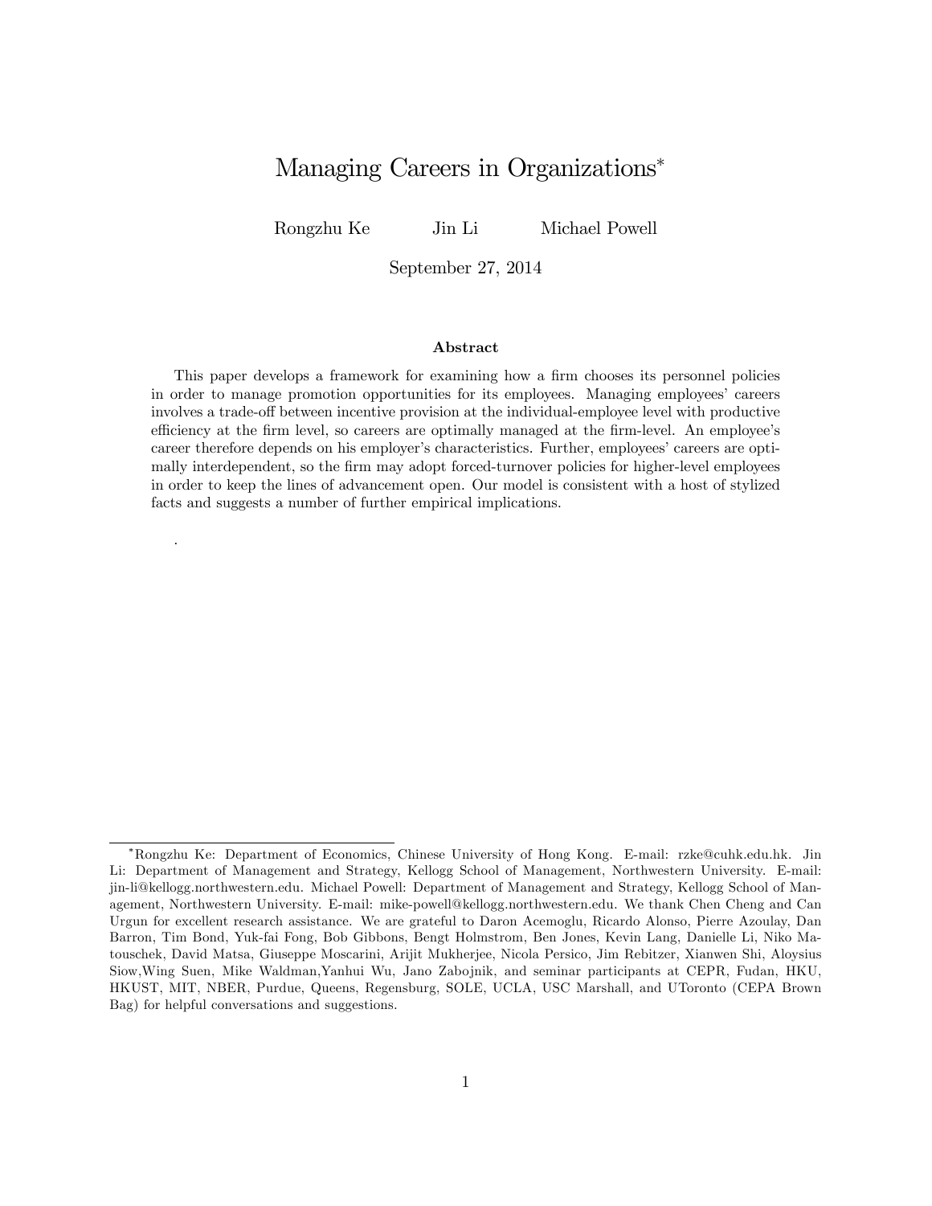# Managing Careers in Organizations*

Rongzhu Ke Jin Li Michael Powell

September 27, 2014

### Abstract

This paper develops a framework for examining how a firm chooses its personnel policies in order to manage promotion opportunities for its employees. Managing employees' careers involves a trade-off between incentive provision at the individual-employee level with productive efficiency at the firm level, so careers are optimally managed at the firm-level. An employee's career therefore depends on his employer's characteristics. Further, employees' careers are optimally interdependent, so the firm may adopt forced-turnover policies for higher-level employees in order to keep the lines of advancement open. Our model is consistent with a host of stylized facts and suggests a number of further empirical implications.

.

---

*Rongzhu Ke: Department of Economics, Chinese University of Hong Kong. E-mail: rzke@cuhk.edu.hk. Jin Li: Department of Management and Strategy, Kellogg School of Management, Northwestern University. E-mail: jin-li@kellogg.northwestern.edu. Michael Powell: Department of Management and Strategy, Kellogg School of Management, Northwestern University. E-mail: mike-powell@kellogg.northwestern.edu. We thank Chen Cheng and Can Urgun for excellent research assistance. We are grateful to Daron Acemoglu, Ricardo Alonso, Pierre Azoulay, Dan Barron, Tim Bond, Yuk-fai Fong, Bob Gibbons, Bengt Holmstrom, Ben Jones, Kevin Lang, Danielle Li, Niko Matouschek, David Matsa, Giuseppe Moscarini, Arijit Mukherjee, Nicola Persico, Jim Rebitzer, Xianwen Shi, Aloysius Siow,Wing Suen, Mike Waldman,Yanhui Wu, Jano Zabojnik, and seminar participants at CEPR, Fudan, HKU, HKUST, MIT, NBER, Purdue, Queens, Regensburg, SOLE, UCLA, USC Marshall, and UToronto (CEPA Brown Bag) for helpful conversations and suggestions.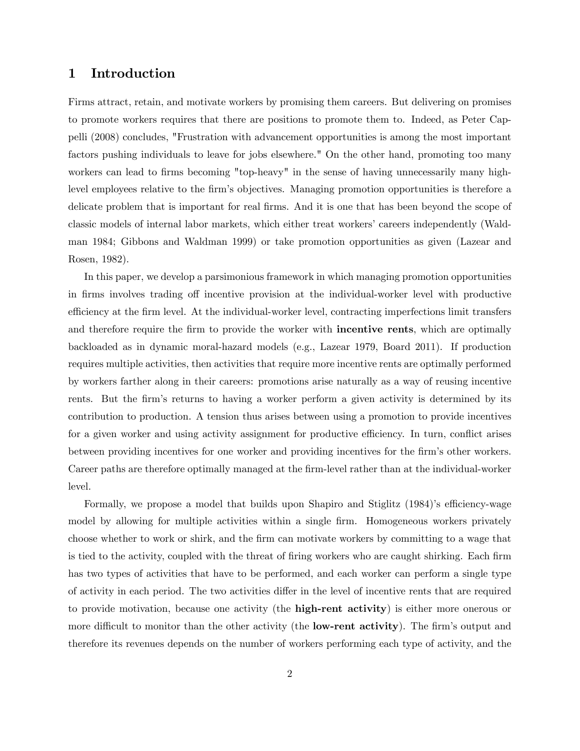# 1 Introduction

Firms attract, retain, and motivate workers by promising them careers. But delivering on promises to promote workers requires that there are positions to promote them to. Indeed, as Peter Cappelli (2008) concludes, "Frustration with advancement opportunities is among the most important factors pushing individuals to leave for jobs elsewhere." On the other hand, promoting too many workers can lead to firms becoming "top-heavy" in the sense of having unnecessarily many high-level employees relative to the firm's objectives. Managing promotion opportunities is therefore a delicate problem that is important for real firms. And it is one that has been beyond the scope of classic models of internal labor markets, which either treat workers' careers independently (Waldman 1984; Gibbons and Waldman 1999) or take promotion opportunities as given (Lazear and Rosen, 1982).

In this paper, we develop a parsimonious framework in which managing promotion opportunities in firms involves trading off incentive provision at the individual-worker level with productive efficiency at the firm level. At the individual-worker level, contracting imperfections limit transfers and therefore require the firm to provide the worker with **incentive rents**, which are optimally backloaded as in dynamic moral-hazard models (e.g., Lazear 1979, Board 2011). If production requires multiple activities, then activities that require more incentive rents are optimally performed by workers farther along in their careers: promotions arise naturally as a way of reusing incentive rents. But the firm's returns to having a worker perform a given activity is determined by its contribution to production. A tension thus arises between using a promotion to provide incentives for a given worker and using activity assignment for productive efficiency. In turn, conflict arises between providing incentives for one worker and providing incentives for the firm's other workers. Career paths are therefore optimally managed at the firm-level rather than at the individual-worker level.

Formally, we propose a model that builds upon Shapiro and Stiglitz (1984)'s efficiency-wage model by allowing for multiple activities within a single firm. Homogeneous workers privately choose whether to work or shirk, and the firm can motivate workers by committing to a wage that is tied to the activity, coupled with the threat of firing workers who are caught shirking. Each firm has two types of activities that have to be performed, and each worker can perform a single type of activity in each period. The two activities differ in the level of incentive rents that are required to provide motivation, because one activity (the **high-rent activity**) is either more onerous or more difficult to monitor than the other activity (the **low-rent activity**). The firm's output and therefore its revenues depends on the number of workers performing each type of activity, and the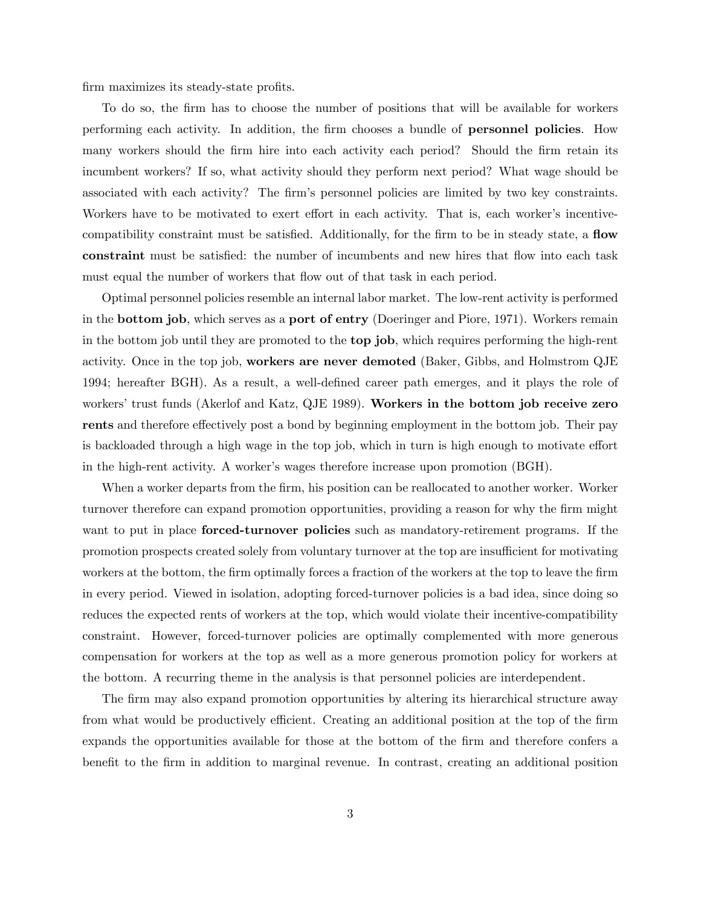firm maximizes its steady-state profits.

To do so, the firm has to choose the number of positions that will be available for workers performing each activity. In addition, the firm chooses a bundle of **personnel policies**. How many workers should the firm hire into each activity each period? Should the firm retain its incumbent workers? If so, what activity should they perform next period? What wage should be associated with each activity? The firm's personnel policies are limited by two key constraints. Workers have to be motivated to exert effort in each activity. That is, each worker's incentive-compatibility constraint must be satisfied. Additionally, for the firm to be in steady state, a **flow constraint** must be satisfied: the number of incumbents and new hires that flow into each task must equal the number of workers that flow out of that task in each period.

Optimal personnel policies resemble an internal labor market. The low-rent activity is performed in the **bottom job**, which serves as a **port of entry** (Doeringer and Piore, 1971). Workers remain in the bottom job until they are promoted to the **top job**, which requires performing the high-rent activity. Once in the top job, **workers are never demoted** (Baker, Gibbs, and Holmstrom QJE 1994; hereafter BGH). As a result, a well-defined career path emerges, and it plays the role of workers' trust funds (Akerlof and Katz, QJE 1989). **Workers in the bottom job receive zero rents** and therefore effectively post a bond by beginning employment in the bottom job. Their pay is backloaded through a high wage in the top job, which in turn is high enough to motivate effort in the high-rent activity. A worker's wages therefore increase upon promotion (BGH).

When a worker departs from the firm, his position can be reallocated to another worker. Worker turnover therefore can expand promotion opportunities, providing a reason for why the firm might want to put in place **forced-turnover policies** such as mandatory-retirement programs. If the promotion prospects created solely from voluntary turnover at the top are insufficient for motivating workers at the bottom, the firm optimally forces a fraction of the workers at the top to leave the firm in every period. Viewed in isolation, adopting forced-turnover policies is a bad idea, since doing so reduces the expected rents of workers at the top, which would violate their incentive-compatibility constraint. However, forced-turnover policies are optimally complemented with more generous compensation for workers at the top as well as a more generous promotion policy for workers at the bottom. A recurring theme in the analysis is that personnel policies are interdependent.

The firm may also expand promotion opportunities by altering its hierarchical structure away from what would be productively efficient. Creating an additional position at the top of the firm expands the opportunities available for those at the bottom of the firm and therefore confers a benefit to the firm in addition to marginal revenue. In contrast, creating an additional position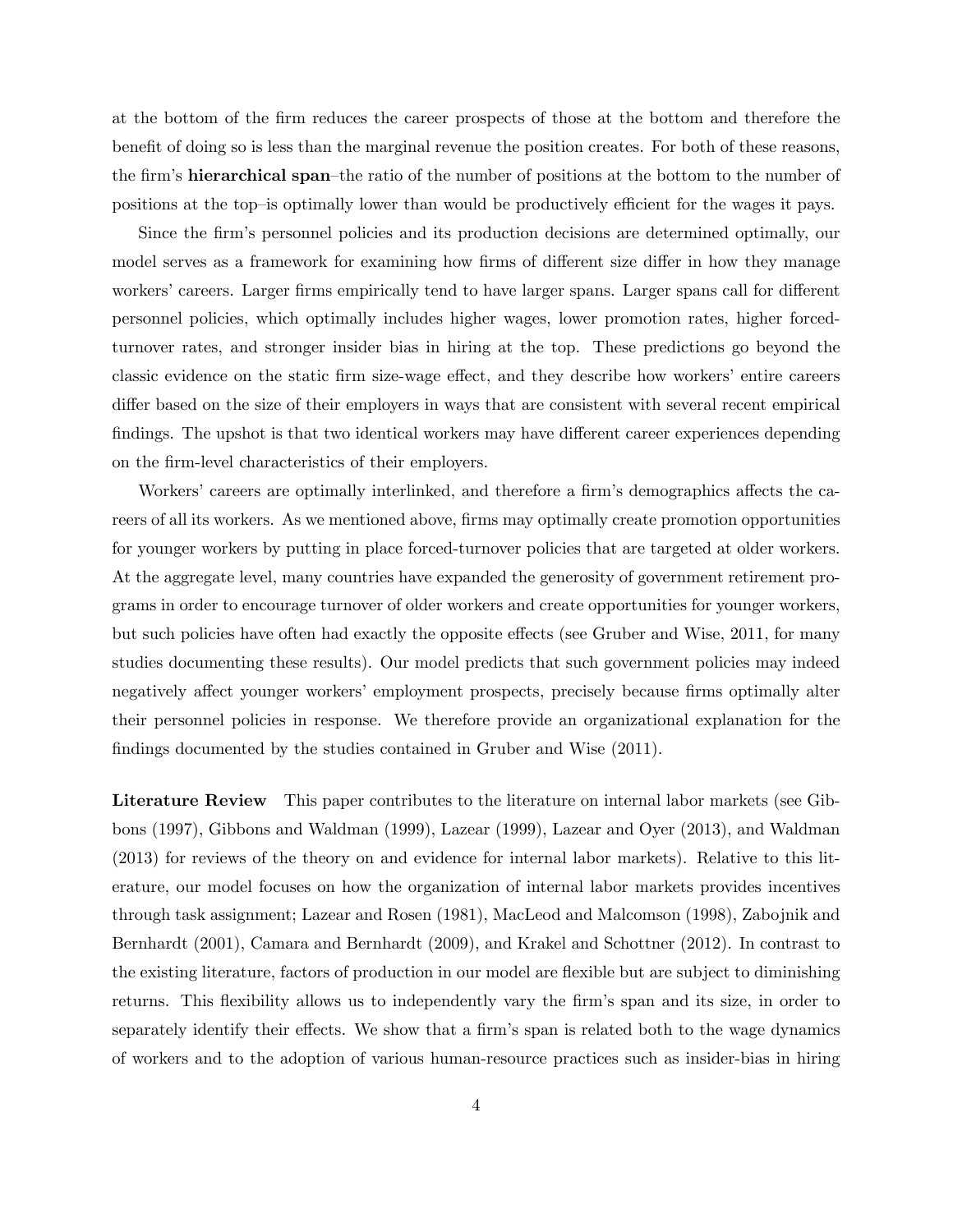at the bottom of the firm reduces the career prospects of those at the bottom and therefore the benefit of doing so is less than the marginal revenue the position creates. For both of these reasons, the firm's **hierarchical span**–the ratio of the number of positions at the bottom to the number of positions at the top–is optimally lower than would be productively efficient for the wages it pays.

Since the firm's personnel policies and its production decisions are determined optimally, our model serves as a framework for examining how firms of different size differ in how they manage workers' careers. Larger firms empirically tend to have larger spans. Larger spans call for different personnel policies, which optimally includes higher wages, lower promotion rates, higher forced-turnover rates, and stronger insider bias in hiring at the top. These predictions go beyond the classic evidence on the static firm size-wage effect, and they describe how workers' entire careers differ based on the size of their employers in ways that are consistent with several recent empirical findings. The upshot is that two identical workers may have different career experiences depending on the firm-level characteristics of their employers.

Workers' careers are optimally interlinked, and therefore a firm's demographics affects the careers of all its workers. As we mentioned above, firms may optimally create promotion opportunities for younger workers by putting in place forced-turnover policies that are targeted at older workers. At the aggregate level, many countries have expanded the generosity of government retirement programs in order to encourage turnover of older workers and create opportunities for younger workers, but such policies have often had exactly the opposite effects (see Gruber and Wise, 2011, for many studies documenting these results). Our model predicts that such government policies may indeed negatively affect younger workers' employment prospects, precisely because firms optimally alter their personnel policies in response. We therefore provide an organizational explanation for the findings documented by the studies contained in Gruber and Wise (2011).

**Literature Review** This paper contributes to the literature on internal labor markets (see Gibbons (1997), Gibbons and Waldman (1999), Lazear (1999), Lazear and Oyer (2013), and Waldman (2013) for reviews of the theory on and evidence for internal labor markets). Relative to this literature, our model focuses on how the organization of internal labor markets provides incentives through task assignment; Lazear and Rosen (1981), MacLeod and Malcomson (1998), Zabojnik and Bernhardt (2001), Camara and Bernhardt (2009), and Krakel and Schottner (2012). In contrast to the existing literature, factors of production in our model are flexible but are subject to diminishing returns. This flexibility allows us to independently vary the firm's span and its size, in order to separately identify their effects. We show that a firm's span is related both to the wage dynamics of workers and to the adoption of various human-resource practices such as insider-bias in hiring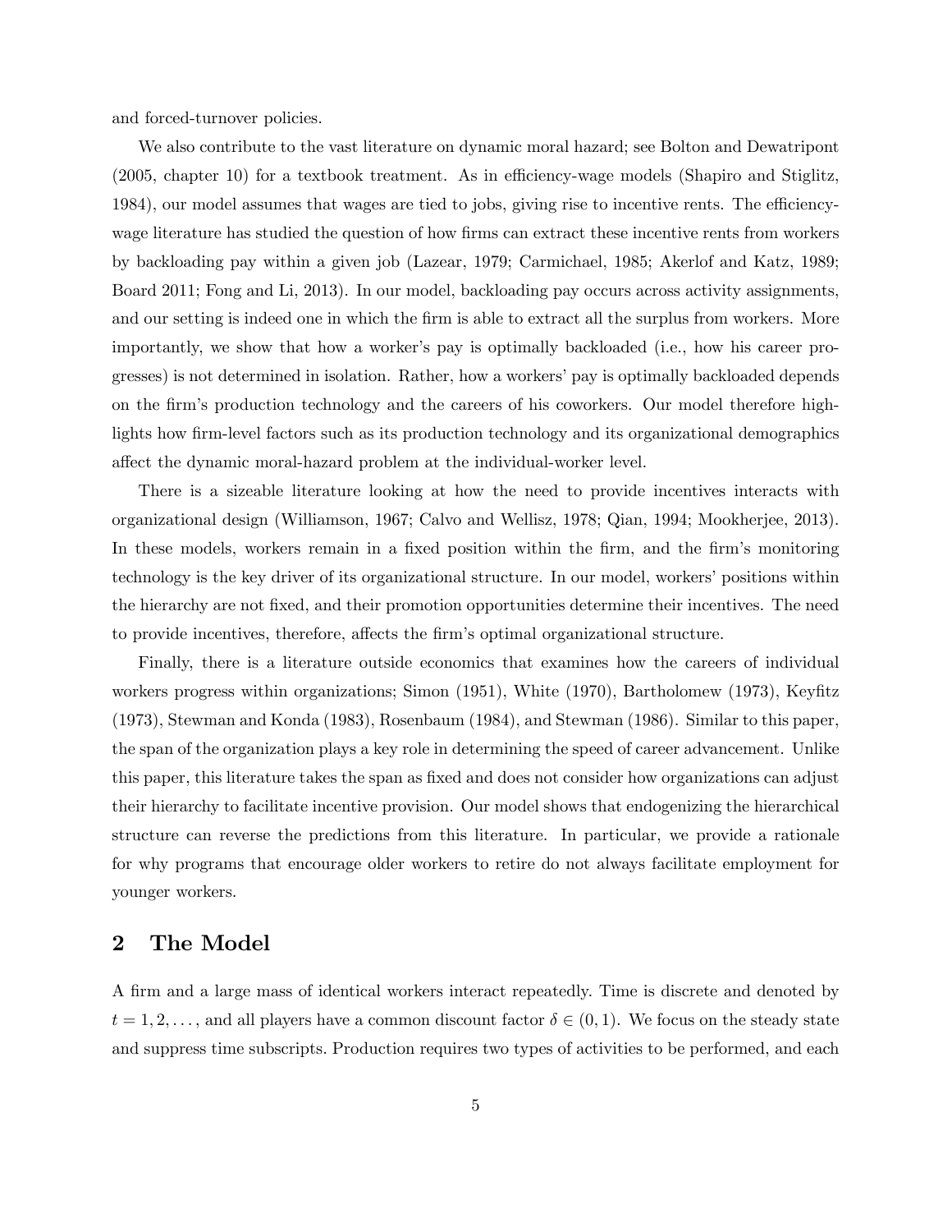and forced-turnover policies.

We also contribute to the vast literature on dynamic moral hazard; see Bolton and Dewatripont (2005, chapter 10) for a textbook treatment. As in efficiency-wage models (Shapiro and Stiglitz, 1984), our model assumes that wages are tied to jobs, giving rise to incentive rents. The efficiency-wage literature has studied the question of how firms can extract these incentive rents from workers by backloading pay within a given job (Lazear, 1979; Carmichael, 1985; Akerlof and Katz, 1989; Board 2011; Fong and Li, 2013). In our model, backloading pay occurs across activity assignments, and our setting is indeed one in which the firm is able to extract all the surplus from workers. More importantly, we show that how a worker's pay is optimally backloaded (i.e., how his career progresses) is not determined in isolation. Rather, how a workers' pay is optimally backloaded depends on the firm's production technology and the careers of his coworkers. Our model therefore highlights how firm-level factors such as its production technology and its organizational demographics affect the dynamic moral-hazard problem at the individual-worker level.

There is a sizeable literature looking at how the need to provide incentives interacts with organizational design (Williamson, 1967; Calvo and Wellisz, 1978; Qian, 1994; Mookherjee, 2013). In these models, workers remain in a fixed position within the firm, and the firm's monitoring technology is the key driver of its organizational structure. In our model, workers' positions within the hierarchy are not fixed, and their promotion opportunities determine their incentives. The need to provide incentives, therefore, affects the firm's optimal organizational structure.

Finally, there is a literature outside economics that examines how the careers of individual workers progress within organizations; Simon (1951), White (1970), Bartholomew (1973), Keyfitz (1973), Stewman and Konda (1983), Rosenbaum (1984), and Stewman (1986). Similar to this paper, the span of the organization plays a key role in determining the speed of career advancement. Unlike this paper, this literature takes the span as fixed and does not consider how organizations can adjust their hierarchy to facilitate incentive provision. Our model shows that endogenizing the hierarchical structure can reverse the predictions from this literature. In particular, we provide a rationale for why programs that encourage older workers to retire do not always facilitate employment for younger workers.

## 2 The Model

A firm and a large mass of identical workers interact repeatedly. Time is discrete and denoted by $t = 1, 2, \ldots$, and all players have a common discount factor $\delta \in (0, 1)$. We focus on the steady state and suppress time subscripts. Production requires two types of activities to be performed, and each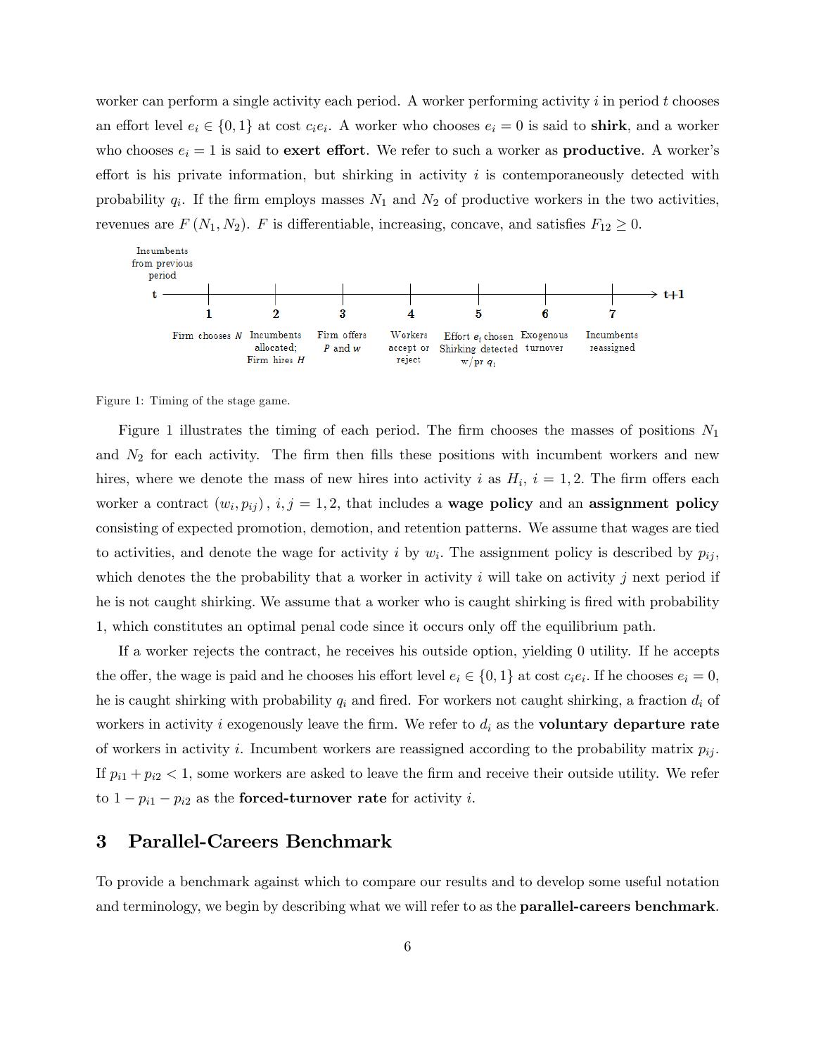worker can perform a single activity each period. A worker performing activity $i$ in period $t$ chooses an effort level $e_i \in \{0,1\}$ at cost $c_i e_i$. A worker who chooses $e_i = 0$ is said to **shirk**, and a worker who chooses $e_i = 1$ is said to **exert effort**. We refer to such a worker as **productive**. A worker's effort is his private information, but shirking in activity $i$ is contemporaneously detected with probability $q_i$. If the firm employs masses $N_1$ and $N_2$ of productive workers in the two activities, revenues are $F(N_1, N_2)$. $F$ is differentiable, increasing, concave, and satisfies $F_{12} \geq 0$.

Incumbents from previous period

t — 1: Firm chooses $N$ — 2: Incumbents allocated; Firm hires $H$ — 3: Firm offers $P$ and $w$ — 4: Workers accept or reject — 5: Effort $e_i$ chosen, Shirking detected w/pr $q_i$ — 6: Exogenous turnover — 7: Incumbents reassigned — t+1

Figure 1: Timing of the stage game.

Figure 1 illustrates the timing of each period. The firm chooses the masses of positions $N_1$ and $N_2$ for each activity. The firm then fills these positions with incumbent workers and new hires, where we denote the mass of new hires into activity $i$ as $H_i$, $i = 1, 2$. The firm offers each worker a contract $(w_i, p_{ij})$, $i, j = 1, 2$, that includes a **wage policy** and an **assignment policy** consisting of expected promotion, demotion, and retention patterns. We assume that wages are tied to activities, and denote the wage for activity $i$ by $w_i$. The assignment policy is described by $p_{ij}$, which denotes the the probability that a worker in activity $i$ will take on activity $j$ next period if he is not caught shirking. We assume that a worker who is caught shirking is fired with probability 1, which constitutes an optimal penal code since it occurs only off the equilibrium path.

If a worker rejects the contract, he receives his outside option, yielding 0 utility. If he accepts the offer, the wage is paid and he chooses his effort level $e_i \in \{0,1\}$ at cost $c_i e_i$. If he chooses $e_i = 0$, he is caught shirking with probability $q_i$ and fired. For workers not caught shirking, a fraction $d_i$ of workers in activity $i$ exogenously leave the firm. We refer to $d_i$ as the **voluntary departure rate** of workers in activity $i$. Incumbent workers are reassigned according to the probability matrix $p_{ij}$. If $p_{i1} + p_{i2} < 1$, some workers are asked to leave the firm and receive their outside utility. We refer to $1 - p_{i1} - p_{i2}$ as the **forced-turnover rate** for activity $i$.

# 3 Parallel-Careers Benchmark

To provide a benchmark against which to compare our results and to develop some useful notation and terminology, we begin by describing what we will refer to as the **parallel-careers benchmark**.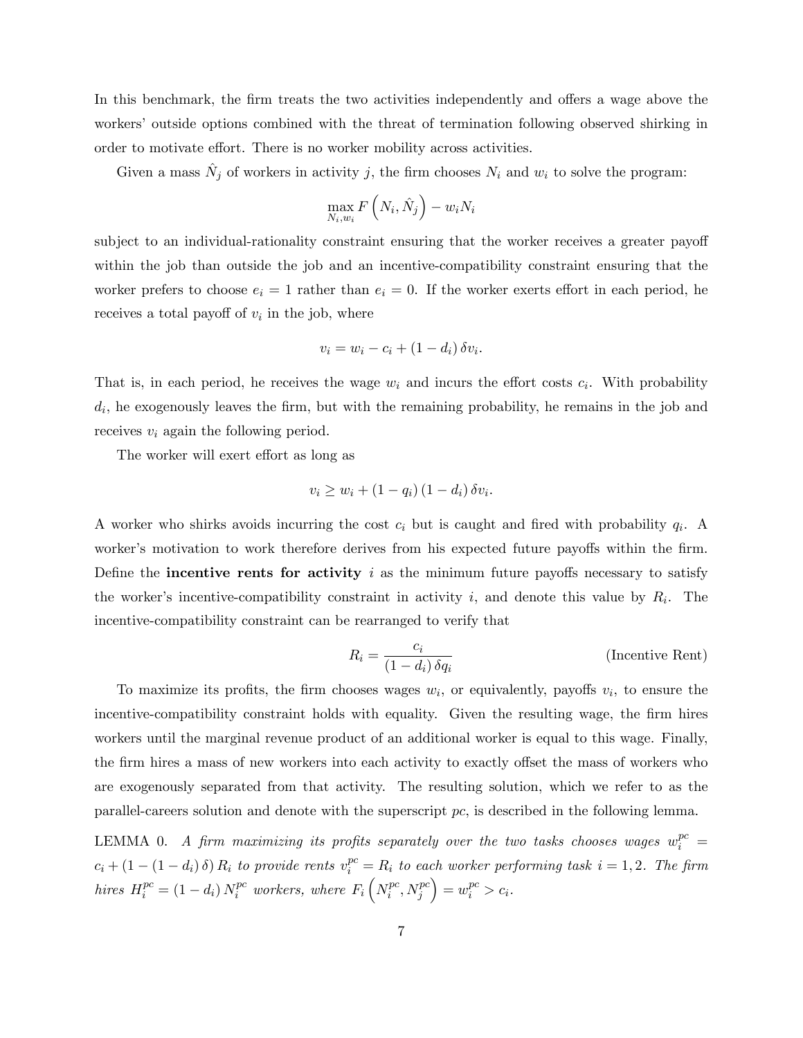In this benchmark, the firm treats the two activities independently and offers a wage above the workers' outside options combined with the threat of termination following observed shirking in order to motivate effort. There is no worker mobility across activities.

Given a mass $\hat{N}_j$ of workers in activity $j$, the firm chooses $N_i$ and $w_i$ to solve the program:

$$\max_{N_i, w_i} F\left(N_i, \hat{N}_j\right) - w_i N_i$$

subject to an individual-rationality constraint ensuring that the worker receives a greater payoff within the job than outside the job and an incentive-compatibility constraint ensuring that the worker prefers to choose $e_i = 1$ rather than $e_i = 0$. If the worker exerts effort in each period, he receives a total payoff of $v_i$ in the job, where

$$v_i = w_i - c_i + (1 - d_i)\,\delta v_i.$$

That is, in each period, he receives the wage $w_i$ and incurs the effort costs $c_i$. With probability $d_i$, he exogenously leaves the firm, but with the remaining probability, he remains in the job and receives $v_i$ again the following period.

The worker will exert effort as long as

$$v_i \geq w_i + (1 - q_i)(1 - d_i)\,\delta v_i.$$

A worker who shirks avoids incurring the cost $c_i$ but is caught and fired with probability $q_i$. A worker's motivation to work therefore derives from his expected future payoffs within the firm. Define the **incentive rents for activity** $i$ as the minimum future payoffs necessary to satisfy the worker's incentive-compatibility constraint in activity $i$, and denote this value by $R_i$. The incentive-compatibility constraint can be rearranged to verify that

$$R_i = \frac{c_i}{(1 - d_i)\,\delta q_i} \qquad \text{(Incentive Rent)}$$

To maximize its profits, the firm chooses wages $w_i$, or equivalently, payoffs $v_i$, to ensure the incentive-compatibility constraint holds with equality. Given the resulting wage, the firm hires workers until the marginal revenue product of an additional worker is equal to this wage. Finally, the firm hires a mass of new workers into each activity to exactly offset the mass of workers who are exogenously separated from that activity. The resulting solution, which we refer to as the parallel-careers solution and denote with the superscript $pc$, is described in the following lemma.

LEMMA 0. *A firm maximizing its profits separately over the two tasks chooses wages* $w_i^{pc} = c_i + (1 - (1 - d_i)\,\delta)\,R_i$ *to provide rents* $v_i^{pc} = R_i$ *to each worker performing task* $i = 1, 2$. *The firm hires* $H_i^{pc} = (1 - d_i)\,N_i^{pc}$ *workers, where* $F_i\left(N_i^{pc}, N_j^{pc}\right) = w_i^{pc} > c_i$.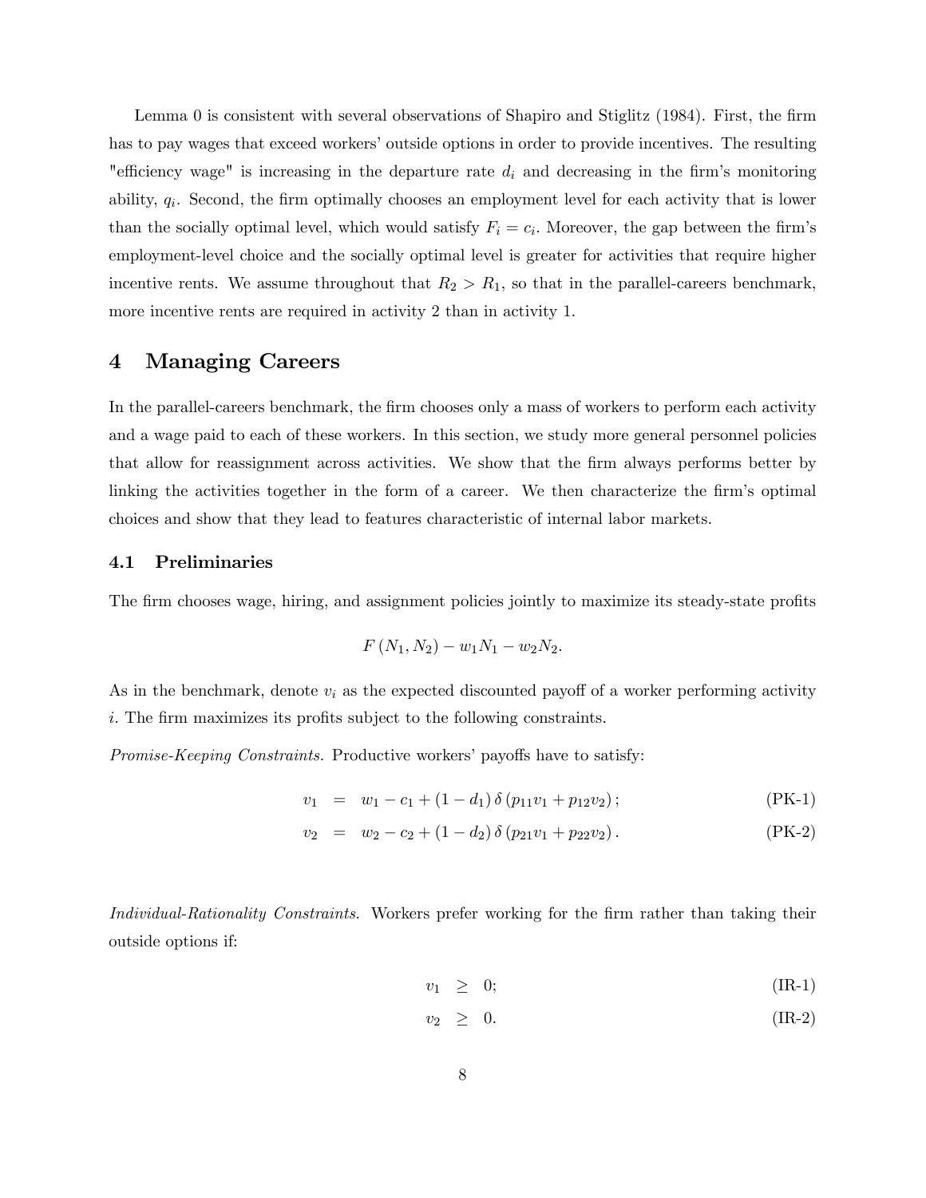Lemma 0 is consistent with several observations of Shapiro and Stiglitz (1984). First, the firm has to pay wages that exceed workers' outside options in order to provide incentives. The resulting "efficiency wage" is increasing in the departure rate $d_i$ and decreasing in the firm's monitoring ability, $q_i$. Second, the firm optimally chooses an employment level for each activity that is lower than the socially optimal level, which would satisfy $F_i = c_i$. Moreover, the gap between the firm's employment-level choice and the socially optimal level is greater for activities that require higher incentive rents. We assume throughout that $R_2 > R_1$, so that in the parallel-careers benchmark, more incentive rents are required in activity 2 than in activity 1.

# 4 Managing Careers

In the parallel-careers benchmark, the firm chooses only a mass of workers to perform each activity and a wage paid to each of these workers. In this section, we study more general personnel policies that allow for reassignment across activities. We show that the firm always performs better by linking the activities together in the form of a career. We then characterize the firm's optimal choices and show that they lead to features characteristic of internal labor markets.

## 4.1 Preliminaries

The firm chooses wage, hiring, and assignment policies jointly to maximize its steady-state profits

$$F(N_1, N_2) - w_1 N_1 - w_2 N_2.$$

As in the benchmark, denote $v_i$ as the expected discounted payoff of a worker performing activity $i$. The firm maximizes its profits subject to the following constraints.

*Promise-Keeping Constraints.* Productive workers' payoffs have to satisfy:

$$v_1 = w_1 - c_1 + (1 - d_1)\,\delta\,(p_{11} v_1 + p_{12} v_2); \tag{PK-1}$$

$$v_2 = w_2 - c_2 + (1 - d_2)\,\delta\,(p_{21} v_1 + p_{22} v_2). \tag{PK-2}$$

*Individual-Rationality Constraints.* Workers prefer working for the firm rather than taking their outside options if:

$$v_1 \geq 0; \tag{IR-1}$$

$$v_2 \geq 0. \tag{IR-2}$$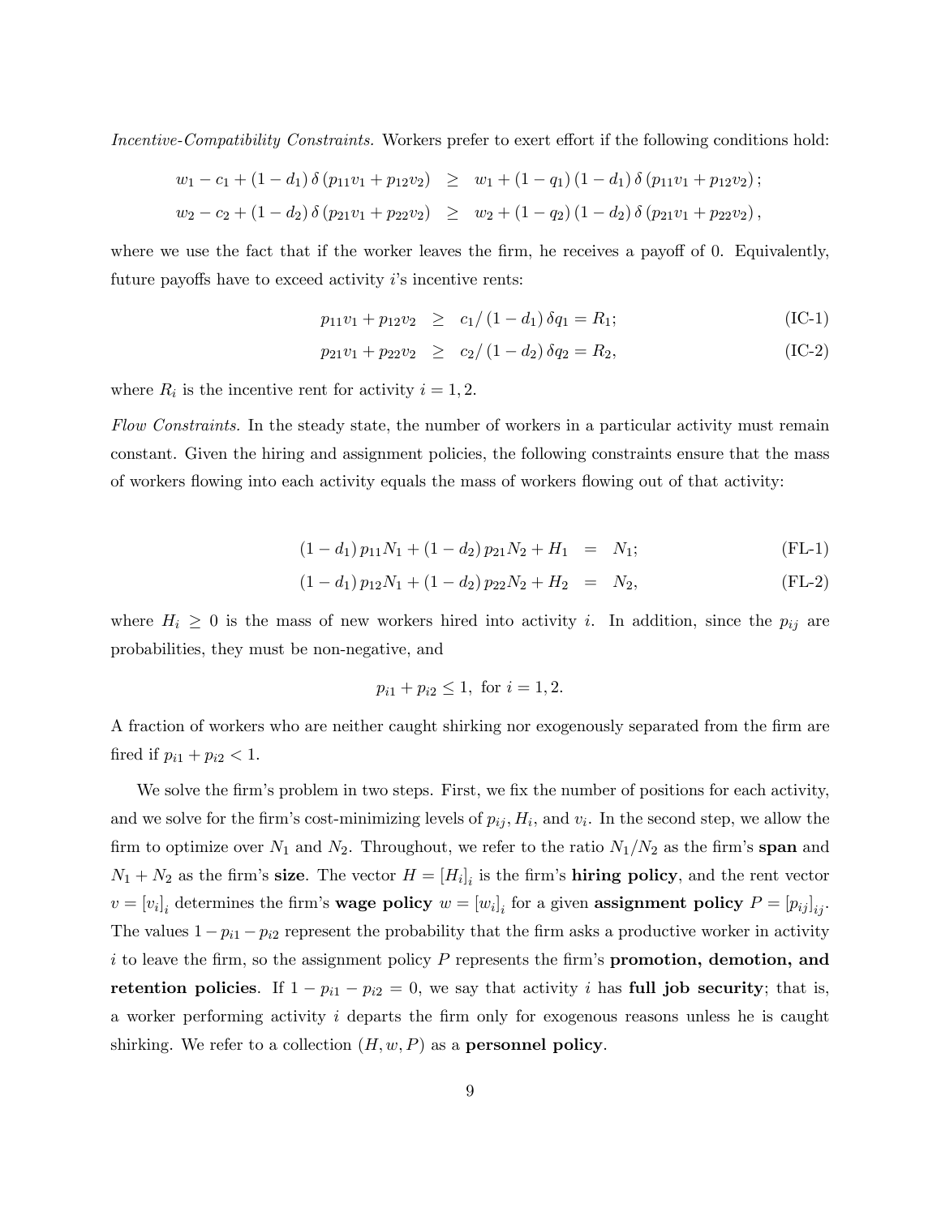*Incentive-Compatibility Constraints.* Workers prefer to exert effort if the following conditions hold:

$$
\begin{aligned}
w_1 - c_1 + (1-d_1)\,\delta\,(p_{11}v_1 + p_{12}v_2) &\geq w_1 + (1-q_1)(1-d_1)\,\delta\,(p_{11}v_1 + p_{12}v_2)\,; \\
w_2 - c_2 + (1-d_2)\,\delta\,(p_{21}v_1 + p_{22}v_2) &\geq w_2 + (1-q_2)(1-d_2)\,\delta\,(p_{21}v_1 + p_{22}v_2)\,,
\end{aligned}
$$

where we use the fact that if the worker leaves the firm, he receives a payoff of 0. Equivalently, future payoffs have to exceed activity $i$'s incentive rents:

$$
\begin{aligned}
p_{11}v_1 + p_{12}v_2 &\geq c_1/(1-d_1)\,\delta q_1 = R_1; && \text{(IC-1)} \\
p_{21}v_1 + p_{22}v_2 &\geq c_2/(1-d_2)\,\delta q_2 = R_2, && \text{(IC-2)}
\end{aligned}
$$

where $R_i$ is the incentive rent for activity $i = 1, 2$.

*Flow Constraints.* In the steady state, the number of workers in a particular activity must remain constant. Given the hiring and assignment policies, the following constraints ensure that the mass of workers flowing into each activity equals the mass of workers flowing out of that activity:

$$
\begin{aligned}
(1-d_1)\,p_{11}N_1 + (1-d_2)\,p_{21}N_2 + H_1 &= N_1; && \text{(FL-1)} \\
(1-d_1)\,p_{12}N_1 + (1-d_2)\,p_{22}N_2 + H_2 &= N_2, && \text{(FL-2)}
\end{aligned}
$$

where $H_i \geq 0$ is the mass of new workers hired into activity $i$. In addition, since the $p_{ij}$ are probabilities, they must be non-negative, and

$$
p_{i1} + p_{i2} \leq 1, \text{ for } i = 1, 2.
$$

A fraction of workers who are neither caught shirking nor exogenously separated from the firm are fired if $p_{i1} + p_{i2} < 1$.

We solve the firm's problem in two steps. First, we fix the number of positions for each activity, and we solve for the firm's cost-minimizing levels of $p_{ij}$, $H_i$, and $v_i$. In the second step, we allow the firm to optimize over $N_1$ and $N_2$. Throughout, we refer to the ratio $N_1/N_2$ as the firm's **span** and $N_1 + N_2$ as the firm's **size**. The vector $H = [H_i]_i$ is the firm's **hiring policy**, and the rent vector $v = [v_i]_i$ determines the firm's **wage policy** $w = [w_i]_i$ for a given **assignment policy** $P = [p_{ij}]_{ij}$. The values $1 - p_{i1} - p_{i2}$ represent the probability that the firm asks a productive worker in activity $i$ to leave the firm, so the assignment policy $P$ represents the firm's **promotion, demotion, and retention policies**. If $1 - p_{i1} - p_{i2} = 0$, we say that activity $i$ has **full job security**; that is, a worker performing activity $i$ departs the firm only for exogenous reasons unless he is caught shirking. We refer to a collection $(H, w, P)$ as a **personnel policy**.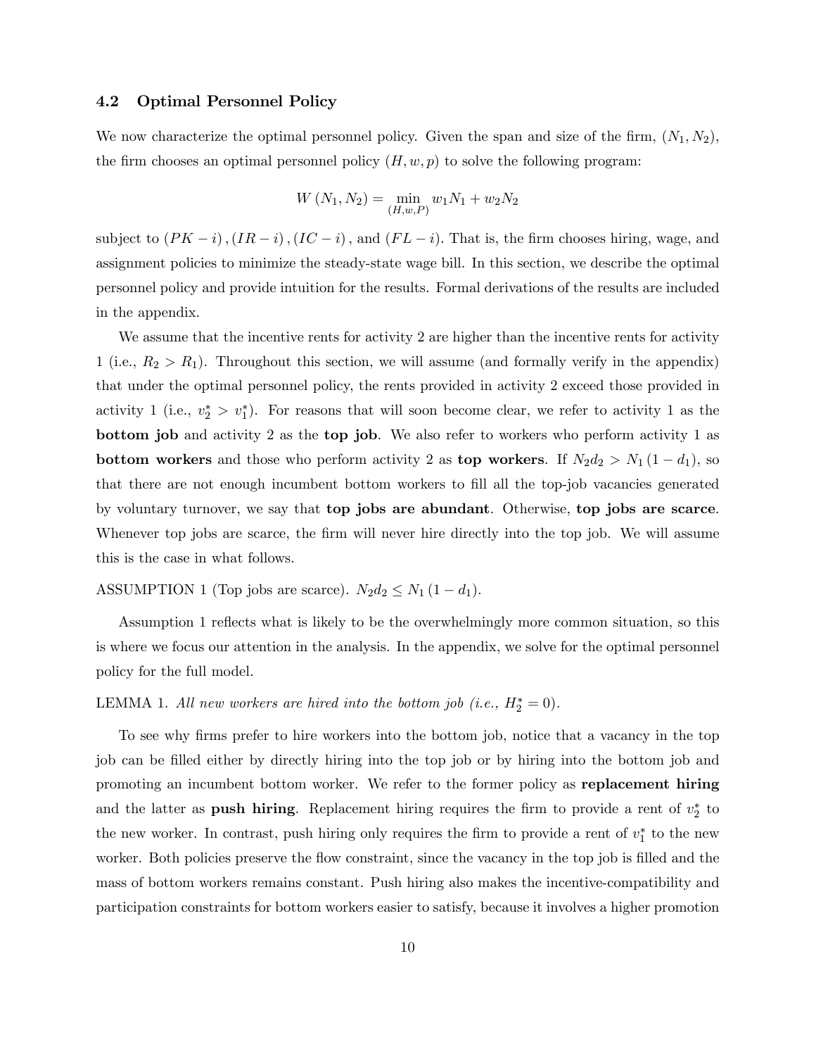### 4.2 Optimal Personnel Policy

We now characterize the optimal personnel policy. Given the span and size of the firm, $(N_1, N_2)$, the firm chooses an optimal personnel policy $(H, w, p)$ to solve the following program:

$$W(N_1, N_2) = \min_{(H,w,P)} w_1 N_1 + w_2 N_2$$

subject to $(PK-i)$, $(IR-i)$, $(IC-i)$, and $(FL-i)$. That is, the firm chooses hiring, wage, and assignment policies to minimize the steady-state wage bill. In this section, we describe the optimal personnel policy and provide intuition for the results. Formal derivations of the results are included in the appendix.

We assume that the incentive rents for activity 2 are higher than the incentive rents for activity 1 (i.e., $R_2 > R_1$). Throughout this section, we will assume (and formally verify in the appendix) that under the optimal personnel policy, the rents provided in activity 2 exceed those provided in activity 1 (i.e., $v_2^* > v_1^*$). For reasons that will soon become clear, we refer to activity 1 as the **bottom job** and activity 2 as the **top job**. We also refer to workers who perform activity 1 as **bottom workers** and those who perform activity 2 as **top workers**. If $N_2 d_2 > N_1(1 - d_1)$, so that there are not enough incumbent bottom workers to fill all the top-job vacancies generated by voluntary turnover, we say that **top jobs are abundant**. Otherwise, **top jobs are scarce**. Whenever top jobs are scarce, the firm will never hire directly into the top job. We will assume this is the case in what follows.

ASSUMPTION 1 (Top jobs are scarce). $N_2 d_2 \leq N_1(1 - d_1)$.

Assumption 1 reflects what is likely to be the overwhelmingly more common situation, so this is where we focus our attention in the analysis. In the appendix, we solve for the optimal personnel policy for the full model.

LEMMA 1. *All new workers are hired into the bottom job (i.e., $H_2^* = 0$).*

To see why firms prefer to hire workers into the bottom job, notice that a vacancy in the top job can be filled either by directly hiring into the top job or by hiring into the bottom job and promoting an incumbent bottom worker. We refer to the former policy as **replacement hiring** and the latter as **push hiring**. Replacement hiring requires the firm to provide a rent of $v_2^*$ to the new worker. In contrast, push hiring only requires the firm to provide a rent of $v_1^*$ to the new worker. Both policies preserve the flow constraint, since the vacancy in the top job is filled and the mass of bottom workers remains constant. Push hiring also makes the incentive-compatibility and participation constraints for bottom workers easier to satisfy, because it involves a higher promotion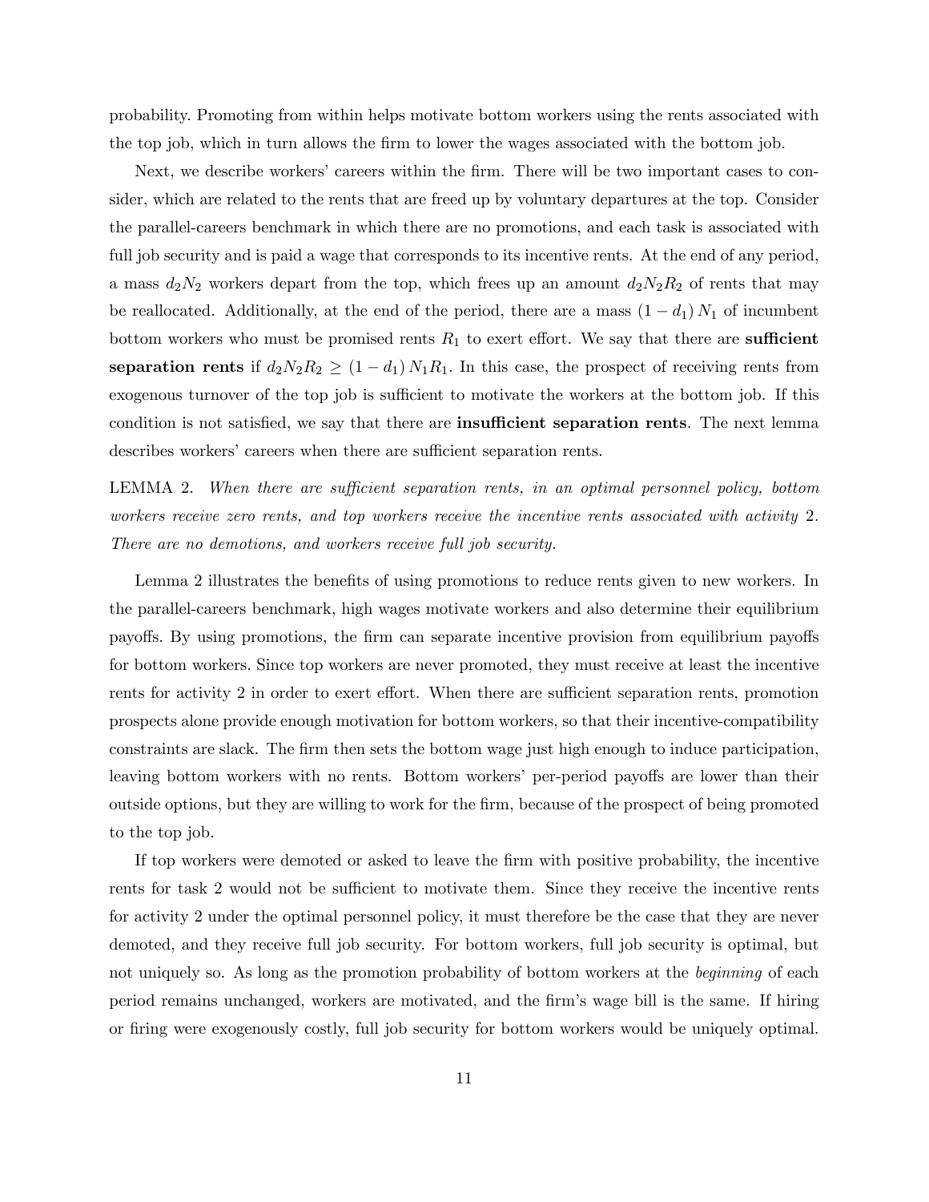probability. Promoting from within helps motivate bottom workers using the rents associated with the top job, which in turn allows the firm to lower the wages associated with the bottom job.

Next, we describe workers' careers within the firm. There will be two important cases to consider, which are related to the rents that are freed up by voluntary departures at the top. Consider the parallel-careers benchmark in which there are no promotions, and each task is associated with full job security and is paid a wage that corresponds to its incentive rents. At the end of any period, a mass $d_2N_2$ workers depart from the top, which frees up an amount $d_2N_2R_2$ of rents that may be reallocated. Additionally, at the end of the period, there are a mass $(1-d_1)N_1$ of incumbent bottom workers who must be promised rents $R_1$ to exert effort. We say that there are **sufficient separation rents** if $d_2N_2R_2 \geq (1-d_1)N_1R_1$. In this case, the prospect of receiving rents from exogenous turnover of the top job is sufficient to motivate the workers at the bottom job. If this condition is not satisfied, we say that there are **insufficient separation rents**. The next lemma describes workers' careers when there are sufficient separation rents.

LEMMA 2. *When there are sufficient separation rents, in an optimal personnel policy, bottom workers receive zero rents, and top workers receive the incentive rents associated with activity* 2*. There are no demotions, and workers receive full job security.*

Lemma 2 illustrates the benefits of using promotions to reduce rents given to new workers. In the parallel-careers benchmark, high wages motivate workers and also determine their equilibrium payoffs. By using promotions, the firm can separate incentive provision from equilibrium payoffs for bottom workers. Since top workers are never promoted, they must receive at least the incentive rents for activity 2 in order to exert effort. When there are sufficient separation rents, promotion prospects alone provide enough motivation for bottom workers, so that their incentive-compatibility constraints are slack. The firm then sets the bottom wage just high enough to induce participation, leaving bottom workers with no rents. Bottom workers' per-period payoffs are lower than their outside options, but they are willing to work for the firm, because of the prospect of being promoted to the top job.

If top workers were demoted or asked to leave the firm with positive probability, the incentive rents for task 2 would not be sufficient to motivate them. Since they receive the incentive rents for activity 2 under the optimal personnel policy, it must therefore be the case that they are never demoted, and they receive full job security. For bottom workers, full job security is optimal, but not uniquely so. As long as the promotion probability of bottom workers at the *beginning* of each period remains unchanged, workers are motivated, and the firm's wage bill is the same. If hiring or firing were exogenously costly, full job security for bottom workers would be uniquely optimal.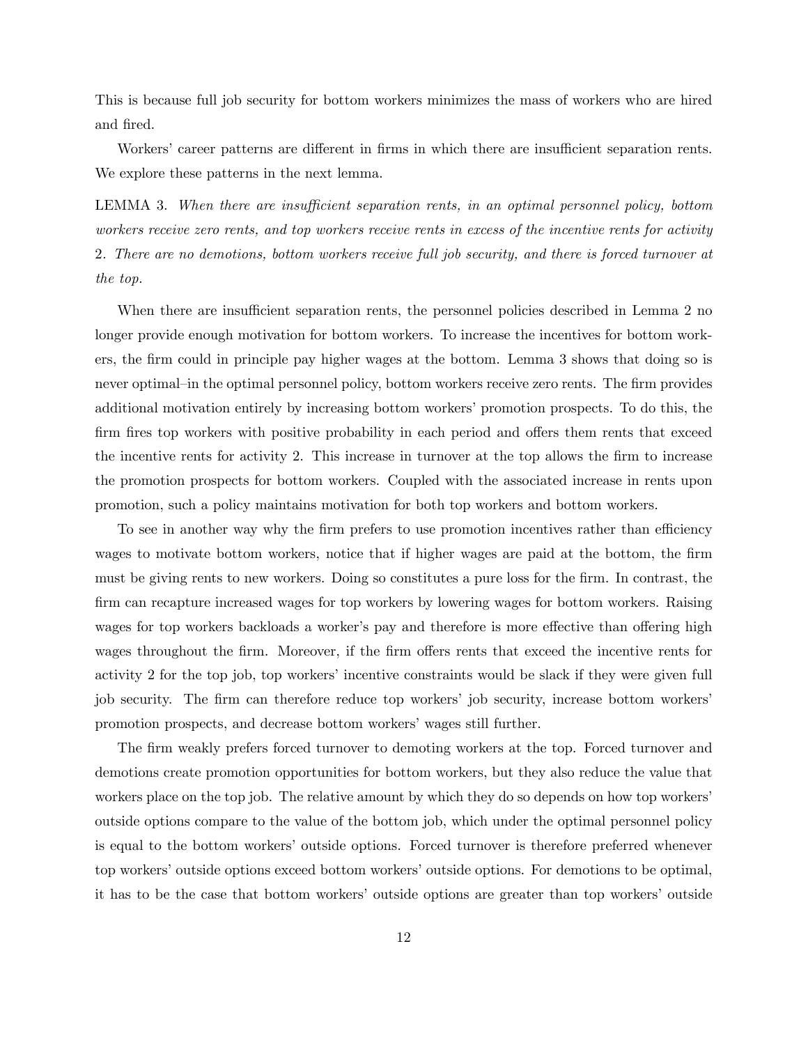This is because full job security for bottom workers minimizes the mass of workers who are hired and fired.

Workers' career patterns are different in firms in which there are insufficient separation rents. We explore these patterns in the next lemma.

LEMMA 3. *When there are insufficient separation rents, in an optimal personnel policy, bottom workers receive zero rents, and top workers receive rents in excess of the incentive rents for activity* 2*. There are no demotions, bottom workers receive full job security, and there is forced turnover at the top.*

When there are insufficient separation rents, the personnel policies described in Lemma 2 no longer provide enough motivation for bottom workers. To increase the incentives for bottom workers, the firm could in principle pay higher wages at the bottom. Lemma 3 shows that doing so is never optimal–in the optimal personnel policy, bottom workers receive zero rents. The firm provides additional motivation entirely by increasing bottom workers' promotion prospects. To do this, the firm fires top workers with positive probability in each period and offers them rents that exceed the incentive rents for activity 2. This increase in turnover at the top allows the firm to increase the promotion prospects for bottom workers. Coupled with the associated increase in rents upon promotion, such a policy maintains motivation for both top workers and bottom workers.

To see in another way why the firm prefers to use promotion incentives rather than efficiency wages to motivate bottom workers, notice that if higher wages are paid at the bottom, the firm must be giving rents to new workers. Doing so constitutes a pure loss for the firm. In contrast, the firm can recapture increased wages for top workers by lowering wages for bottom workers. Raising wages for top workers backloads a worker's pay and therefore is more effective than offering high wages throughout the firm. Moreover, if the firm offers rents that exceed the incentive rents for activity 2 for the top job, top workers' incentive constraints would be slack if they were given full job security. The firm can therefore reduce top workers' job security, increase bottom workers' promotion prospects, and decrease bottom workers' wages still further.

The firm weakly prefers forced turnover to demoting workers at the top. Forced turnover and demotions create promotion opportunities for bottom workers, but they also reduce the value that workers place on the top job. The relative amount by which they do so depends on how top workers' outside options compare to the value of the bottom job, which under the optimal personnel policy is equal to the bottom workers' outside options. Forced turnover is therefore preferred whenever top workers' outside options exceed bottom workers' outside options. For demotions to be optimal, it has to be the case that bottom workers' outside options are greater than top workers' outside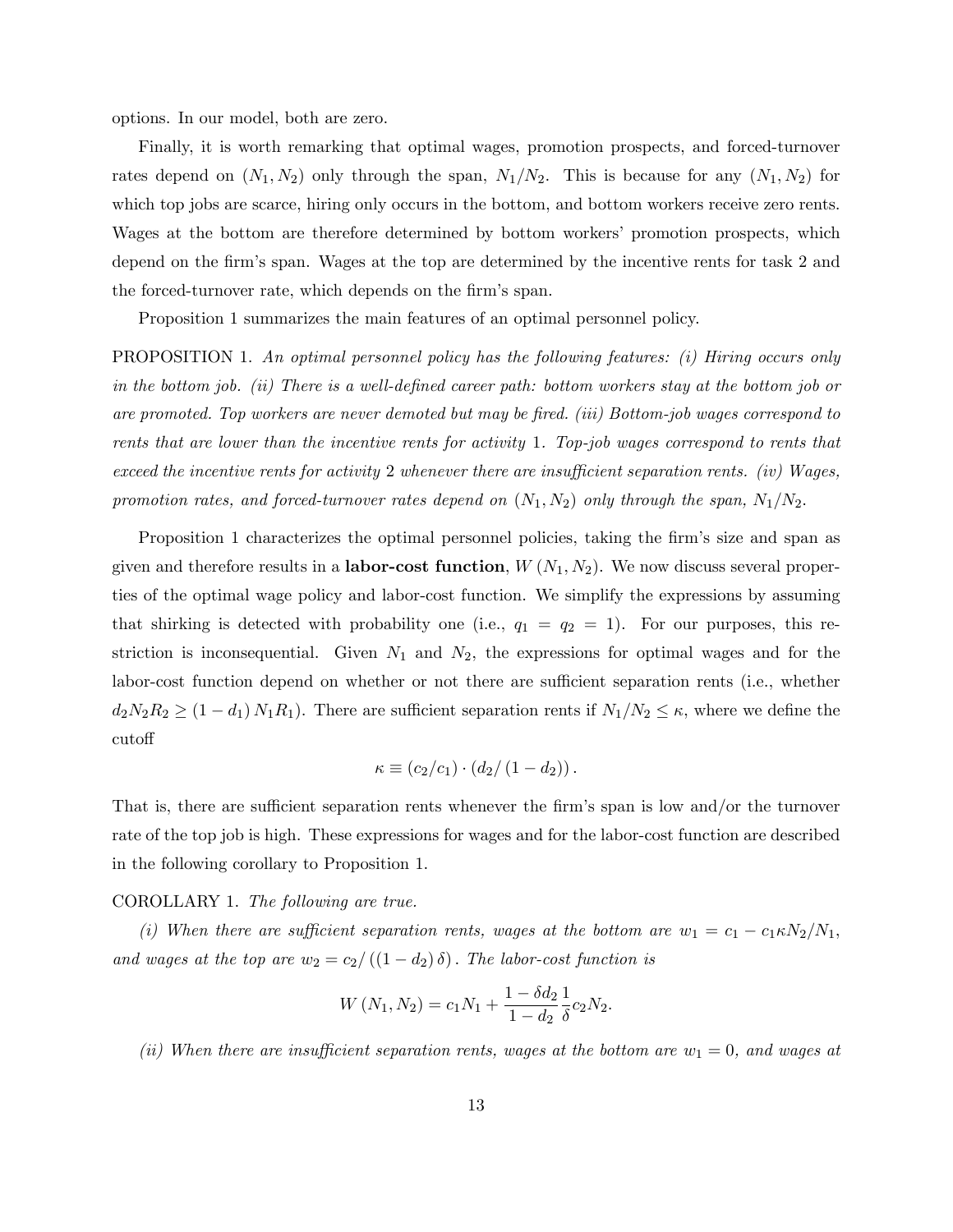options. In our model, both are zero.

Finally, it is worth remarking that optimal wages, promotion prospects, and forced-turnover rates depend on $(N_1, N_2)$ only through the span, $N_1/N_2$. This is because for any $(N_1, N_2)$ for which top jobs are scarce, hiring only occurs in the bottom, and bottom workers receive zero rents. Wages at the bottom are therefore determined by bottom workers' promotion prospects, which depend on the firm's span. Wages at the top are determined by the incentive rents for task 2 and the forced-turnover rate, which depends on the firm's span.

Proposition 1 summarizes the main features of an optimal personnel policy.

PROPOSITION 1. *An optimal personnel policy has the following features: (i) Hiring occurs only in the bottom job. (ii) There is a well-defined career path: bottom workers stay at the bottom job or are promoted. Top workers are never demoted but may be fired. (iii) Bottom-job wages correspond to rents that are lower than the incentive rents for activity 1. Top-job wages correspond to rents that exceed the incentive rents for activity 2 whenever there are insufficient separation rents. (iv) Wages, promotion rates, and forced-turnover rates depend on $(N_1, N_2)$ only through the span, $N_1/N_2$.*

Proposition 1 characterizes the optimal personnel policies, taking the firm's size and span as given and therefore results in a **labor-cost function**, $W(N_1, N_2)$. We now discuss several properties of the optimal wage policy and labor-cost function. We simplify the expressions by assuming that shirking is detected with probability one (i.e., $q_1 = q_2 = 1$). For our purposes, this restriction is inconsequential. Given $N_1$ and $N_2$, the expressions for optimal wages and for the labor-cost function depend on whether or not there are sufficient separation rents (i.e., whether $d_2 N_2 R_2 \geq (1 - d_1) N_1 R_1$). There are sufficient separation rents if $N_1/N_2 \leq \kappa$, where we define the cutoff

$$\kappa \equiv (c_2/c_1) \cdot (d_2/(1 - d_2)).$$

That is, there are sufficient separation rents whenever the firm's span is low and/or the turnover rate of the top job is high. These expressions for wages and for the labor-cost function are described in the following corollary to Proposition 1.

COROLLARY 1. *The following are true.*

*(i) When there are sufficient separation rents, wages at the bottom are $w_1 = c_1 - c_1 \kappa N_2/N_1$, and wages at the top are $w_2 = c_2/((1 - d_2)\delta)$. The labor-cost function is*

$$W(N_1, N_2) = c_1 N_1 + \frac{1 - \delta d_2}{1 - d_2} \frac{1}{\delta} c_2 N_2.$$

*(ii) When there are insufficient separation rents, wages at the bottom are $w_1 = 0$, and wages at*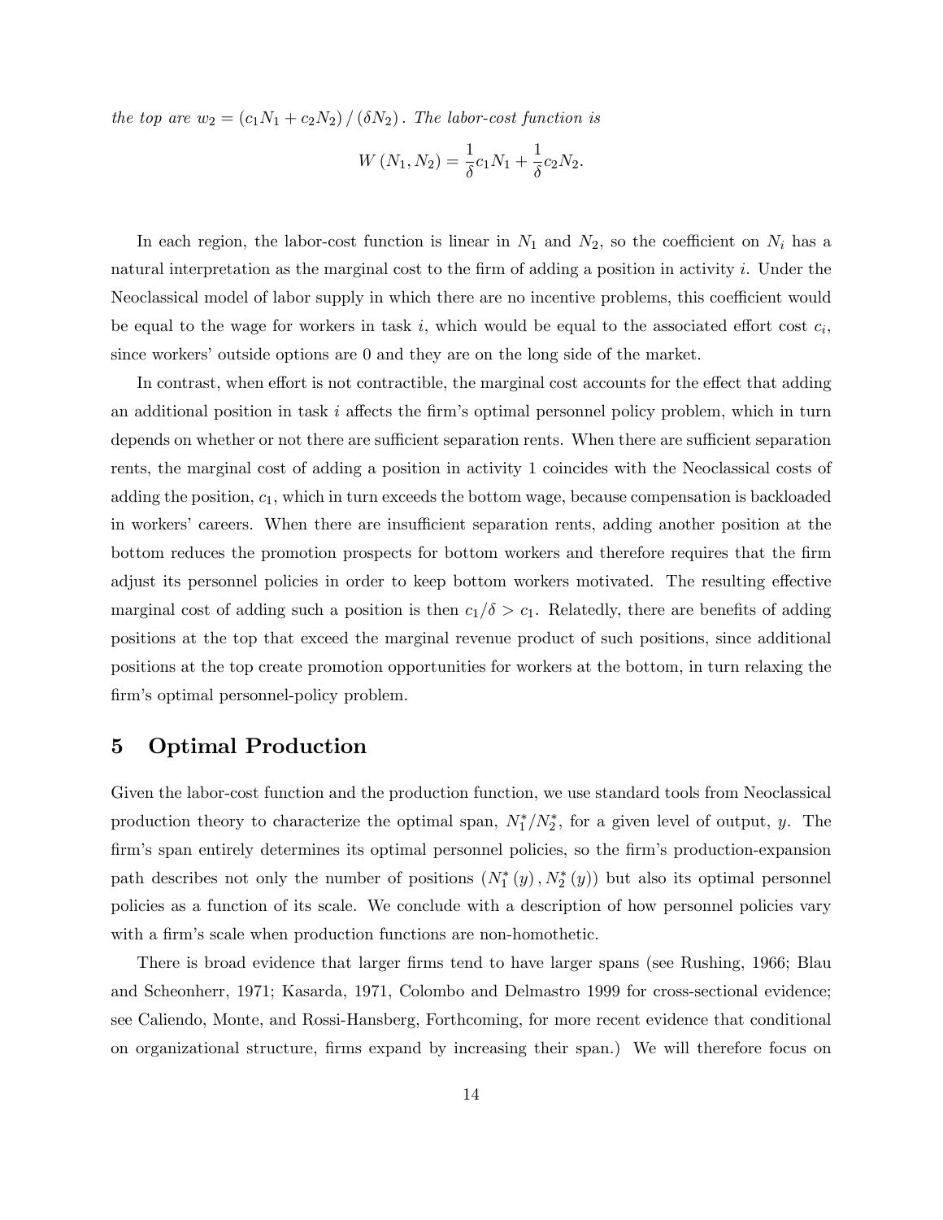*the top are* $w_2 = (c_1 N_1 + c_2 N_2)/(\delta N_2)$. *The labor-cost function is*

$$W(N_1, N_2) = \frac{1}{\delta} c_1 N_1 + \frac{1}{\delta} c_2 N_2.$$

In each region, the labor-cost function is linear in $N_1$ and $N_2$, so the coefficient on $N_i$ has a natural interpretation as the marginal cost to the firm of adding a position in activity $i$. Under the Neoclassical model of labor supply in which there are no incentive problems, this coefficient would be equal to the wage for workers in task $i$, which would be equal to the associated effort cost $c_i$, since workers' outside options are 0 and they are on the long side of the market.

In contrast, when effort is not contractible, the marginal cost accounts for the effect that adding an additional position in task $i$ affects the firm's optimal personnel policy problem, which in turn depends on whether or not there are sufficient separation rents. When there are sufficient separation rents, the marginal cost of adding a position in activity 1 coincides with the Neoclassical costs of adding the position, $c_1$, which in turn exceeds the bottom wage, because compensation is backloaded in workers' careers. When there are insufficient separation rents, adding another position at the bottom reduces the promotion prospects for bottom workers and therefore requires that the firm adjust its personnel policies in order to keep bottom workers motivated. The resulting effective marginal cost of adding such a position is then $c_1/\delta > c_1$. Relatedly, there are benefits of adding positions at the top that exceed the marginal revenue product of such positions, since additional positions at the top create promotion opportunities for workers at the bottom, in turn relaxing the firm's optimal personnel-policy problem.

# 5 Optimal Production

Given the labor-cost function and the production function, we use standard tools from Neoclassical production theory to characterize the optimal span, $N_1^*/N_2^*$, for a given level of output, $y$. The firm's span entirely determines its optimal personnel policies, so the firm's production-expansion path describes not only the number of positions $(N_1^*(y), N_2^*(y))$ but also its optimal personnel policies as a function of its scale. We conclude with a description of how personnel policies vary with a firm's scale when production functions are non-homothetic.

There is broad evidence that larger firms tend to have larger spans (see Rushing, 1966; Blau and Scheonherr, 1971; Kasarda, 1971, Colombo and Delmastro 1999 for cross-sectional evidence; see Caliendo, Monte, and Rossi-Hansberg, Forthcoming, for more recent evidence that conditional on organizational structure, firms expand by increasing their span.) We will therefore focus on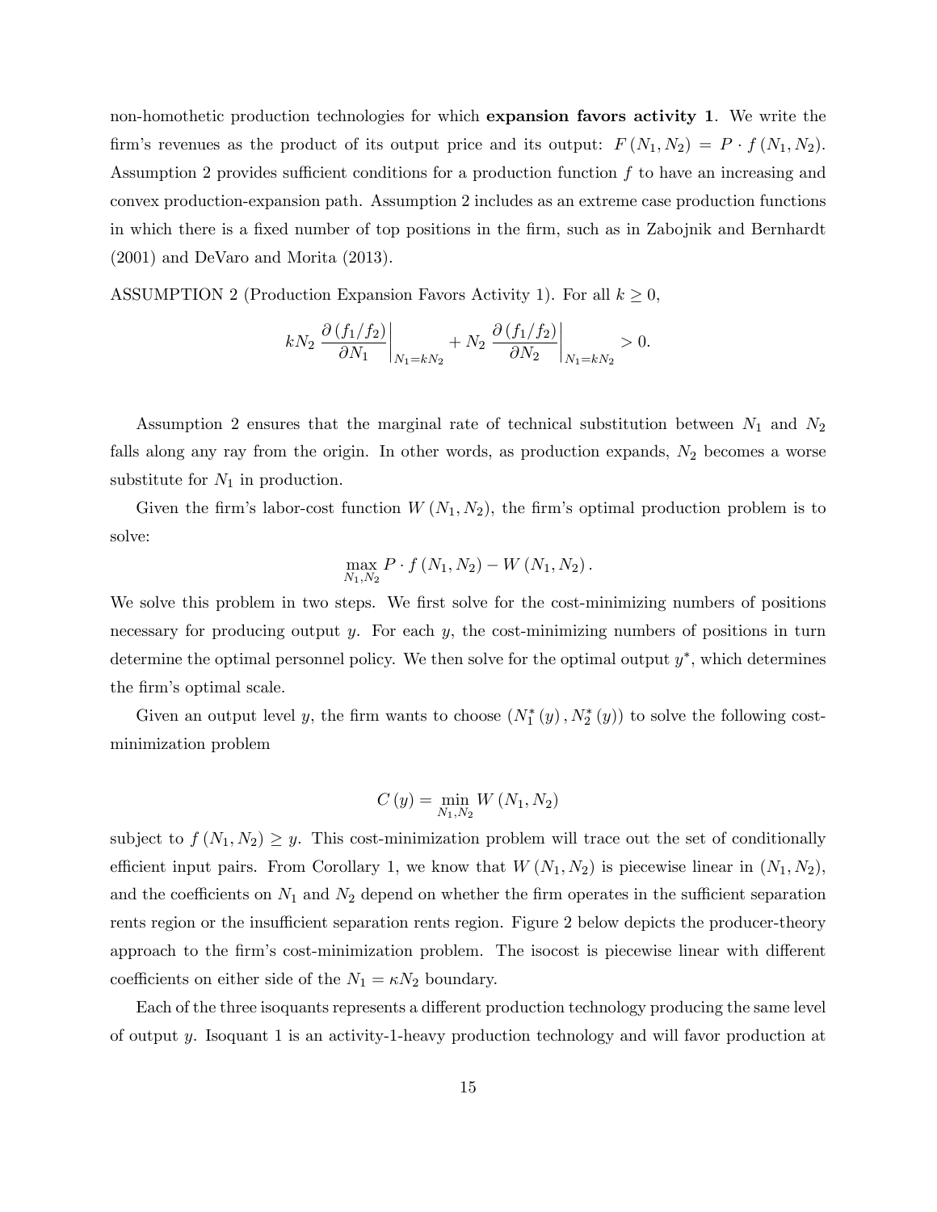non-homothetic production technologies for which **expansion favors activity 1**. We write the firm's revenues as the product of its output price and its output: $F(N_1, N_2) = P \cdot f(N_1, N_2)$. Assumption 2 provides sufficient conditions for a production function $f$ to have an increasing and convex production-expansion path. Assumption 2 includes as an extreme case production functions in which there is a fixed number of top positions in the firm, such as in Zabojnik and Bernhardt (2001) and DeVaro and Morita (2013).

ASSUMPTION 2 (Production Expansion Favors Activity 1). For all $k \geq 0$,

$$kN_2 \left. \frac{\partial (f_1/f_2)}{\partial N_1} \right|_{N_1 = kN_2} + N_2 \left. \frac{\partial (f_1/f_2)}{\partial N_2} \right|_{N_1 = kN_2} > 0.$$

Assumption 2 ensures that the marginal rate of technical substitution between $N_1$ and $N_2$ falls along any ray from the origin. In other words, as production expands, $N_2$ becomes a worse substitute for $N_1$ in production.

Given the firm's labor-cost function $W(N_1, N_2)$, the firm's optimal production problem is to solve:

$$\max_{N_1, N_2} P \cdot f(N_1, N_2) - W(N_1, N_2).$$

We solve this problem in two steps. We first solve for the cost-minimizing numbers of positions necessary for producing output $y$. For each $y$, the cost-minimizing numbers of positions in turn determine the optimal personnel policy. We then solve for the optimal output $y^*$, which determines the firm's optimal scale.

Given an output level $y$, the firm wants to choose $(N_1^*(y), N_2^*(y))$ to solve the following cost-minimization problem

$$C(y) = \min_{N_1, N_2} W(N_1, N_2)$$

subject to $f(N_1, N_2) \geq y$. This cost-minimization problem will trace out the set of conditionally efficient input pairs. From Corollary 1, we know that $W(N_1, N_2)$ is piecewise linear in $(N_1, N_2)$, and the coefficients on $N_1$ and $N_2$ depend on whether the firm operates in the sufficient separation rents region or the insufficient separation rents region. Figure 2 below depicts the producer-theory approach to the firm's cost-minimization problem. The isocost is piecewise linear with different coefficients on either side of the $N_1 = \kappa N_2$ boundary.

Each of the three isoquants represents a different production technology producing the same level of output $y$. Isoquant 1 is an activity-1-heavy production technology and will favor production at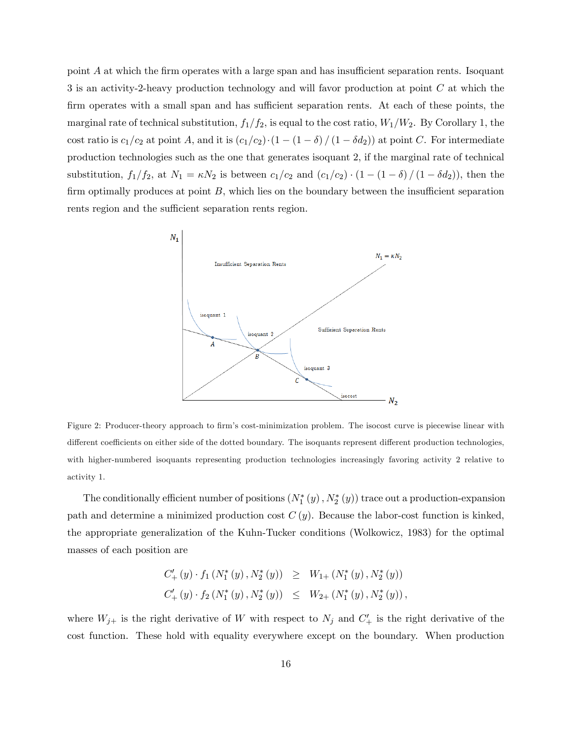point $A$ at which the firm operates with a large span and has insufficient separation rents. Isoquant 3 is an activity-2-heavy production technology and will favor production at point $C$ at which the firm operates with a small span and has sufficient separation rents. At each of these points, the marginal rate of technical substitution, $f_1/f_2$, is equal to the cost ratio, $W_1/W_2$. By Corollary 1, the cost ratio is $c_1/c_2$ at point $A$, and it is $(c_1/c_2) \cdot (1 - (1-\delta)/(1-\delta d_2))$ at point $C$. For intermediate production technologies such as the one that generates isoquant 2, if the marginal rate of technical substitution, $f_1/f_2$, at $N_1 = \kappa N_2$ is between $c_1/c_2$ and $(c_1/c_2) \cdot (1 - (1-\delta)/(1-\delta d_2))$, then the firm optimally produces at point $B$, which lies on the boundary between the insufficient separation rents region and the sufficient separation rents region.

Figure 2: Producer-theory approach to firm's cost-minimization problem. The isocost curve is piecewise linear with different coefficients on either side of the dotted boundary. The isoquants represent different production technologies, with higher-numbered isoquants representing production technologies increasingly favoring activity 2 relative to activity 1.

The conditionally efficient number of positions $(N_1^*(y), N_2^*(y))$ trace out a production-expansion path and determine a minimized production cost $C(y)$. Because the labor-cost function is kinked, the appropriate generalization of the Kuhn-Tucker conditions (Wolkowicz, 1983) for the optimal masses of each position are

$$
\begin{aligned}
C'_+(y) \cdot f_1(N_1^*(y), N_2^*(y)) &\geq W_{1+}(N_1^*(y), N_2^*(y)) \\
C'_+(y) \cdot f_2(N_1^*(y), N_2^*(y)) &\leq W_{2+}(N_1^*(y), N_2^*(y)),
\end{aligned}
$$

where $W_{j+}$ is the right derivative of $W$ with respect to $N_j$ and $C'_+$ is the right derivative of the cost function. These hold with equality everywhere except on the boundary. When production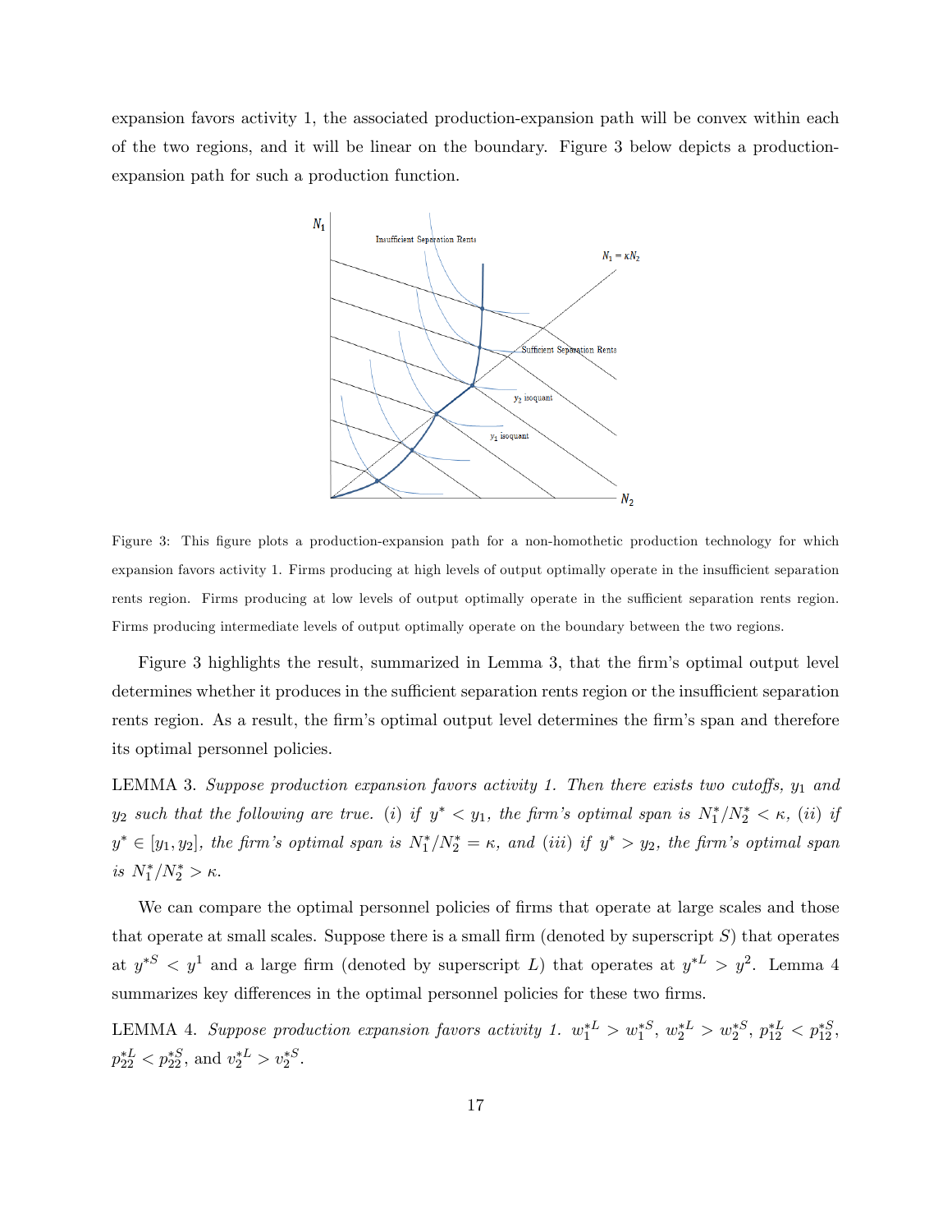expansion favors activity 1, the associated production-expansion path will be convex within each of the two regions, and it will be linear on the boundary. Figure 3 below depicts a production-expansion path for such a production function.

Figure 3: This figure plots a production-expansion path for a non-homothetic production technology for which expansion favors activity 1. Firms producing at high levels of output optimally operate in the insufficient separation rents region. Firms producing at low levels of output optimally operate in the sufficient separation rents region. Firms producing intermediate levels of output optimally operate on the boundary between the two regions.

Figure 3 highlights the result, summarized in Lemma 3, that the firm's optimal output level determines whether it produces in the sufficient separation rents region or the insufficient separation rents region. As a result, the firm's optimal output level determines the firm's span and therefore its optimal personnel policies.

LEMMA 3. *Suppose production expansion favors activity 1. Then there exists two cutoffs, $y_1$ and $y_2$ such that the following are true. (i) if $y^* < y_1$, the firm's optimal span is $N_1^*/N_2^* < \kappa$, (ii) if $y^* \in [y_1, y_2]$, the firm's optimal span is $N_1^*/N_2^* = \kappa$, and (iii) if $y^* > y_2$, the firm's optimal span is $N_1^*/N_2^* > \kappa$.*

We can compare the optimal personnel policies of firms that operate at large scales and those that operate at small scales. Suppose there is a small firm (denoted by superscript $S$) that operates at $y^{*S} < y^1$ and a large firm (denoted by superscript $L$) that operates at $y^{*L} > y^2$. Lemma 4 summarizes key differences in the optimal personnel policies for these two firms.

LEMMA 4. *Suppose production expansion favors activity 1. $w_1^{*L} > w_1^{*S}$, $w_2^{*L} > w_2^{*S}$, $p_{12}^{*L} < p_{12}^{*S}$, $p_{22}^{*L} < p_{22}^{*S}$,* and *$v_2^{*L} > v_2^{*S}$.*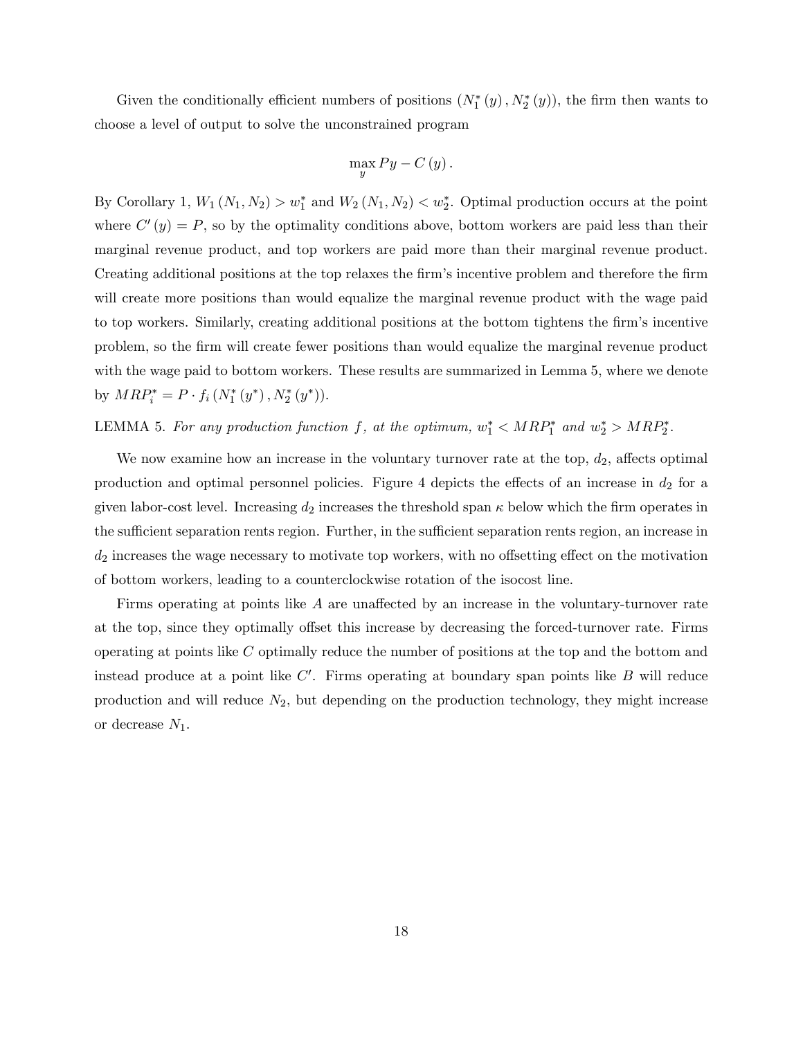Given the conditionally efficient numbers of positions $(N_1^*(y), N_2^*(y))$, the firm then wants to choose a level of output to solve the unconstrained program

$$\max_y Py - C(y).$$

By Corollary 1, $W_1(N_1, N_2) > w_1^*$ and $W_2(N_1, N_2) < w_2^*$. Optimal production occurs at the point where $C'(y) = P$, so by the optimality conditions above, bottom workers are paid less than their marginal revenue product, and top workers are paid more than their marginal revenue product. Creating additional positions at the top relaxes the firm's incentive problem and therefore the firm will create more positions than would equalize the marginal revenue product with the wage paid to top workers. Similarly, creating additional positions at the bottom tightens the firm's incentive problem, so the firm will create fewer positions than would equalize the marginal revenue product with the wage paid to bottom workers. These results are summarized in Lemma 5, where we denote by $MRP_i^* = P \cdot f_i(N_1^*(y^*), N_2^*(y^*))$.

LEMMA 5. *For any production function $f$, at the optimum, $w_1^* < MRP_1^*$ and $w_2^* > MRP_2^*$.*

We now examine how an increase in the voluntary turnover rate at the top, $d_2$, affects optimal production and optimal personnel policies. Figure 4 depicts the effects of an increase in $d_2$ for a given labor-cost level. Increasing $d_2$ increases the threshold span $\kappa$ below which the firm operates in the sufficient separation rents region. Further, in the sufficient separation rents region, an increase in $d_2$ increases the wage necessary to motivate top workers, with no offsetting effect on the motivation of bottom workers, leading to a counterclockwise rotation of the isocost line.

Firms operating at points like $A$ are unaffected by an increase in the voluntary-turnover rate at the top, since they optimally offset this increase by decreasing the forced-turnover rate. Firms operating at points like $C$ optimally reduce the number of positions at the top and the bottom and instead produce at a point like $C'$. Firms operating at boundary span points like $B$ will reduce production and will reduce $N_2$, but depending on the production technology, they might increase or decrease $N_1$.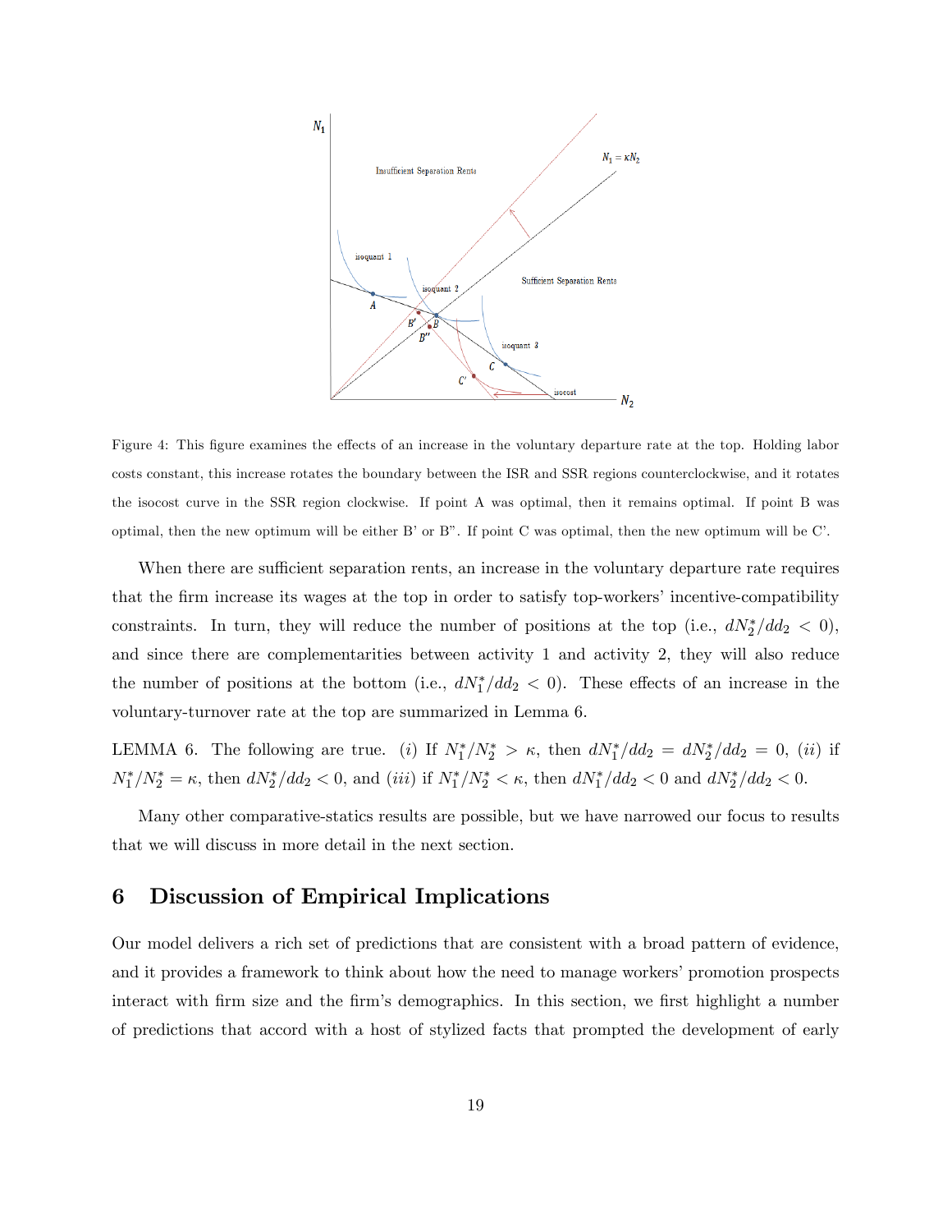Figure 4: This figure examines the effects of an increase in the voluntary departure rate at the top. Holding labor costs constant, this increase rotates the boundary between the ISR and SSR regions counterclockwise, and it rotates the isocost curve in the SSR region clockwise. If point A was optimal, then it remains optimal. If point B was optimal, then the new optimum will be either B' or B". If point C was optimal, then the new optimum will be C'.

When there are sufficient separation rents, an increase in the voluntary departure rate requires that the firm increase its wages at the top in order to satisfy top-workers' incentive-compatibility constraints. In turn, they will reduce the number of positions at the top (i.e., $dN_2^*/dd_2 < 0$), and since there are complementarities between activity 1 and activity 2, they will also reduce the number of positions at the bottom (i.e., $dN_1^*/dd_2 < 0$). These effects of an increase in the voluntary-turnover rate at the top are summarized in Lemma 6.

LEMMA 6. The following are true. (*i*) If $N_1^*/N_2^* > \kappa$, then $dN_1^*/dd_2 = dN_2^*/dd_2 = 0$, (*ii*) if $N_1^*/N_2^* = \kappa$, then $dN_2^*/dd_2 < 0$, and (*iii*) if $N_1^*/N_2^* < \kappa$, then $dN_1^*/dd_2 < 0$ and $dN_2^*/dd_2 < 0$.

Many other comparative-statics results are possible, but we have narrowed our focus to results that we will discuss in more detail in the next section.

# 6 Discussion of Empirical Implications

Our model delivers a rich set of predictions that are consistent with a broad pattern of evidence, and it provides a framework to think about how the need to manage workers' promotion prospects interact with firm size and the firm's demographics. In this section, we first highlight a number of predictions that accord with a host of stylized facts that prompted the development of early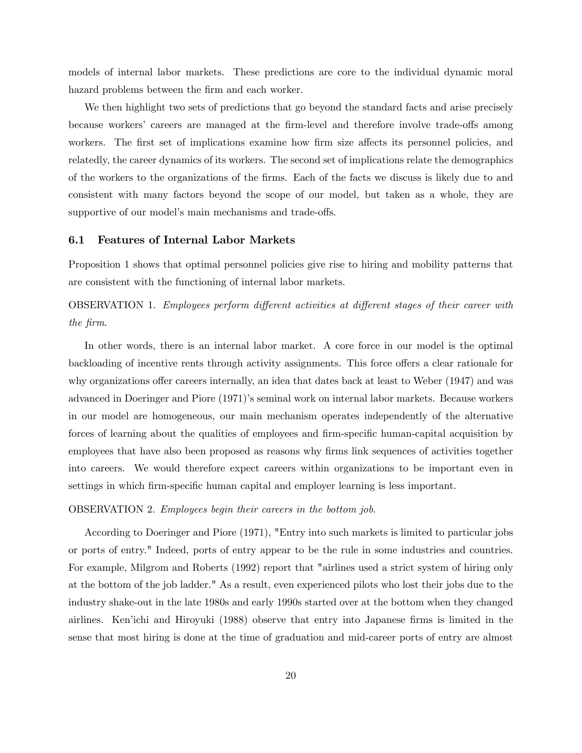models of internal labor markets. These predictions are core to the individual dynamic moral hazard problems between the firm and each worker.

We then highlight two sets of predictions that go beyond the standard facts and arise precisely because workers' careers are managed at the firm-level and therefore involve trade-offs among workers. The first set of implications examine how firm size affects its personnel policies, and relatedly, the career dynamics of its workers. The second set of implications relate the demographics of the workers to the organizations of the firms. Each of the facts we discuss is likely due to and consistent with many factors beyond the scope of our model, but taken as a whole, they are supportive of our model's main mechanisms and trade-offs.

### 6.1 Features of Internal Labor Markets

Proposition 1 shows that optimal personnel policies give rise to hiring and mobility patterns that are consistent with the functioning of internal labor markets.

OBSERVATION 1. *Employees perform different activities at different stages of their career with the firm.*

In other words, there is an internal labor market. A core force in our model is the optimal backloading of incentive rents through activity assignments. This force offers a clear rationale for why organizations offer careers internally, an idea that dates back at least to Weber (1947) and was advanced in Doeringer and Piore (1971)'s seminal work on internal labor markets. Because workers in our model are homogeneous, our main mechanism operates independently of the alternative forces of learning about the qualities of employees and firm-specific human-capital acquisition by employees that have also been proposed as reasons why firms link sequences of activities together into careers. We would therefore expect careers within organizations to be important even in settings in which firm-specific human capital and employer learning is less important.

OBSERVATION 2. *Employees begin their careers in the bottom job.*

According to Doeringer and Piore (1971), "Entry into such markets is limited to particular jobs or ports of entry." Indeed, ports of entry appear to be the rule in some industries and countries. For example, Milgrom and Roberts (1992) report that "airlines used a strict system of hiring only at the bottom of the job ladder." As a result, even experienced pilots who lost their jobs due to the industry shake-out in the late 1980s and early 1990s started over at the bottom when they changed airlines. Ken'ichi and Hiroyuki (1988) observe that entry into Japanese firms is limited in the sense that most hiring is done at the time of graduation and mid-career ports of entry are almost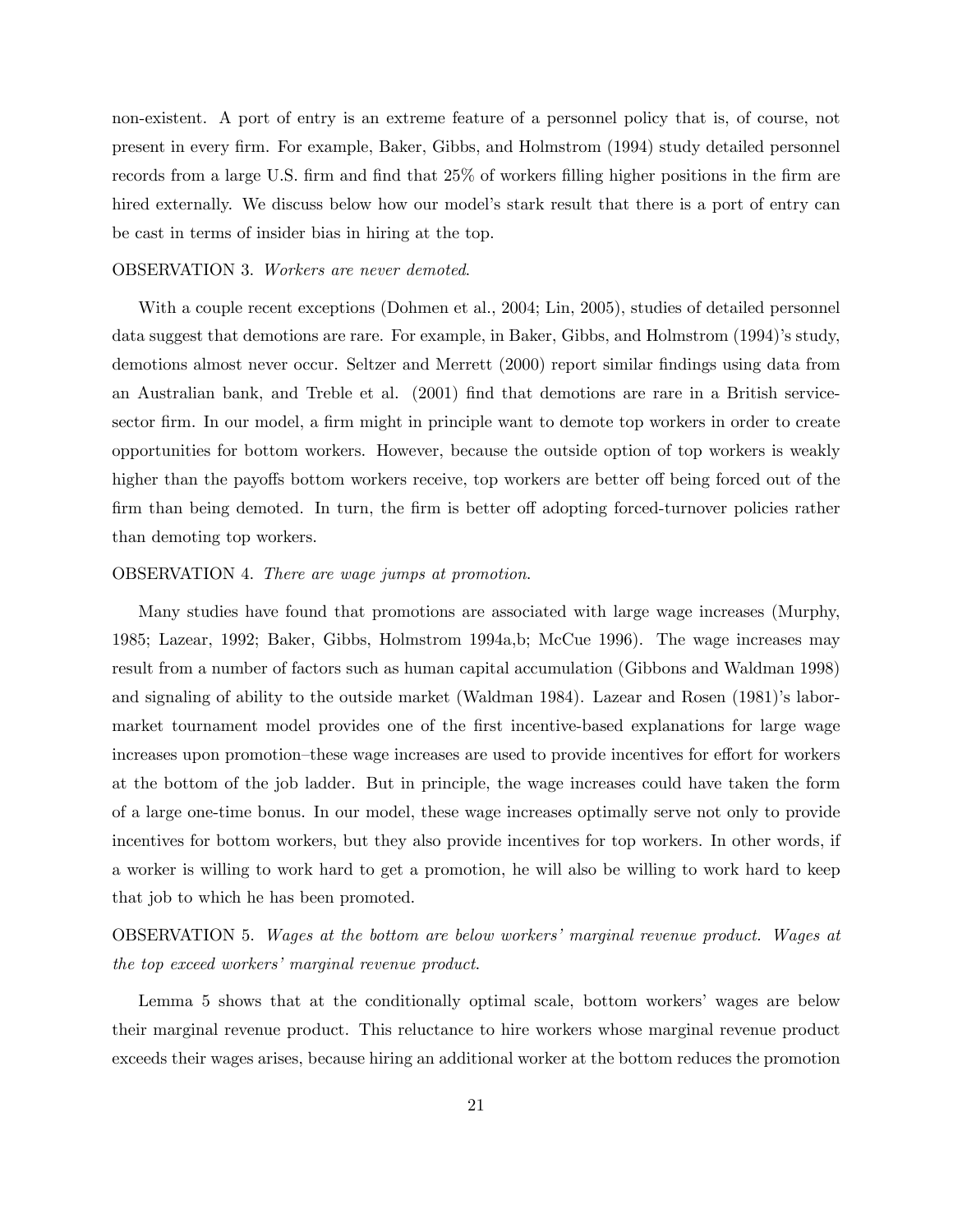non-existent. A port of entry is an extreme feature of a personnel policy that is, of course, not present in every firm. For example, Baker, Gibbs, and Holmstrom (1994) study detailed personnel records from a large U.S. firm and find that 25% of workers filling higher positions in the firm are hired externally. We discuss below how our model's stark result that there is a port of entry can be cast in terms of insider bias in hiring at the top.

OBSERVATION 3. *Workers are never demoted.*

With a couple recent exceptions (Dohmen et al., 2004; Lin, 2005), studies of detailed personnel data suggest that demotions are rare. For example, in Baker, Gibbs, and Holmstrom (1994)'s study, demotions almost never occur. Seltzer and Merrett (2000) report similar findings using data from an Australian bank, and Treble et al. (2001) find that demotions are rare in a British service-sector firm. In our model, a firm might in principle want to demote top workers in order to create opportunities for bottom workers. However, because the outside option of top workers is weakly higher than the payoffs bottom workers receive, top workers are better off being forced out of the firm than being demoted. In turn, the firm is better off adopting forced-turnover policies rather than demoting top workers.

OBSERVATION 4. *There are wage jumps at promotion.*

Many studies have found that promotions are associated with large wage increases (Murphy, 1985; Lazear, 1992; Baker, Gibbs, Holmstrom 1994a,b; McCue 1996). The wage increases may result from a number of factors such as human capital accumulation (Gibbons and Waldman 1998) and signaling of ability to the outside market (Waldman 1984). Lazear and Rosen (1981)'s labor-market tournament model provides one of the first incentive-based explanations for large wage increases upon promotion–these wage increases are used to provide incentives for effort for workers at the bottom of the job ladder. But in principle, the wage increases could have taken the form of a large one-time bonus. In our model, these wage increases optimally serve not only to provide incentives for bottom workers, but they also provide incentives for top workers. In other words, if a worker is willing to work hard to get a promotion, he will also be willing to work hard to keep that job to which he has been promoted.

OBSERVATION 5. *Wages at the bottom are below workers' marginal revenue product. Wages at the top exceed workers' marginal revenue product.*

Lemma 5 shows that at the conditionally optimal scale, bottom workers' wages are below their marginal revenue product. This reluctance to hire workers whose marginal revenue product exceeds their wages arises, because hiring an additional worker at the bottom reduces the promotion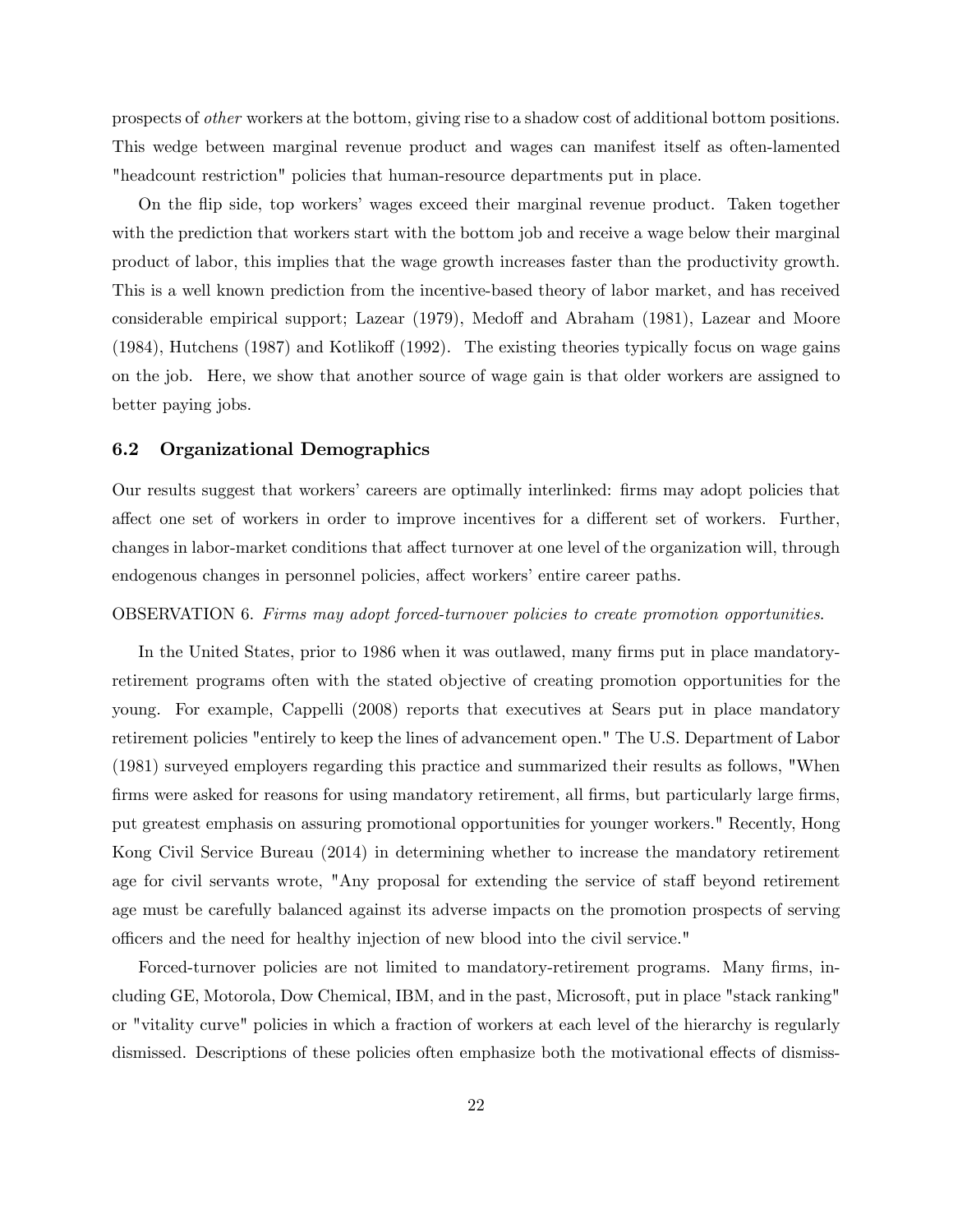prospects of *other* workers at the bottom, giving rise to a shadow cost of additional bottom positions. This wedge between marginal revenue product and wages can manifest itself as often-lamented "headcount restriction" policies that human-resource departments put in place.

On the flip side, top workers' wages exceed their marginal revenue product. Taken together with the prediction that workers start with the bottom job and receive a wage below their marginal product of labor, this implies that the wage growth increases faster than the productivity growth. This is a well known prediction from the incentive-based theory of labor market, and has received considerable empirical support; Lazear (1979), Medoff and Abraham (1981), Lazear and Moore (1984), Hutchens (1987) and Kotlikoff (1992). The existing theories typically focus on wage gains on the job. Here, we show that another source of wage gain is that older workers are assigned to better paying jobs.

### 6.2 Organizational Demographics

Our results suggest that workers' careers are optimally interlinked: firms may adopt policies that affect one set of workers in order to improve incentives for a different set of workers. Further, changes in labor-market conditions that affect turnover at one level of the organization will, through endogenous changes in personnel policies, affect workers' entire career paths.

OBSERVATION 6. *Firms may adopt forced-turnover policies to create promotion opportunities.*

In the United States, prior to 1986 when it was outlawed, many firms put in place mandatory-retirement programs often with the stated objective of creating promotion opportunities for the young. For example, Cappelli (2008) reports that executives at Sears put in place mandatory retirement policies "entirely to keep the lines of advancement open." The U.S. Department of Labor (1981) surveyed employers regarding this practice and summarized their results as follows, "When firms were asked for reasons for using mandatory retirement, all firms, but particularly large firms, put greatest emphasis on assuring promotional opportunities for younger workers." Recently, Hong Kong Civil Service Bureau (2014) in determining whether to increase the mandatory retirement age for civil servants wrote, "Any proposal for extending the service of staff beyond retirement age must be carefully balanced against its adverse impacts on the promotion prospects of serving officers and the need for healthy injection of new blood into the civil service."

Forced-turnover policies are not limited to mandatory-retirement programs. Many firms, including GE, Motorola, Dow Chemical, IBM, and in the past, Microsoft, put in place "stack ranking" or "vitality curve" policies in which a fraction of workers at each level of the hierarchy is regularly dismissed. Descriptions of these policies often emphasize both the motivational effects of dismiss-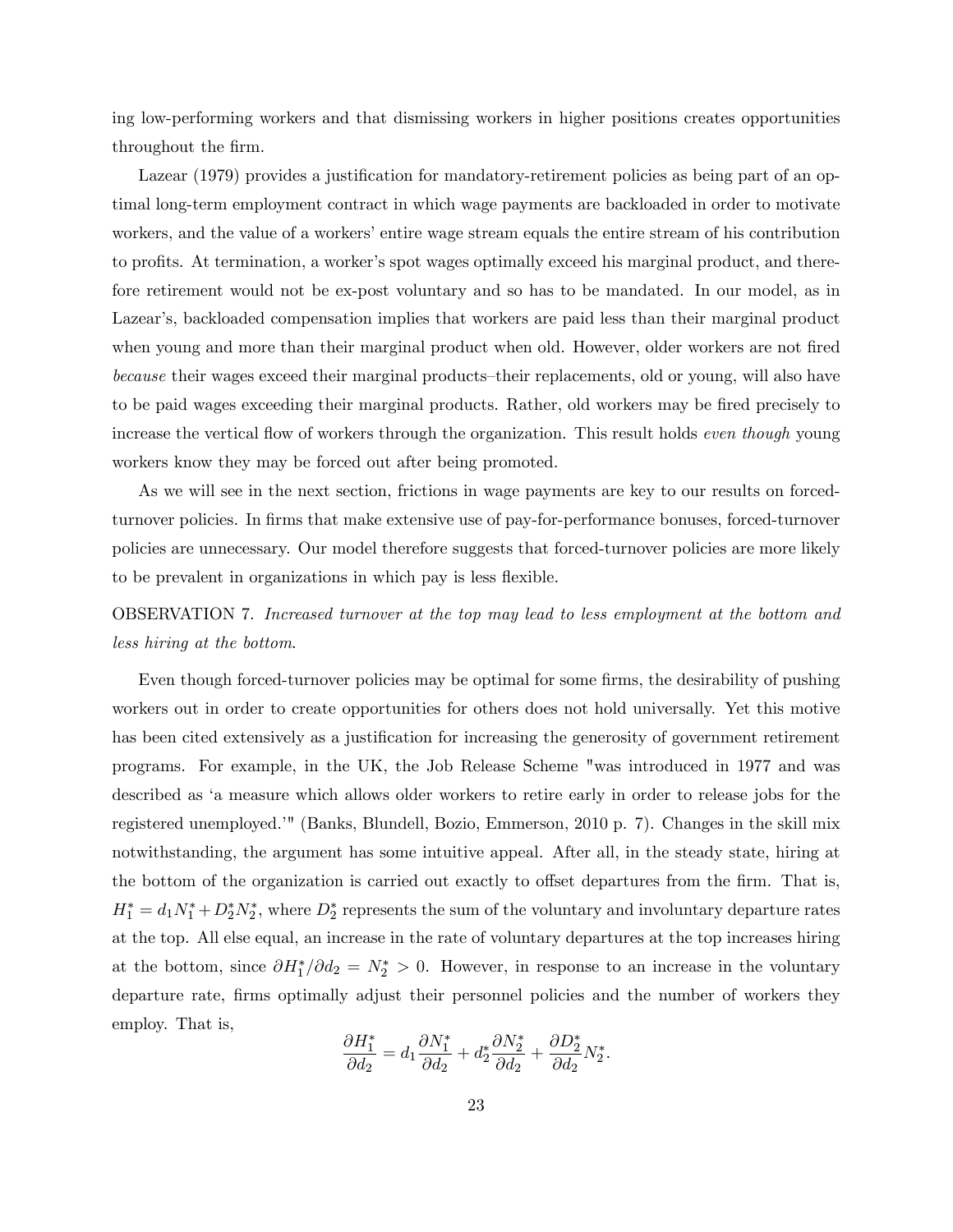ing low-performing workers and that dismissing workers in higher positions creates opportunities throughout the firm.

Lazear (1979) provides a justification for mandatory-retirement policies as being part of an optimal long-term employment contract in which wage payments are backloaded in order to motivate workers, and the value of a workers' entire wage stream equals the entire stream of his contribution to profits. At termination, a worker's spot wages optimally exceed his marginal product, and therefore retirement would not be ex-post voluntary and so has to be mandated. In our model, as in Lazear's, backloaded compensation implies that workers are paid less than their marginal product when young and more than their marginal product when old. However, older workers are not fired *because* their wages exceed their marginal products–their replacements, old or young, will also have to be paid wages exceeding their marginal products. Rather, old workers may be fired precisely to increase the vertical flow of workers through the organization. This result holds *even though* young workers know they may be forced out after being promoted.

As we will see in the next section, frictions in wage payments are key to our results on forced-turnover policies. In firms that make extensive use of pay-for-performance bonuses, forced-turnover policies are unnecessary. Our model therefore suggests that forced-turnover policies are more likely to be prevalent in organizations in which pay is less flexible.

OBSERVATION 7. *Increased turnover at the top may lead to less employment at the bottom and less hiring at the bottom.*

Even though forced-turnover policies may be optimal for some firms, the desirability of pushing workers out in order to create opportunities for others does not hold universally. Yet this motive has been cited extensively as a justification for increasing the generosity of government retirement programs. For example, in the UK, the Job Release Scheme "was introduced in 1977 and was described as 'a measure which allows older workers to retire early in order to release jobs for the registered unemployed.'" (Banks, Blundell, Bozio, Emmerson, 2010 p. 7). Changes in the skill mix notwithstanding, the argument has some intuitive appeal. After all, in the steady state, hiring at the bottom of the organization is carried out exactly to offset departures from the firm. That is, $H_1^* = d_1 N_1^* + D_2^* N_2^*$, where $D_2^*$ represents the sum of the voluntary and involuntary departure rates at the top. All else equal, an increase in the rate of voluntary departures at the top increases hiring at the bottom, since $\partial H_1^* / \partial d_2 = N_2^* > 0$. However, in response to an increase in the voluntary departure rate, firms optimally adjust their personnel policies and the number of workers they employ. That is,

$$\frac{\partial H_1^*}{\partial d_2} = d_1 \frac{\partial N_1^*}{\partial d_2} + d_2^* \frac{\partial N_2^*}{\partial d_2} + \frac{\partial D_2^*}{\partial d_2} N_2^*.$$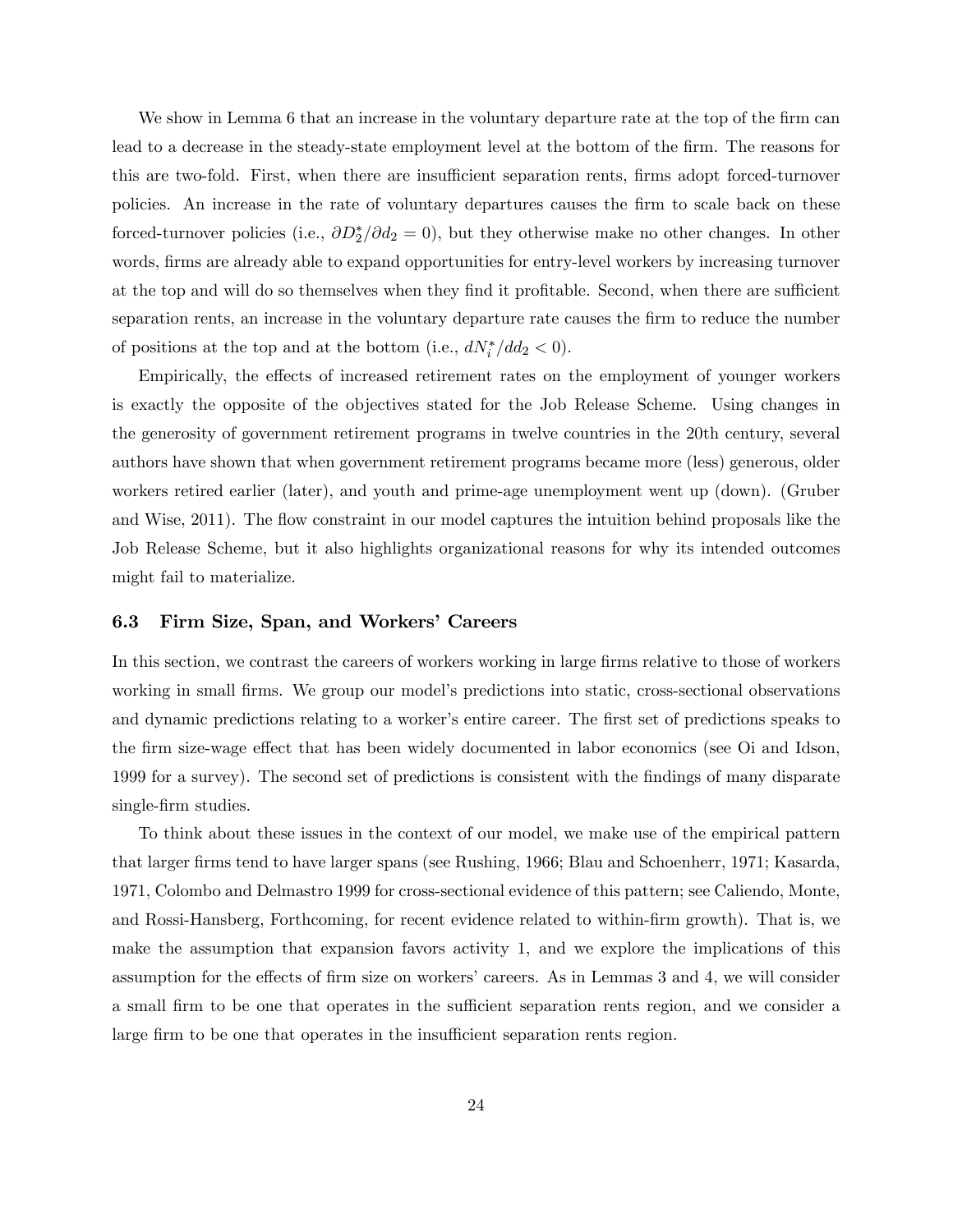We show in Lemma 6 that an increase in the voluntary departure rate at the top of the firm can lead to a decrease in the steady-state employment level at the bottom of the firm. The reasons for this are two-fold. First, when there are insufficient separation rents, firms adopt forced-turnover policies. An increase in the rate of voluntary departures causes the firm to scale back on these forced-turnover policies (i.e., $\partial D_2^*/\partial d_2 = 0$), but they otherwise make no other changes. In other words, firms are already able to expand opportunities for entry-level workers by increasing turnover at the top and will do so themselves when they find it profitable. Second, when there are sufficient separation rents, an increase in the voluntary departure rate causes the firm to reduce the number of positions at the top and at the bottom (i.e., $dN_i^*/dd_2 < 0$).

Empirically, the effects of increased retirement rates on the employment of younger workers is exactly the opposite of the objectives stated for the Job Release Scheme. Using changes in the generosity of government retirement programs in twelve countries in the 20th century, several authors have shown that when government retirement programs became more (less) generous, older workers retired earlier (later), and youth and prime-age unemployment went up (down). (Gruber and Wise, 2011). The flow constraint in our model captures the intuition behind proposals like the Job Release Scheme, but it also highlights organizational reasons for why its intended outcomes might fail to materialize.

### 6.3 Firm Size, Span, and Workers' Careers

In this section, we contrast the careers of workers working in large firms relative to those of workers working in small firms. We group our model's predictions into static, cross-sectional observations and dynamic predictions relating to a worker's entire career. The first set of predictions speaks to the firm size-wage effect that has been widely documented in labor economics (see Oi and Idson, 1999 for a survey). The second set of predictions is consistent with the findings of many disparate single-firm studies.

To think about these issues in the context of our model, we make use of the empirical pattern that larger firms tend to have larger spans (see Rushing, 1966; Blau and Schoenherr, 1971; Kasarda, 1971, Colombo and Delmastro 1999 for cross-sectional evidence of this pattern; see Caliendo, Monte, and Rossi-Hansberg, Forthcoming, for recent evidence related to within-firm growth). That is, we make the assumption that expansion favors activity 1, and we explore the implications of this assumption for the effects of firm size on workers' careers. As in Lemmas 3 and 4, we will consider a small firm to be one that operates in the sufficient separation rents region, and we consider a large firm to be one that operates in the insufficient separation rents region.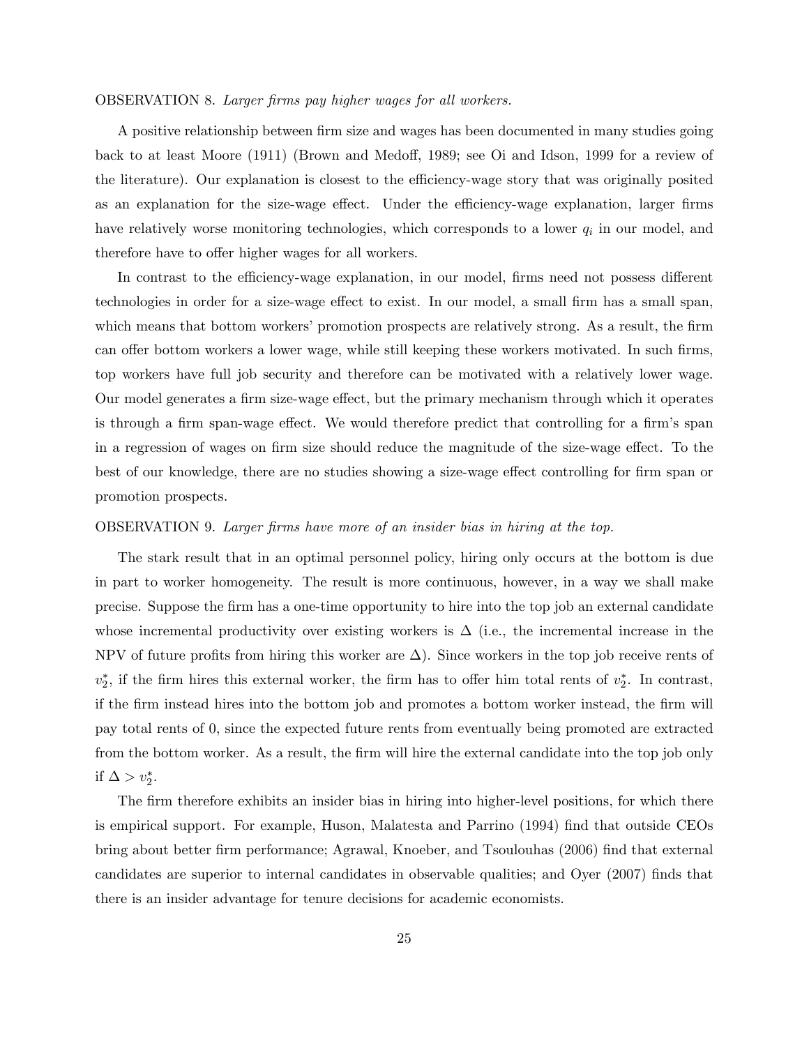OBSERVATION 8. *Larger firms pay higher wages for all workers.*

A positive relationship between firm size and wages has been documented in many studies going back to at least Moore (1911) (Brown and Medoff, 1989; see Oi and Idson, 1999 for a review of the literature). Our explanation is closest to the efficiency-wage story that was originally posited as an explanation for the size-wage effect. Under the efficiency-wage explanation, larger firms have relatively worse monitoring technologies, which corresponds to a lower $q_i$ in our model, and therefore have to offer higher wages for all workers.

In contrast to the efficiency-wage explanation, in our model, firms need not possess different technologies in order for a size-wage effect to exist. In our model, a small firm has a small span, which means that bottom workers' promotion prospects are relatively strong. As a result, the firm can offer bottom workers a lower wage, while still keeping these workers motivated. In such firms, top workers have full job security and therefore can be motivated with a relatively lower wage. Our model generates a firm size-wage effect, but the primary mechanism through which it operates is through a firm span-wage effect. We would therefore predict that controlling for a firm's span in a regression of wages on firm size should reduce the magnitude of the size-wage effect. To the best of our knowledge, there are no studies showing a size-wage effect controlling for firm span or promotion prospects.

OBSERVATION 9. *Larger firms have more of an insider bias in hiring at the top.*

The stark result that in an optimal personnel policy, hiring only occurs at the bottom is due in part to worker homogeneity. The result is more continuous, however, in a way we shall make precise. Suppose the firm has a one-time opportunity to hire into the top job an external candidate whose incremental productivity over existing workers is $\Delta$ (i.e., the incremental increase in the NPV of future profits from hiring this worker are $\Delta$). Since workers in the top job receive rents of $v_2^*$, if the firm hires this external worker, the firm has to offer him total rents of $v_2^*$. In contrast, if the firm instead hires into the bottom job and promotes a bottom worker instead, the firm will pay total rents of 0, since the expected future rents from eventually being promoted are extracted from the bottom worker. As a result, the firm will hire the external candidate into the top job only if $\Delta > v_2^*$.

The firm therefore exhibits an insider bias in hiring into higher-level positions, for which there is empirical support. For example, Huson, Malatesta and Parrino (1994) find that outside CEOs bring about better firm performance; Agrawal, Knoeber, and Tsoulouhas (2006) find that external candidates are superior to internal candidates in observable qualities; and Oyer (2007) finds that there is an insider advantage for tenure decisions for academic economists.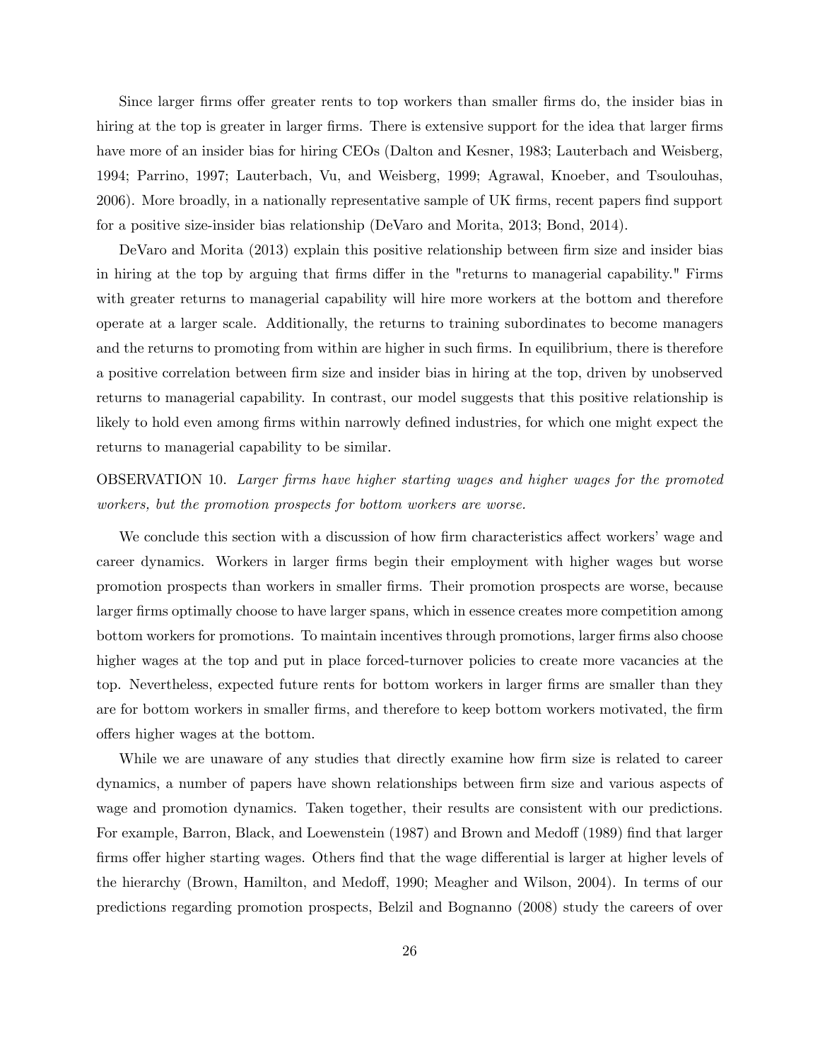Since larger firms offer greater rents to top workers than smaller firms do, the insider bias in hiring at the top is greater in larger firms. There is extensive support for the idea that larger firms have more of an insider bias for hiring CEOs (Dalton and Kesner, 1983; Lauterbach and Weisberg, 1994; Parrino, 1997; Lauterbach, Vu, and Weisberg, 1999; Agrawal, Knoeber, and Tsoulouhas, 2006). More broadly, in a nationally representative sample of UK firms, recent papers find support for a positive size-insider bias relationship (DeVaro and Morita, 2013; Bond, 2014).

DeVaro and Morita (2013) explain this positive relationship between firm size and insider bias in hiring at the top by arguing that firms differ in the "returns to managerial capability." Firms with greater returns to managerial capability will hire more workers at the bottom and therefore operate at a larger scale. Additionally, the returns to training subordinates to become managers and the returns to promoting from within are higher in such firms. In equilibrium, there is therefore a positive correlation between firm size and insider bias in hiring at the top, driven by unobserved returns to managerial capability. In contrast, our model suggests that this positive relationship is likely to hold even among firms within narrowly defined industries, for which one might expect the returns to managerial capability to be similar.

OBSERVATION 10. *Larger firms have higher starting wages and higher wages for the promoted workers, but the promotion prospects for bottom workers are worse.*

We conclude this section with a discussion of how firm characteristics affect workers' wage and career dynamics. Workers in larger firms begin their employment with higher wages but worse promotion prospects than workers in smaller firms. Their promotion prospects are worse, because larger firms optimally choose to have larger spans, which in essence creates more competition among bottom workers for promotions. To maintain incentives through promotions, larger firms also choose higher wages at the top and put in place forced-turnover policies to create more vacancies at the top. Nevertheless, expected future rents for bottom workers in larger firms are smaller than they are for bottom workers in smaller firms, and therefore to keep bottom workers motivated, the firm offers higher wages at the bottom.

While we are unaware of any studies that directly examine how firm size is related to career dynamics, a number of papers have shown relationships between firm size and various aspects of wage and promotion dynamics. Taken together, their results are consistent with our predictions. For example, Barron, Black, and Loewenstein (1987) and Brown and Medoff (1989) find that larger firms offer higher starting wages. Others find that the wage differential is larger at higher levels of the hierarchy (Brown, Hamilton, and Medoff, 1990; Meagher and Wilson, 2004). In terms of our predictions regarding promotion prospects, Belzil and Bognanno (2008) study the careers of over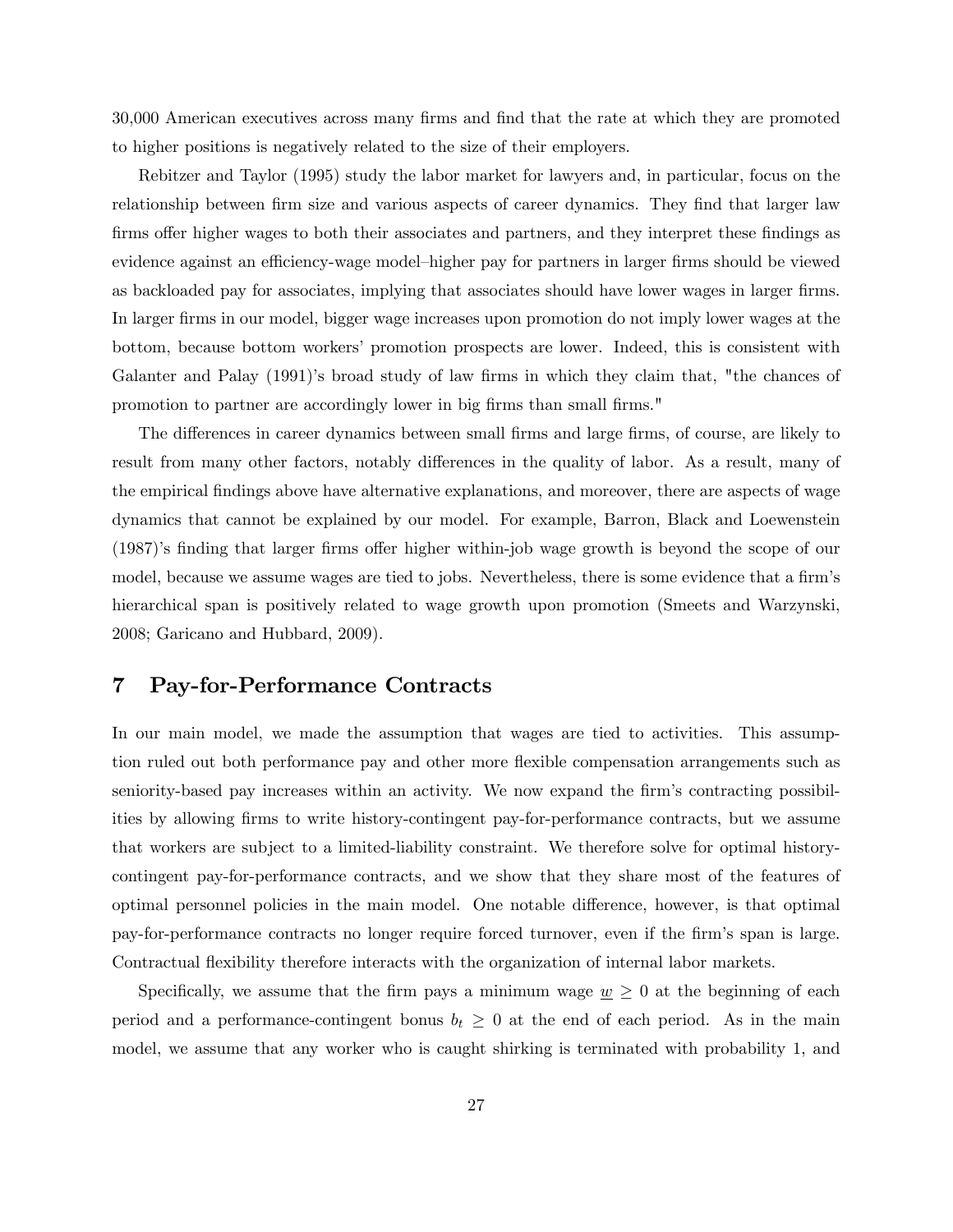30,000 American executives across many firms and find that the rate at which they are promoted to higher positions is negatively related to the size of their employers.

Rebitzer and Taylor (1995) study the labor market for lawyers and, in particular, focus on the relationship between firm size and various aspects of career dynamics. They find that larger law firms offer higher wages to both their associates and partners, and they interpret these findings as evidence against an efficiency-wage model–higher pay for partners in larger firms should be viewed as backloaded pay for associates, implying that associates should have lower wages in larger firms. In larger firms in our model, bigger wage increases upon promotion do not imply lower wages at the bottom, because bottom workers' promotion prospects are lower. Indeed, this is consistent with Galanter and Palay (1991)'s broad study of law firms in which they claim that, "the chances of promotion to partner are accordingly lower in big firms than small firms."

The differences in career dynamics between small firms and large firms, of course, are likely to result from many other factors, notably differences in the quality of labor. As a result, many of the empirical findings above have alternative explanations, and moreover, there are aspects of wage dynamics that cannot be explained by our model. For example, Barron, Black and Loewenstein (1987)'s finding that larger firms offer higher within-job wage growth is beyond the scope of our model, because we assume wages are tied to jobs. Nevertheless, there is some evidence that a firm's hierarchical span is positively related to wage growth upon promotion (Smeets and Warzynski, 2008; Garicano and Hubbard, 2009).

## 7 Pay-for-Performance Contracts

In our main model, we made the assumption that wages are tied to activities. This assumption ruled out both performance pay and other more flexible compensation arrangements such as seniority-based pay increases within an activity. We now expand the firm's contracting possibilities by allowing firms to write history-contingent pay-for-performance contracts, but we assume that workers are subject to a limited-liability constraint. We therefore solve for optimal history-contingent pay-for-performance contracts, and we show that they share most of the features of optimal personnel policies in the main model. One notable difference, however, is that optimal pay-for-performance contracts no longer require forced turnover, even if the firm's span is large. Contractual flexibility therefore interacts with the organization of internal labor markets.

Specifically, we assume that the firm pays a minimum wage $\underline{w} \geq 0$ at the beginning of each period and a performance-contingent bonus $b_t \geq 0$ at the end of each period. As in the main model, we assume that any worker who is caught shirking is terminated with probability 1, and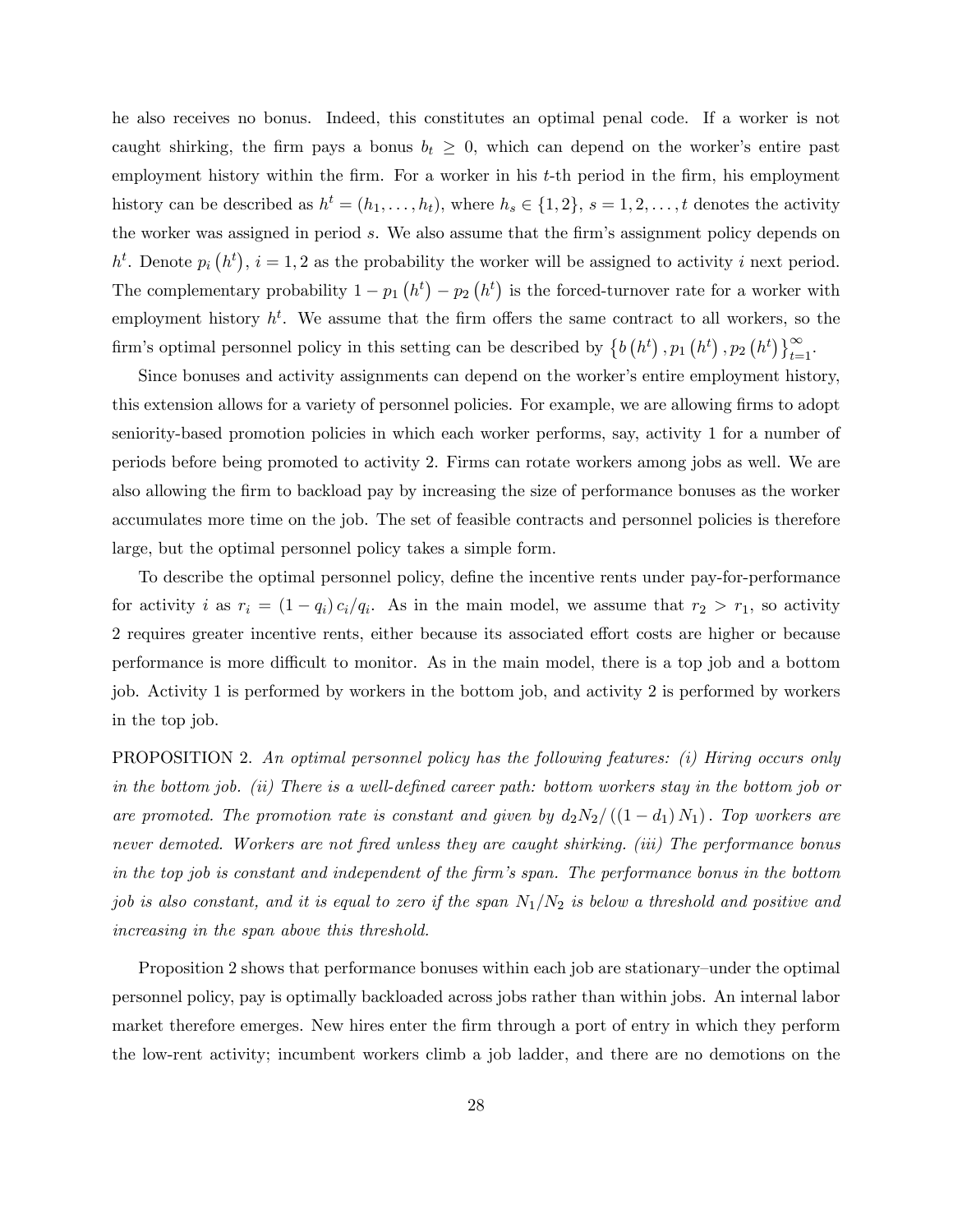he also receives no bonus. Indeed, this constitutes an optimal penal code. If a worker is not caught shirking, the firm pays a bonus $b_t \geq 0$, which can depend on the worker's entire past employment history within the firm. For a worker in his $t$-th period in the firm, his employment history can be described as $h^t = (h_1, \ldots, h_t)$, where $h_s \in \{1, 2\}$, $s = 1, 2, \ldots, t$ denotes the activity the worker was assigned in period $s$. We also assume that the firm's assignment policy depends on $h^t$. Denote $p_i(h^t)$, $i = 1, 2$ as the probability the worker will be assigned to activity $i$ next period. The complementary probability $1 - p_1(h^t) - p_2(h^t)$ is the forced-turnover rate for a worker with employment history $h^t$. We assume that the firm offers the same contract to all workers, so the firm's optimal personnel policy in this setting can be described by $\{b(h^t), p_1(h^t), p_2(h^t)\}_{t=1}^{\infty}$.

Since bonuses and activity assignments can depend on the worker's entire employment history, this extension allows for a variety of personnel policies. For example, we are allowing firms to adopt seniority-based promotion policies in which each worker performs, say, activity 1 for a number of periods before being promoted to activity 2. Firms can rotate workers among jobs as well. We are also allowing the firm to backload pay by increasing the size of performance bonuses as the worker accumulates more time on the job. The set of feasible contracts and personnel policies is therefore large, but the optimal personnel policy takes a simple form.

To describe the optimal personnel policy, define the incentive rents under pay-for-performance for activity $i$ as $r_i = (1 - q_i) c_i / q_i$. As in the main model, we assume that $r_2 > r_1$, so activity 2 requires greater incentive rents, either because its associated effort costs are higher or because performance is more difficult to monitor. As in the main model, there is a top job and a bottom job. Activity 1 is performed by workers in the bottom job, and activity 2 is performed by workers in the top job.

PROPOSITION 2. *An optimal personnel policy has the following features: (i) Hiring occurs only in the bottom job. (ii) There is a well-defined career path: bottom workers stay in the bottom job or are promoted. The promotion rate is constant and given by* $d_2 N_2 / ((1 - d_1) N_1)$*. Top workers are never demoted. Workers are not fired unless they are caught shirking. (iii) The performance bonus in the top job is constant and independent of the firm's span. The performance bonus in the bottom job is also constant, and it is equal to zero if the span* $N_1/N_2$ *is below a threshold and positive and increasing in the span above this threshold.*

Proposition 2 shows that performance bonuses within each job are stationary–under the optimal personnel policy, pay is optimally backloaded across jobs rather than within jobs. An internal labor market therefore emerges. New hires enter the firm through a port of entry in which they perform the low-rent activity; incumbent workers climb a job ladder, and there are no demotions on the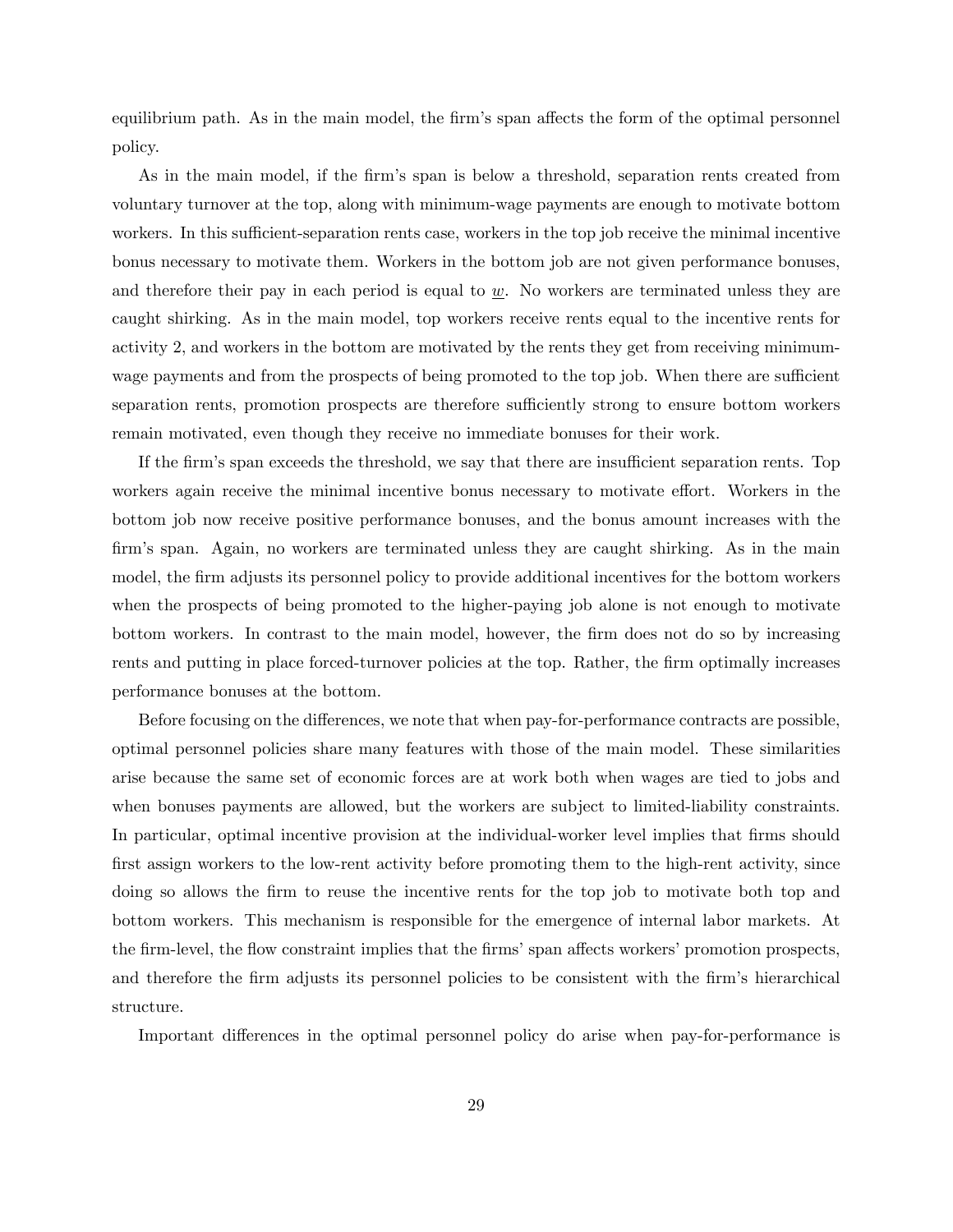equilibrium path. As in the main model, the firm's span affects the form of the optimal personnel policy.

As in the main model, if the firm's span is below a threshold, separation rents created from voluntary turnover at the top, along with minimum-wage payments are enough to motivate bottom workers. In this sufficient-separation rents case, workers in the top job receive the minimal incentive bonus necessary to motivate them. Workers in the bottom job are not given performance bonuses, and therefore their pay in each period is equal to $\underline{w}$. No workers are terminated unless they are caught shirking. As in the main model, top workers receive rents equal to the incentive rents for activity 2, and workers in the bottom are motivated by the rents they get from receiving minimum-wage payments and from the prospects of being promoted to the top job. When there are sufficient separation rents, promotion prospects are therefore sufficiently strong to ensure bottom workers remain motivated, even though they receive no immediate bonuses for their work.

If the firm's span exceeds the threshold, we say that there are insufficient separation rents. Top workers again receive the minimal incentive bonus necessary to motivate effort. Workers in the bottom job now receive positive performance bonuses, and the bonus amount increases with the firm's span. Again, no workers are terminated unless they are caught shirking. As in the main model, the firm adjusts its personnel policy to provide additional incentives for the bottom workers when the prospects of being promoted to the higher-paying job alone is not enough to motivate bottom workers. In contrast to the main model, however, the firm does not do so by increasing rents and putting in place forced-turnover policies at the top. Rather, the firm optimally increases performance bonuses at the bottom.

Before focusing on the differences, we note that when pay-for-performance contracts are possible, optimal personnel policies share many features with those of the main model. These similarities arise because the same set of economic forces are at work both when wages are tied to jobs and when bonuses payments are allowed, but the workers are subject to limited-liability constraints. In particular, optimal incentive provision at the individual-worker level implies that firms should first assign workers to the low-rent activity before promoting them to the high-rent activity, since doing so allows the firm to reuse the incentive rents for the top job to motivate both top and bottom workers. This mechanism is responsible for the emergence of internal labor markets. At the firm-level, the flow constraint implies that the firms' span affects workers' promotion prospects, and therefore the firm adjusts its personnel policies to be consistent with the firm's hierarchical structure.

Important differences in the optimal personnel policy do arise when pay-for-performance is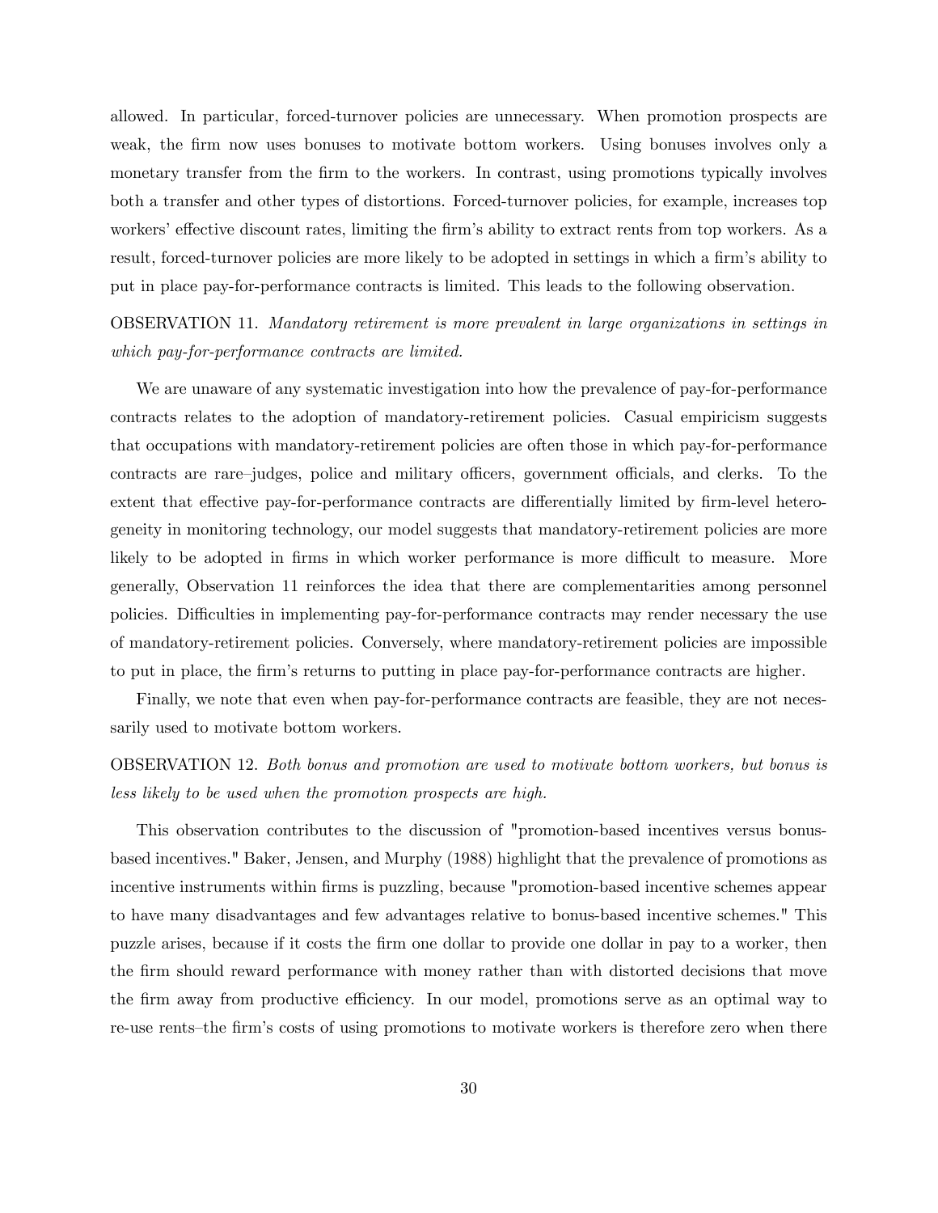allowed. In particular, forced-turnover policies are unnecessary. When promotion prospects are weak, the firm now uses bonuses to motivate bottom workers. Using bonuses involves only a monetary transfer from the firm to the workers. In contrast, using promotions typically involves both a transfer and other types of distortions. Forced-turnover policies, for example, increases top workers' effective discount rates, limiting the firm's ability to extract rents from top workers. As a result, forced-turnover policies are more likely to be adopted in settings in which a firm's ability to put in place pay-for-performance contracts is limited. This leads to the following observation.

OBSERVATION 11. *Mandatory retirement is more prevalent in large organizations in settings in which pay-for-performance contracts are limited.*

We are unaware of any systematic investigation into how the prevalence of pay-for-performance contracts relates to the adoption of mandatory-retirement policies. Casual empiricism suggests that occupations with mandatory-retirement policies are often those in which pay-for-performance contracts are rare–judges, police and military officers, government officials, and clerks. To the extent that effective pay-for-performance contracts are differentially limited by firm-level heterogeneity in monitoring technology, our model suggests that mandatory-retirement policies are more likely to be adopted in firms in which worker performance is more difficult to measure. More generally, Observation 11 reinforces the idea that there are complementarities among personnel policies. Difficulties in implementing pay-for-performance contracts may render necessary the use of mandatory-retirement policies. Conversely, where mandatory-retirement policies are impossible to put in place, the firm's returns to putting in place pay-for-performance contracts are higher.

Finally, we note that even when pay-for-performance contracts are feasible, they are not necessarily used to motivate bottom workers.

OBSERVATION 12. *Both bonus and promotion are used to motivate bottom workers, but bonus is less likely to be used when the promotion prospects are high.*

This observation contributes to the discussion of "promotion-based incentives versus bonus-based incentives." Baker, Jensen, and Murphy (1988) highlight that the prevalence of promotions as incentive instruments within firms is puzzling, because "promotion-based incentive schemes appear to have many disadvantages and few advantages relative to bonus-based incentive schemes." This puzzle arises, because if it costs the firm one dollar to provide one dollar in pay to a worker, then the firm should reward performance with money rather than with distorted decisions that move the firm away from productive efficiency. In our model, promotions serve as an optimal way to re-use rents–the firm's costs of using promotions to motivate workers is therefore zero when there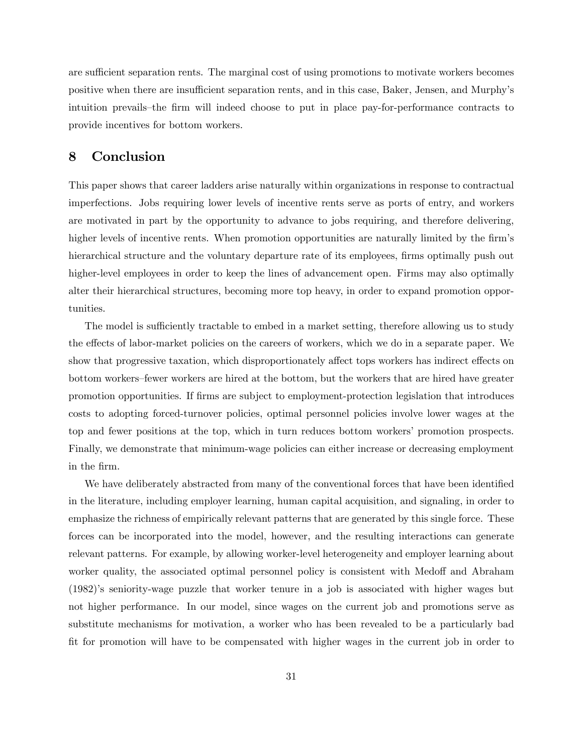are sufficient separation rents. The marginal cost of using promotions to motivate workers becomes positive when there are insufficient separation rents, and in this case, Baker, Jensen, and Murphy's intuition prevails–the firm will indeed choose to put in place pay-for-performance contracts to provide incentives for bottom workers.

## 8 Conclusion

This paper shows that career ladders arise naturally within organizations in response to contractual imperfections. Jobs requiring lower levels of incentive rents serve as ports of entry, and workers are motivated in part by the opportunity to advance to jobs requiring, and therefore delivering, higher levels of incentive rents. When promotion opportunities are naturally limited by the firm's hierarchical structure and the voluntary departure rate of its employees, firms optimally push out higher-level employees in order to keep the lines of advancement open. Firms may also optimally alter their hierarchical structures, becoming more top heavy, in order to expand promotion opportunities.

The model is sufficiently tractable to embed in a market setting, therefore allowing us to study the effects of labor-market policies on the careers of workers, which we do in a separate paper. We show that progressive taxation, which disproportionately affect tops workers has indirect effects on bottom workers–fewer workers are hired at the bottom, but the workers that are hired have greater promotion opportunities. If firms are subject to employment-protection legislation that introduces costs to adopting forced-turnover policies, optimal personnel policies involve lower wages at the top and fewer positions at the top, which in turn reduces bottom workers' promotion prospects. Finally, we demonstrate that minimum-wage policies can either increase or decreasing employment in the firm.

We have deliberately abstracted from many of the conventional forces that have been identified in the literature, including employer learning, human capital acquisition, and signaling, in order to emphasize the richness of empirically relevant patterns that are generated by this single force. These forces can be incorporated into the model, however, and the resulting interactions can generate relevant patterns. For example, by allowing worker-level heterogeneity and employer learning about worker quality, the associated optimal personnel policy is consistent with Medoff and Abraham (1982)'s seniority-wage puzzle that worker tenure in a job is associated with higher wages but not higher performance. In our model, since wages on the current job and promotions serve as substitute mechanisms for motivation, a worker who has been revealed to be a particularly bad fit for promotion will have to be compensated with higher wages in the current job in order to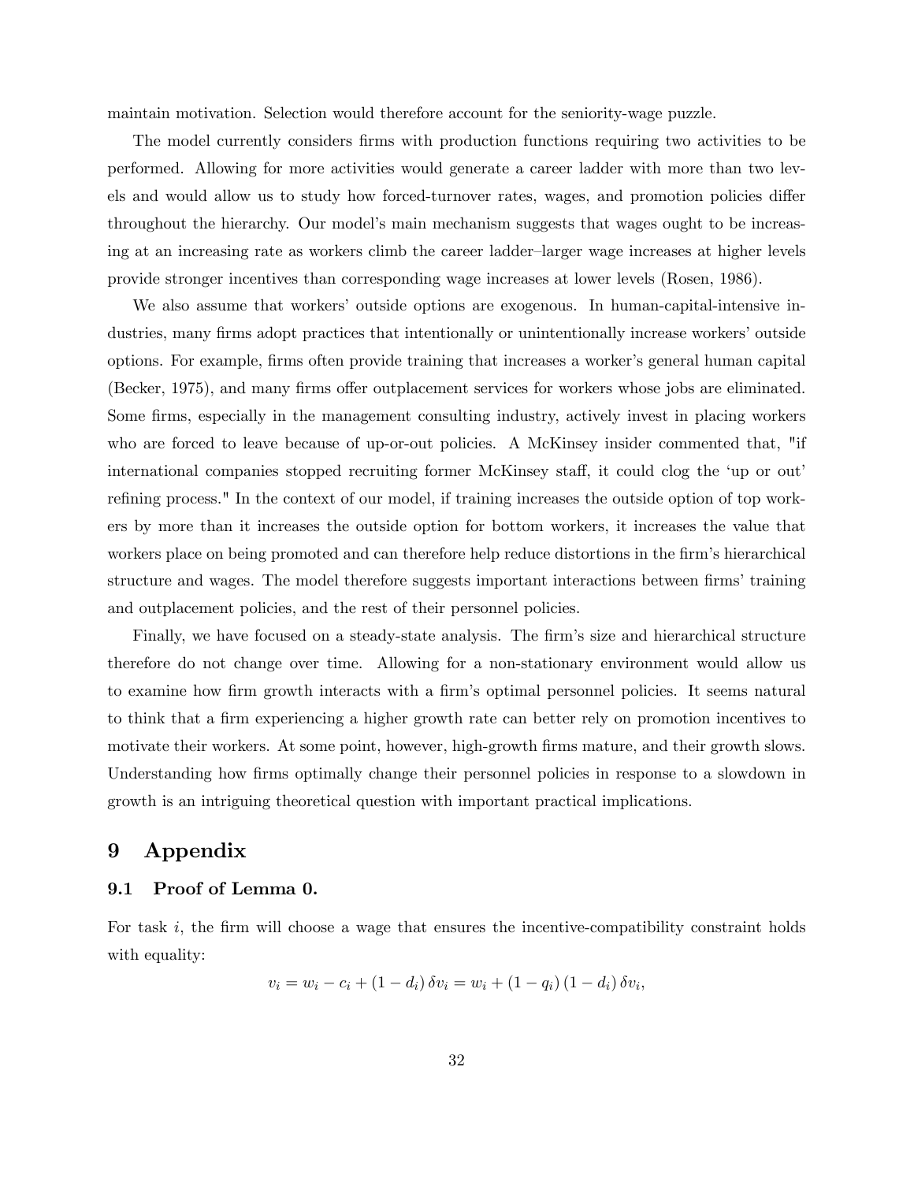maintain motivation. Selection would therefore account for the seniority-wage puzzle.

The model currently considers firms with production functions requiring two activities to be performed. Allowing for more activities would generate a career ladder with more than two levels and would allow us to study how forced-turnover rates, wages, and promotion policies differ throughout the hierarchy. Our model's main mechanism suggests that wages ought to be increasing at an increasing rate as workers climb the career ladder–larger wage increases at higher levels provide stronger incentives than corresponding wage increases at lower levels (Rosen, 1986).

We also assume that workers' outside options are exogenous. In human-capital-intensive industries, many firms adopt practices that intentionally or unintentionally increase workers' outside options. For example, firms often provide training that increases a worker's general human capital (Becker, 1975), and many firms offer outplacement services for workers whose jobs are eliminated. Some firms, especially in the management consulting industry, actively invest in placing workers who are forced to leave because of up-or-out policies. A McKinsey insider commented that, "if international companies stopped recruiting former McKinsey staff, it could clog the 'up or out' refining process." In the context of our model, if training increases the outside option of top workers by more than it increases the outside option for bottom workers, it increases the value that workers place on being promoted and can therefore help reduce distortions in the firm's hierarchical structure and wages. The model therefore suggests important interactions between firms' training and outplacement policies, and the rest of their personnel policies.

Finally, we have focused on a steady-state analysis. The firm's size and hierarchical structure therefore do not change over time. Allowing for a non-stationary environment would allow us to examine how firm growth interacts with a firm's optimal personnel policies. It seems natural to think that a firm experiencing a higher growth rate can better rely on promotion incentives to motivate their workers. At some point, however, high-growth firms mature, and their growth slows. Understanding how firms optimally change their personnel policies in response to a slowdown in growth is an intriguing theoretical question with important practical implications.

# 9 Appendix

## 9.1 Proof of Lemma 0.

For task $i$, the firm will choose a wage that ensures the incentive-compatibility constraint holds with equality:

$$v_i = w_i - c_i + (1 - d_i)\,\delta v_i = w_i + (1 - q_i)(1 - d_i)\,\delta v_i,$$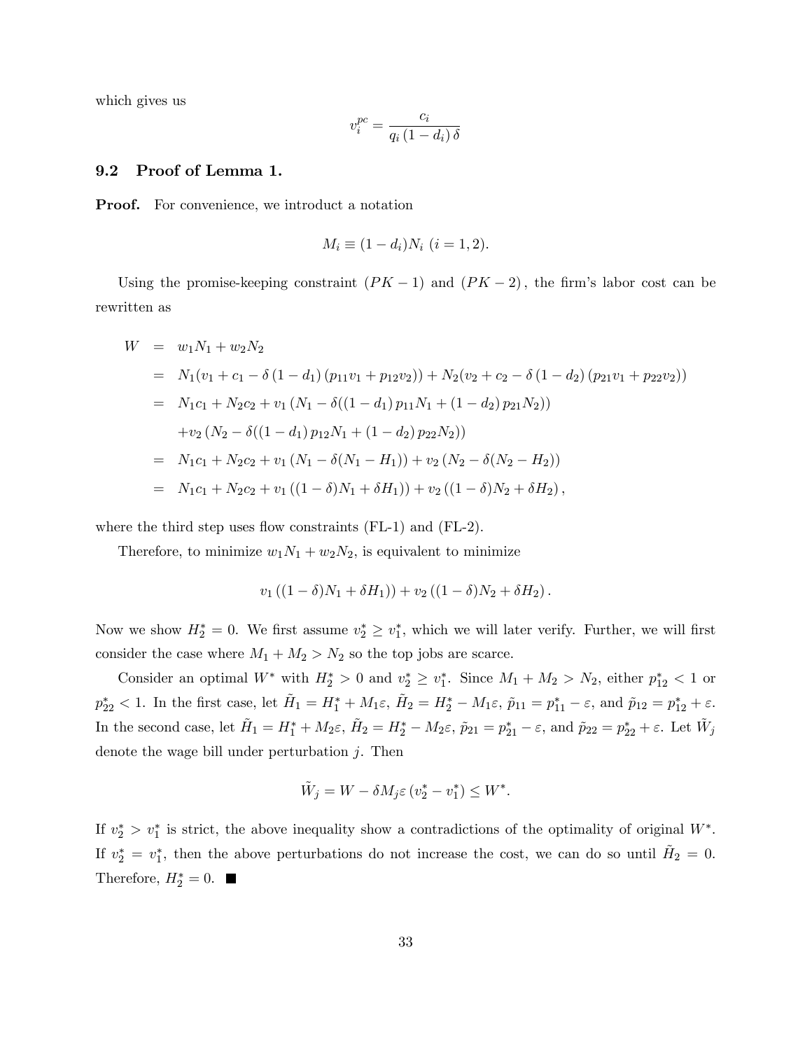which gives us

$$v_i^{pc} = \frac{c_i}{q_i(1-d_i)\delta}$$

## 9.2 Proof of Lemma 1.

**Proof.** For convenience, we introduct a notation

$$M_i \equiv (1-d_i)N_i \ (i = 1, 2).$$

Using the promise-keeping constraint $(PK-1)$ and $(PK-2)$, the firm's labor cost can be rewritten as

$$\begin{aligned}
W &= w_1 N_1 + w_2 N_2 \\
&= N_1(v_1 + c_1 - \delta(1-d_1)(p_{11}v_1 + p_{12}v_2)) + N_2(v_2 + c_2 - \delta(1-d_2)(p_{21}v_1 + p_{22}v_2)) \\
&= N_1 c_1 + N_2 c_2 + v_1(N_1 - \delta((1-d_1)p_{11}N_1 + (1-d_2)p_{21}N_2)) \\
&\quad + v_2(N_2 - \delta((1-d_1)p_{12}N_1 + (1-d_2)p_{22}N_2)) \\
&= N_1 c_1 + N_2 c_2 + v_1(N_1 - \delta(N_1 - H_1)) + v_2(N_2 - \delta(N_2 - H_2)) \\
&= N_1 c_1 + N_2 c_2 + v_1((1-\delta)N_1 + \delta H_1)) + v_2((1-\delta)N_2 + \delta H_2),
\end{aligned}$$

where the third step uses flow constraints (FL-1) and (FL-2).

Therefore, to minimize $w_1 N_1 + w_2 N_2$, is equivalent to minimize

$$v_1((1-\delta)N_1 + \delta H_1)) + v_2((1-\delta)N_2 + \delta H_2).$$

Now we show $H_2^* = 0$. We first assume $v_2^* \geq v_1^*$, which we will later verify. Further, we will first consider the case where $M_1 + M_2 > N_2$ so the top jobs are scarce.

Consider an optimal $W^*$ with $H_2^* > 0$ and $v_2^* \geq v_1^*$. Since $M_1 + M_2 > N_2$, either $p_{12}^* < 1$ or $p_{22}^* < 1$. In the first case, let $\tilde{H}_1 = H_1^* + M_1\varepsilon$, $\tilde{H}_2 = H_2^* - M_1\varepsilon$, $\tilde{p}_{11} = p_{11}^* - \varepsilon$, and $\tilde{p}_{12} = p_{12}^* + \varepsilon$. In the second case, let $\tilde{H}_1 = H_1^* + M_2\varepsilon$, $\tilde{H}_2 = H_2^* - M_2\varepsilon$, $\tilde{p}_{21} = p_{21}^* - \varepsilon$, and $\tilde{p}_{22} = p_{22}^* + \varepsilon$. Let $\tilde{W}_j$ denote the wage bill under perturbation $j$. Then

$$\tilde{W}_j = W - \delta M_j \varepsilon (v_2^* - v_1^*) \leq W^*.$$

If $v_2^* > v_1^*$ is strict, the above inequality show a contradictions of the optimality of original $W^*$. If $v_2^* = v_1^*$, then the above perturbations do not increase the cost, we can do so until $\tilde{H}_2 = 0$. Therefore, $H_2^* = 0$. ■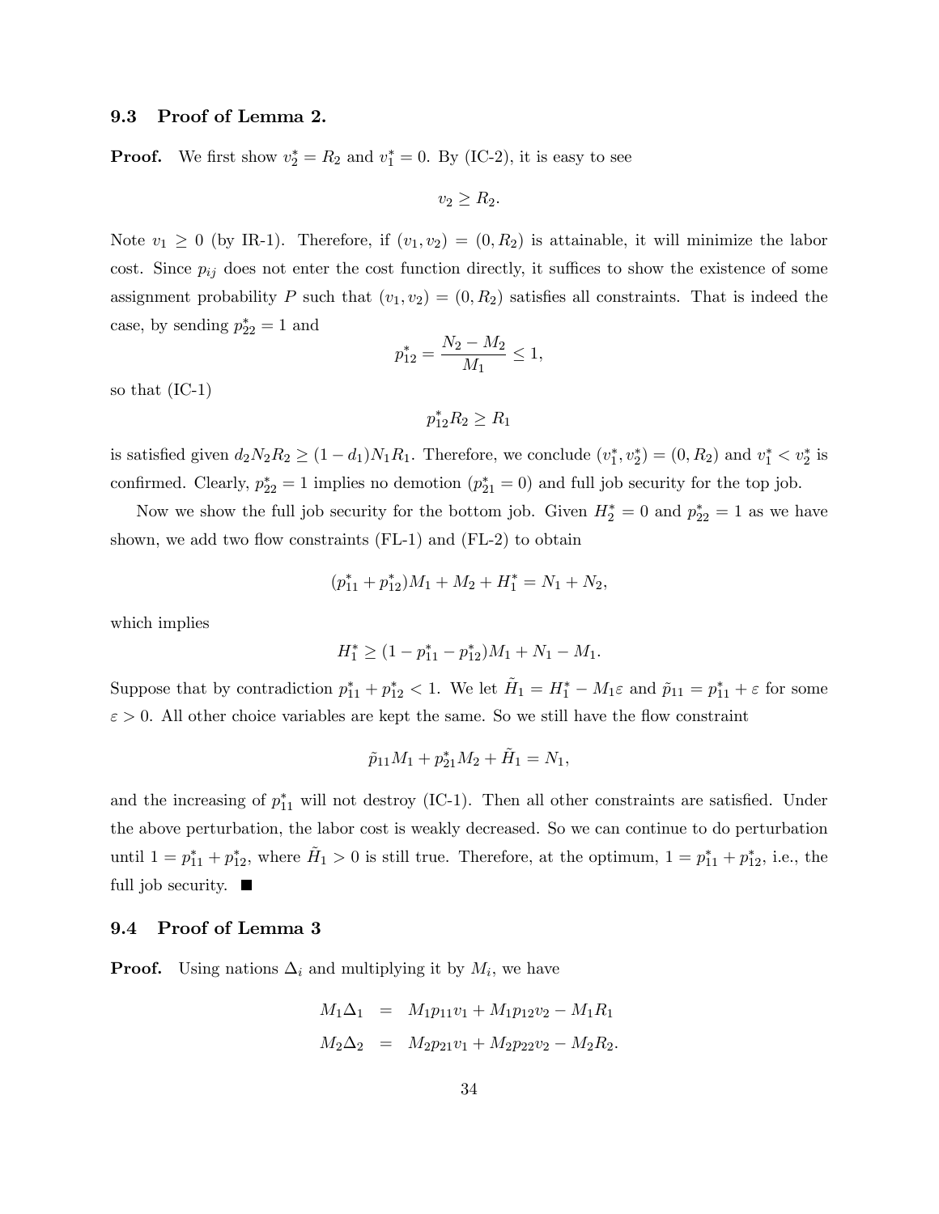### 9.3 Proof of Lemma 2.

**Proof.** We first show $v_2^* = R_2$ and $v_1^* = 0$. By (IC-2), it is easy to see

$$v_2 \geq R_2.$$

Note $v_1 \geq 0$ (by IR-1). Therefore, if $(v_1, v_2) = (0, R_2)$ is attainable, it will minimize the labor cost. Since $p_{ij}$ does not enter the cost function directly, it suffices to show the existence of some assignment probability $P$ such that $(v_1, v_2) = (0, R_2)$ satisfies all constraints. That is indeed the case, by sending $p_{22}^* = 1$ and

$$p_{12}^* = \frac{N_2 - M_2}{M_1} \leq 1,$$

so that (IC-1)

$$p_{12}^* R_2 \geq R_1$$

is satisfied given $d_2 N_2 R_2 \geq (1 - d_1) N_1 R_1$. Therefore, we conclude $(v_1^*, v_2^*) = (0, R_2)$ and $v_1^* < v_2^*$ is confirmed. Clearly, $p_{22}^* = 1$ implies no demotion ($p_{21}^* = 0$) and full job security for the top job.

Now we show the full job security for the bottom job. Given $H_2^* = 0$ and $p_{22}^* = 1$ as we have shown, we add two flow constraints (FL-1) and (FL-2) to obtain

$$(p_{11}^* + p_{12}^*) M_1 + M_2 + H_1^* = N_1 + N_2,$$

which implies

$$H_1^* \geq (1 - p_{11}^* - p_{12}^*) M_1 + N_1 - M_1.$$

Suppose that by contradiction $p_{11}^* + p_{12}^* < 1$. We let $\tilde{H}_1 = H_1^* - M_1 \varepsilon$ and $\tilde{p}_{11} = p_{11}^* + \varepsilon$ for some $\varepsilon > 0$. All other choice variables are kept the same. So we still have the flow constraint

$$\tilde{p}_{11} M_1 + p_{21}^* M_2 + \tilde{H}_1 = N_1,$$

and the increasing of $p_{11}^*$ will not destroy (IC-1). Then all other constraints are satisfied. Under the above perturbation, the labor cost is weakly decreased. So we can continue to do perturbation until $1 = p_{11}^* + p_{12}^*$, where $\tilde{H}_1 > 0$ is still true. Therefore, at the optimum, $1 = p_{11}^* + p_{12}^*$, i.e., the full job security. ■

### 9.4 Proof of Lemma 3

**Proof.** Using nations $\Delta_i$ and multiplying it by $M_i$, we have

$$\begin{aligned} M_1 \Delta_1 &= M_1 p_{11} v_1 + M_1 p_{12} v_2 - M_1 R_1 \\ M_2 \Delta_2 &= M_2 p_{21} v_1 + M_2 p_{22} v_2 - M_2 R_2. \end{aligned}$$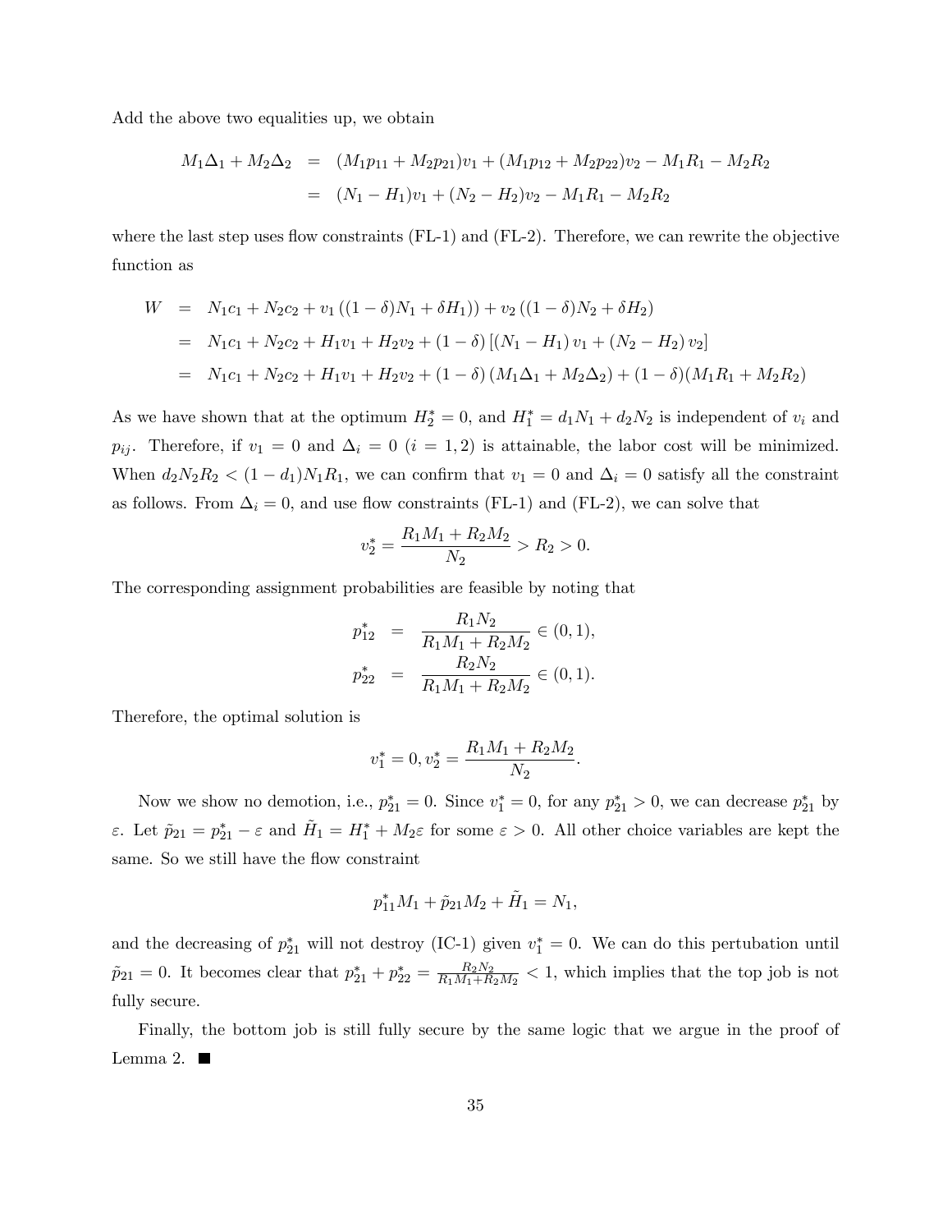Add the above two equalities up, we obtain

$$
\begin{aligned}
M_1\Delta_1 + M_2\Delta_2 &= (M_1p_{11} + M_2p_{21})v_1 + (M_1p_{12} + M_2p_{22})v_2 - M_1R_1 - M_2R_2 \\
&= (N_1 - H_1)v_1 + (N_2 - H_2)v_2 - M_1R_1 - M_2R_2
\end{aligned}
$$

where the last step uses flow constraints (FL-1) and (FL-2). Therefore, we can rewrite the objective function as

$$
\begin{aligned}
W &= N_1c_1 + N_2c_2 + v_1\left((1-\delta)N_1 + \delta H_1\right) + v_2\left((1-\delta)N_2 + \delta H_2\right) \\
&= N_1c_1 + N_2c_2 + H_1v_1 + H_2v_2 + (1-\delta)\left[(N_1 - H_1)v_1 + (N_2 - H_2)v_2\right] \\
&= N_1c_1 + N_2c_2 + H_1v_1 + H_2v_2 + (1-\delta)\left(M_1\Delta_1 + M_2\Delta_2\right) + (1-\delta)(M_1R_1 + M_2R_2)
\end{aligned}
$$

As we have shown that at the optimum $H_2^* = 0$, and $H_1^* = d_1N_1 + d_2N_2$ is independent of $v_i$ and $p_{ij}$. Therefore, if $v_1 = 0$ and $\Delta_i = 0$ ($i = 1, 2$) is attainable, the labor cost will be minimized. When $d_2N_2R_2 < (1 - d_1)N_1R_1$, we can confirm that $v_1 = 0$ and $\Delta_i = 0$ satisfy all the constraint as follows. From $\Delta_i = 0$, and use flow constraints (FL-1) and (FL-2), we can solve that

$$
v_2^* = \frac{R_1M_1 + R_2M_2}{N_2} > R_2 > 0.
$$

The corresponding assignment probabilities are feasible by noting that

$$
\begin{aligned}
p_{12}^* &= \frac{R_1N_2}{R_1M_1 + R_2M_2} \in (0, 1), \\
p_{22}^* &= \frac{R_2N_2}{R_1M_1 + R_2M_2} \in (0, 1).
\end{aligned}
$$

Therefore, the optimal solution is

$$
v_1^* = 0, v_2^* = \frac{R_1M_1 + R_2M_2}{N_2}.
$$

Now we show no demotion, i.e., $p_{21}^* = 0$. Since $v_1^* = 0$, for any $p_{21}^* > 0$, we can decrease $p_{21}^*$ by $\varepsilon$. Let $\tilde{p}_{21} = p_{21}^* - \varepsilon$ and $\tilde{H}_1 = H_1^* + M_2\varepsilon$ for some $\varepsilon > 0$. All other choice variables are kept the same. So we still have the flow constraint

$$
p_{11}^*M_1 + \tilde{p}_{21}M_2 + \tilde{H}_1 = N_1,
$$

and the decreasing of $p_{21}^*$ will not destroy (IC-1) given $v_1^* = 0$. We can do this pertubation until $\tilde{p}_{21} = 0$. It becomes clear that $p_{21}^* + p_{22}^* = \frac{R_2N_2}{R_1M_1 + R_2M_2} < 1$, which implies that the top job is not fully secure.

Finally, the bottom job is still fully secure by the same logic that we argue in the proof of Lemma 2. ∎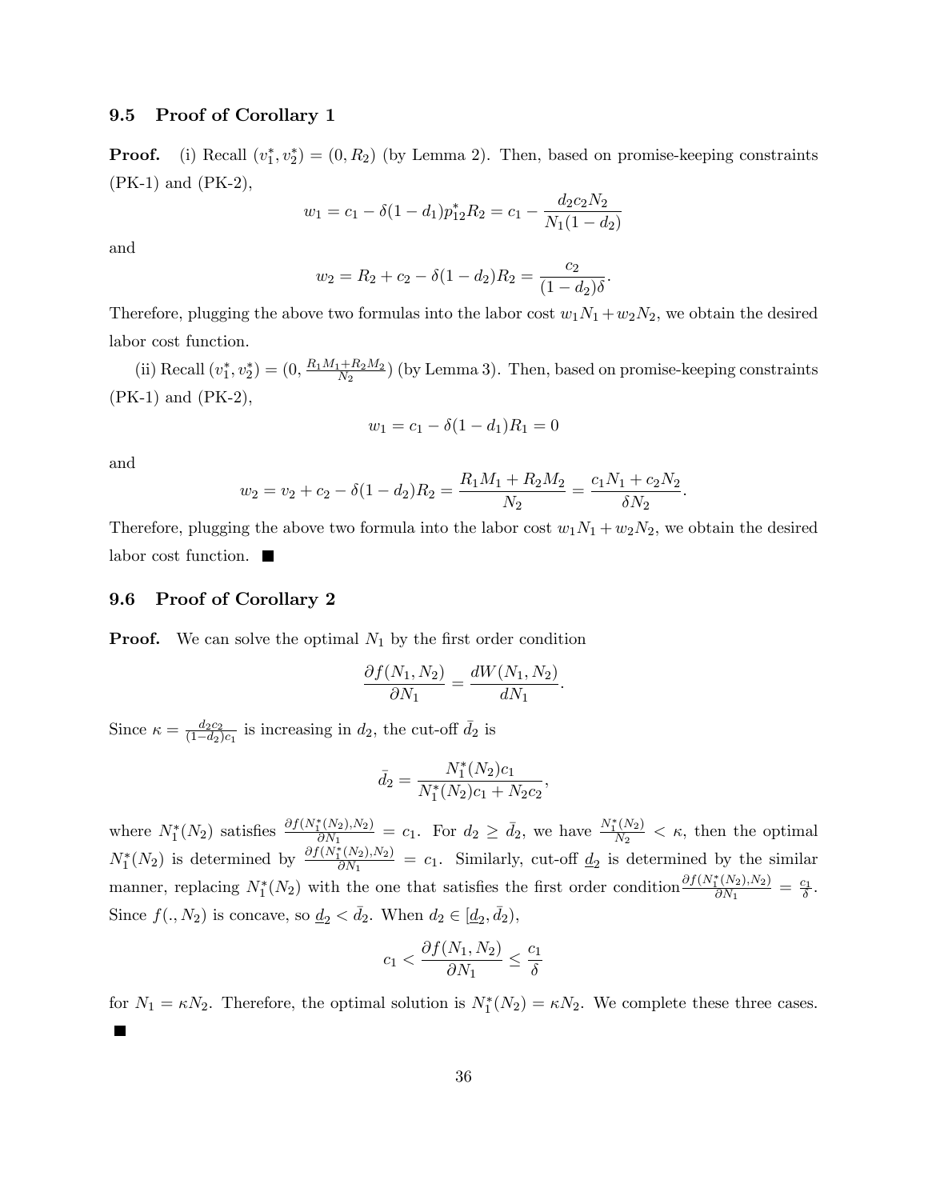### 9.5 Proof of Corollary 1

**Proof.** (i) Recall $(v_1^*, v_2^*) = (0, R_2)$ (by Lemma 2). Then, based on promise-keeping constraints (PK-1) and (PK-2),

$$w_1 = c_1 - \delta(1-d_1)p_{12}^* R_2 = c_1 - \frac{d_2 c_2 N_2}{N_1(1-d_2)}$$

and

$$w_2 = R_2 + c_2 - \delta(1-d_2)R_2 = \frac{c_2}{(1-d_2)\delta}.$$

Therefore, plugging the above two formulas into the labor cost $w_1 N_1 + w_2 N_2$, we obtain the desired labor cost function.

(ii) Recall $(v_1^*, v_2^*) = (0, \frac{R_1 M_1 + R_2 M_2}{N_2})$ (by Lemma 3). Then, based on promise-keeping constraints (PK-1) and (PK-2),

$$w_1 = c_1 - \delta(1-d_1)R_1 = 0$$

and

$$w_2 = v_2 + c_2 - \delta(1-d_2)R_2 = \frac{R_1 M_1 + R_2 M_2}{N_2} = \frac{c_1 N_1 + c_2 N_2}{\delta N_2}.$$

Therefore, plugging the above two formula into the labor cost $w_1 N_1 + w_2 N_2$, we obtain the desired labor cost function. ■

### 9.6 Proof of Corollary 2

**Proof.** We can solve the optimal $N_1$ by the first order condition

$$\frac{\partial f(N_1, N_2)}{\partial N_1} = \frac{dW(N_1, N_2)}{dN_1}.$$

Since $\kappa = \frac{d_2 c_2}{(1-d_2)c_1}$ is increasing in $d_2$, the cut-off $\bar{d}_2$ is

$$\bar{d}_2 = \frac{N_1^*(N_2)c_1}{N_1^*(N_2)c_1 + N_2 c_2},$$

where $N_1^*(N_2)$ satisfies $\frac{\partial f(N_1^*(N_2), N_2)}{\partial N_1} = c_1$. For $d_2 \geq \bar{d}_2$, we have $\frac{N_1^*(N_2)}{N_2} < \kappa$, then the optimal $N_1^*(N_2)$ is determined by $\frac{\partial f(N_1^*(N_2), N_2)}{\partial N_1} = c_1$. Similarly, cut-off $\underline{d}_2$ is determined by the similar manner, replacing $N_1^*(N_2)$ with the one that satisfies the first order condition $\frac{\partial f(N_1^*(N_2), N_2)}{\partial N_1} = \frac{c_1}{\delta}$. Since $f(., N_2)$ is concave, so $\underline{d}_2 < \bar{d}_2$. When $d_2 \in [\underline{d}_2, \bar{d}_2)$,

$$c_1 < \frac{\partial f(N_1, N_2)}{\partial N_1} \leq \frac{c_1}{\delta}$$

for $N_1 = \kappa N_2$. Therefore, the optimal solution is $N_1^*(N_2) = \kappa N_2$. We complete these three cases. ■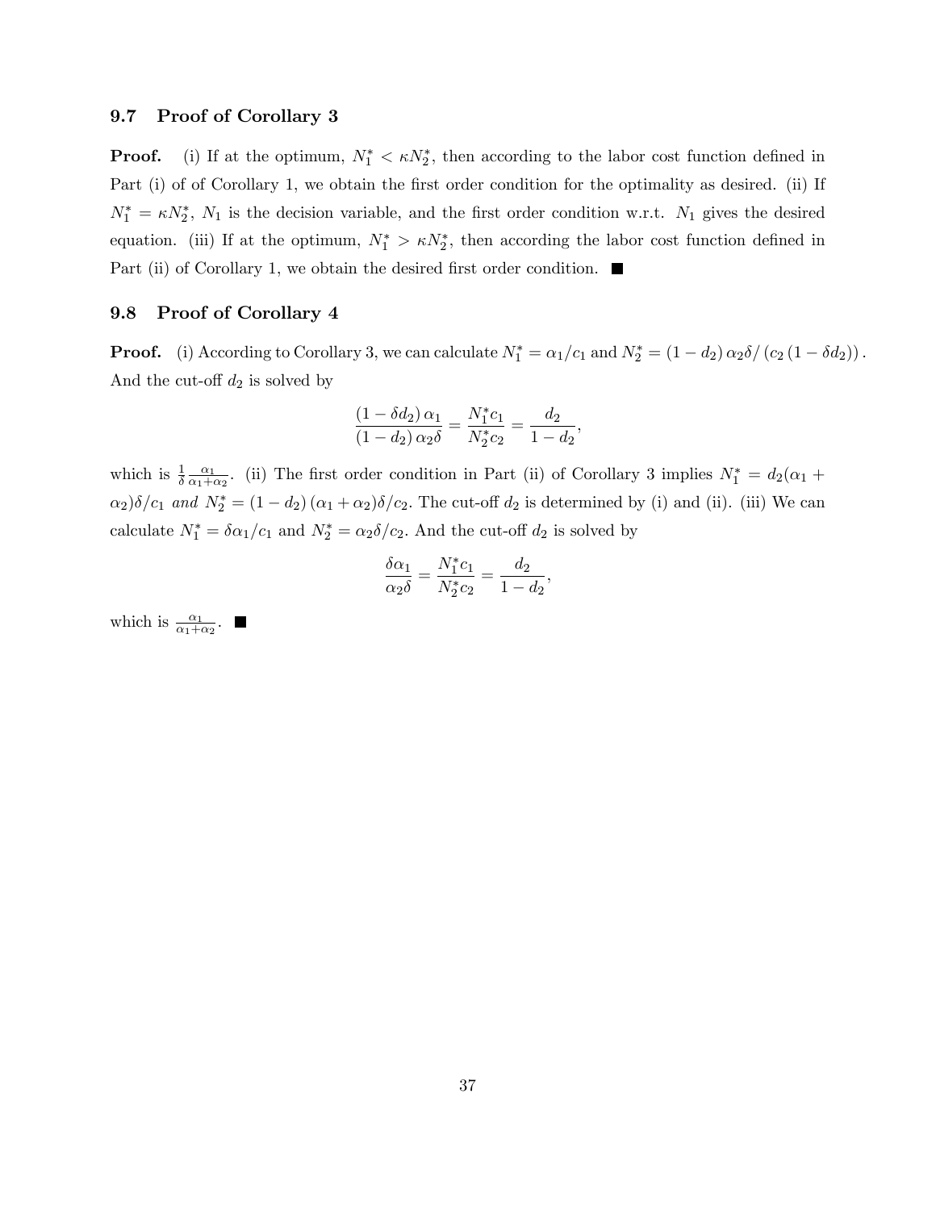### 9.7 Proof of Corollary 3

**Proof.** (i) If at the optimum, $N_1^* < \kappa N_2^*$, then according to the labor cost function defined in Part (i) of of Corollary 1, we obtain the first order condition for the optimality as desired. (ii) If $N_1^* = \kappa N_2^*$, $N_1$ is the decision variable, and the first order condition w.r.t. $N_1$ gives the desired equation. (iii) If at the optimum, $N_1^* > \kappa N_2^*$, then according the labor cost function defined in Part (ii) of Corollary 1, we obtain the desired first order condition. ■

### 9.8 Proof of Corollary 4

**Proof.** (i) According to Corollary 3, we can calculate $N_1^* = \alpha_1/c_1$ and $N_2^* = (1-d_2)\,\alpha_2\delta/\left(c_2\,(1-\delta d_2)\right)$. And the cut-off $d_2$ is solved by

$$\frac{(1-\delta d_2)\,\alpha_1}{(1-d_2)\,\alpha_2\delta} = \frac{N_1^* c_1}{N_2^* c_2} = \frac{d_2}{1-d_2},$$

which is $\frac{1}{\delta}\frac{\alpha_1}{\alpha_1+\alpha_2}$. (ii) The first order condition in Part (ii) of Corollary 3 implies $N_1^* = d_2(\alpha_1 + \alpha_2)\delta/c_1$ *and* $N_2^* = (1-d_2)\,(\alpha_1+\alpha_2)\delta/c_2$. The cut-off $d_2$ is determined by (i) and (ii). (iii) We can calculate $N_1^* = \delta\alpha_1/c_1$ and $N_2^* = \alpha_2\delta/c_2$. And the cut-off $d_2$ is solved by

$$\frac{\delta\alpha_1}{\alpha_2\delta} = \frac{N_1^* c_1}{N_2^* c_2} = \frac{d_2}{1-d_2},$$

which is $\frac{\alpha_1}{\alpha_1+\alpha_2}$. ■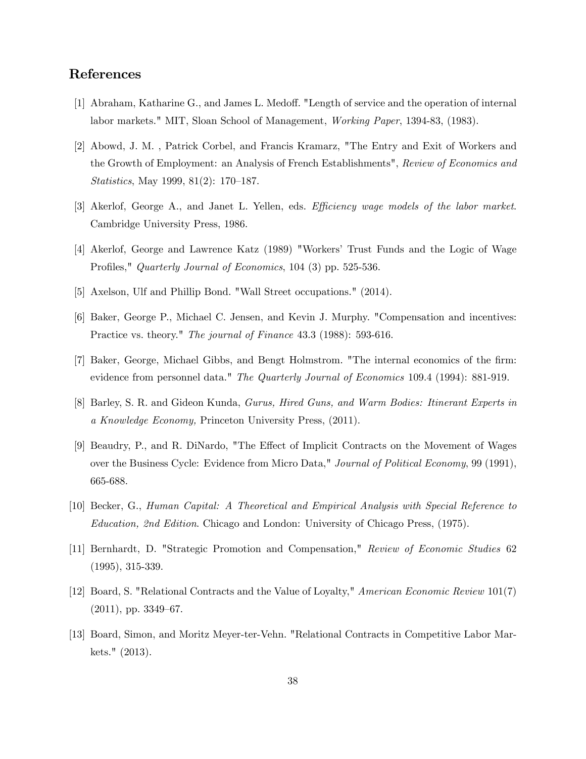## References

[1] Abraham, Katharine G., and James L. Medoff. "Length of service and the operation of internal labor markets." MIT, Sloan School of Management, *Working Paper*, 1394-83, (1983).

[2] Abowd, J. M. , Patrick Corbel, and Francis Kramarz, "The Entry and Exit of Workers and the Growth of Employment: an Analysis of French Establishments", *Review of Economics and Statistics*, May 1999, 81(2): 170–187.

[3] Akerlof, George A., and Janet L. Yellen, eds. *Efficiency wage models of the labor market*. Cambridge University Press, 1986.

[4] Akerlof, George and Lawrence Katz (1989) "Workers' Trust Funds and the Logic of Wage Profiles," *Quarterly Journal of Economics*, 104 (3) pp. 525-536.

[5] Axelson, Ulf and Phillip Bond. "Wall Street occupations." (2014).

[6] Baker, George P., Michael C. Jensen, and Kevin J. Murphy. "Compensation and incentives: Practice vs. theory." *The journal of Finance* 43.3 (1988): 593-616.

[7] Baker, George, Michael Gibbs, and Bengt Holmstrom. "The internal economics of the firm: evidence from personnel data." *The Quarterly Journal of Economics* 109.4 (1994): 881-919.

[8] Barley, S. R. and Gideon Kunda, *Gurus, Hired Guns, and Warm Bodies: Itinerant Experts in a Knowledge Economy,* Princeton University Press, (2011).

[9] Beaudry, P., and R. DiNardo, "The Effect of Implicit Contracts on the Movement of Wages over the Business Cycle: Evidence from Micro Data," *Journal of Political Economy*, 99 (1991), 665-688.

[10] Becker, G., *Human Capital: A Theoretical and Empirical Analysis with Special Reference to Education, 2nd Edition*. Chicago and London: University of Chicago Press, (1975).

[11] Bernhardt, D. "Strategic Promotion and Compensation," *Review of Economic Studies* 62 (1995), 315-339.

[12] Board, S. "Relational Contracts and the Value of Loyalty," *American Economic Review* 101(7) (2011), pp. 3349–67.

[13] Board, Simon, and Moritz Meyer-ter-Vehn. "Relational Contracts in Competitive Labor Markets." (2013).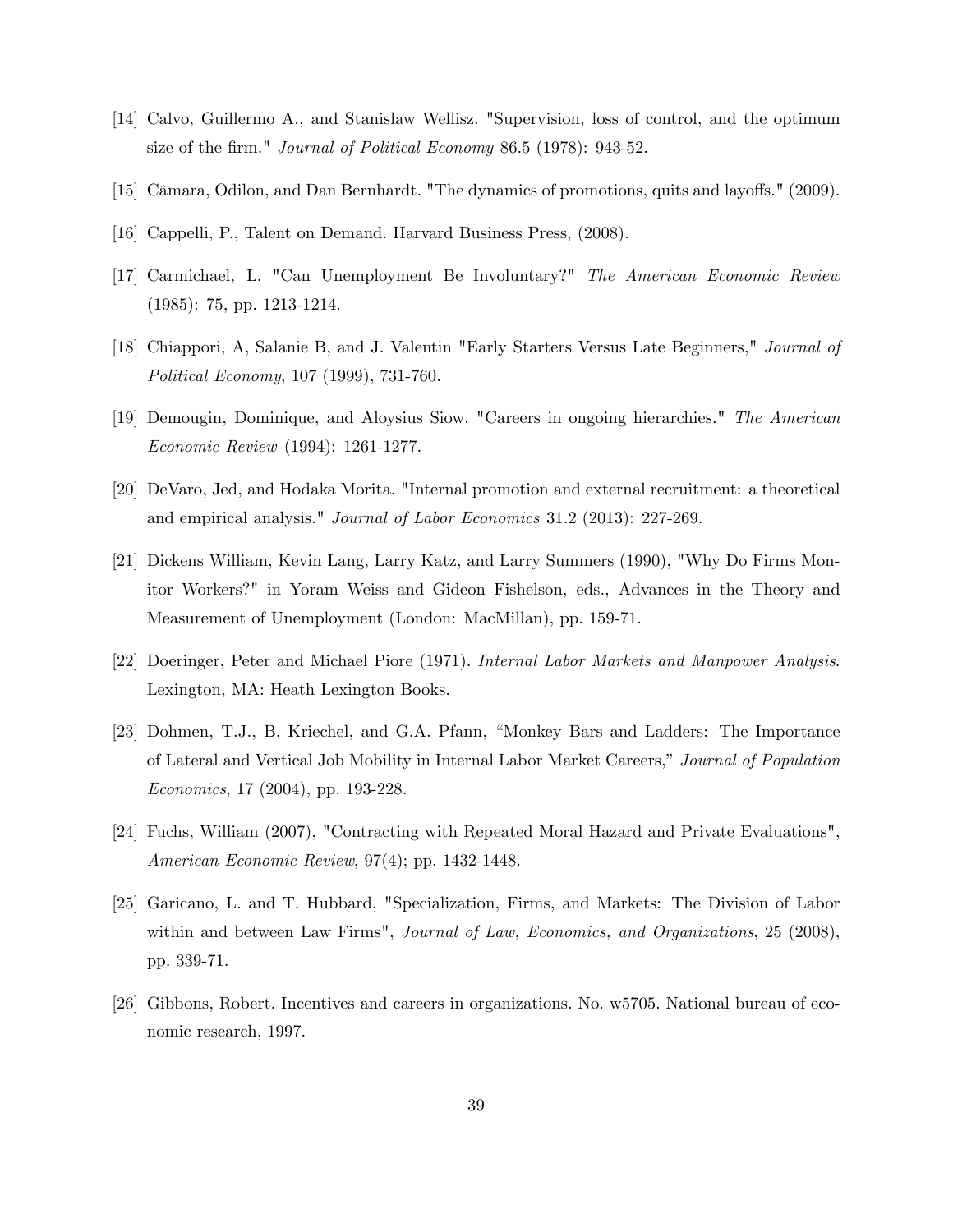[14] Calvo, Guillermo A., and Stanislaw Wellisz. "Supervision, loss of control, and the optimum size of the firm." *Journal of Political Economy* 86.5 (1978): 943-52.

[15] Câmara, Odilon, and Dan Bernhardt. "The dynamics of promotions, quits and layoffs." (2009).

[16] Cappelli, P., Talent on Demand. Harvard Business Press, (2008).

[17] Carmichael, L. "Can Unemployment Be Involuntary?" *The American Economic Review* (1985): 75, pp. 1213-1214.

[18] Chiappori, A, Salanie B, and J. Valentin "Early Starters Versus Late Beginners," *Journal of Political Economy*, 107 (1999), 731-760.

[19] Demougin, Dominique, and Aloysius Siow. "Careers in ongoing hierarchies." *The American Economic Review* (1994): 1261-1277.

[20] DeVaro, Jed, and Hodaka Morita. "Internal promotion and external recruitment: a theoretical and empirical analysis." *Journal of Labor Economics* 31.2 (2013): 227-269.

[21] Dickens William, Kevin Lang, Larry Katz, and Larry Summers (1990), "Why Do Firms Monitor Workers?" in Yoram Weiss and Gideon Fishelson, eds., Advances in the Theory and Measurement of Unemployment (London: MacMillan), pp. 159-71.

[22] Doeringer, Peter and Michael Piore (1971). *Internal Labor Markets and Manpower Analysis*. Lexington, MA: Heath Lexington Books.

[23] Dohmen, T.J., B. Kriechel, and G.A. Pfann, "Monkey Bars and Ladders: The Importance of Lateral and Vertical Job Mobility in Internal Labor Market Careers," *Journal of Population Economics*, 17 (2004), pp. 193-228.

[24] Fuchs, William (2007), "Contracting with Repeated Moral Hazard and Private Evaluations", *American Economic Review*, 97(4); pp. 1432-1448.

[25] Garicano, L. and T. Hubbard, "Specialization, Firms, and Markets: The Division of Labor within and between Law Firms", *Journal of Law, Economics, and Organizations*, 25 (2008), pp. 339-71.

[26] Gibbons, Robert. Incentives and careers in organizations. No. w5705. National bureau of economic research, 1997.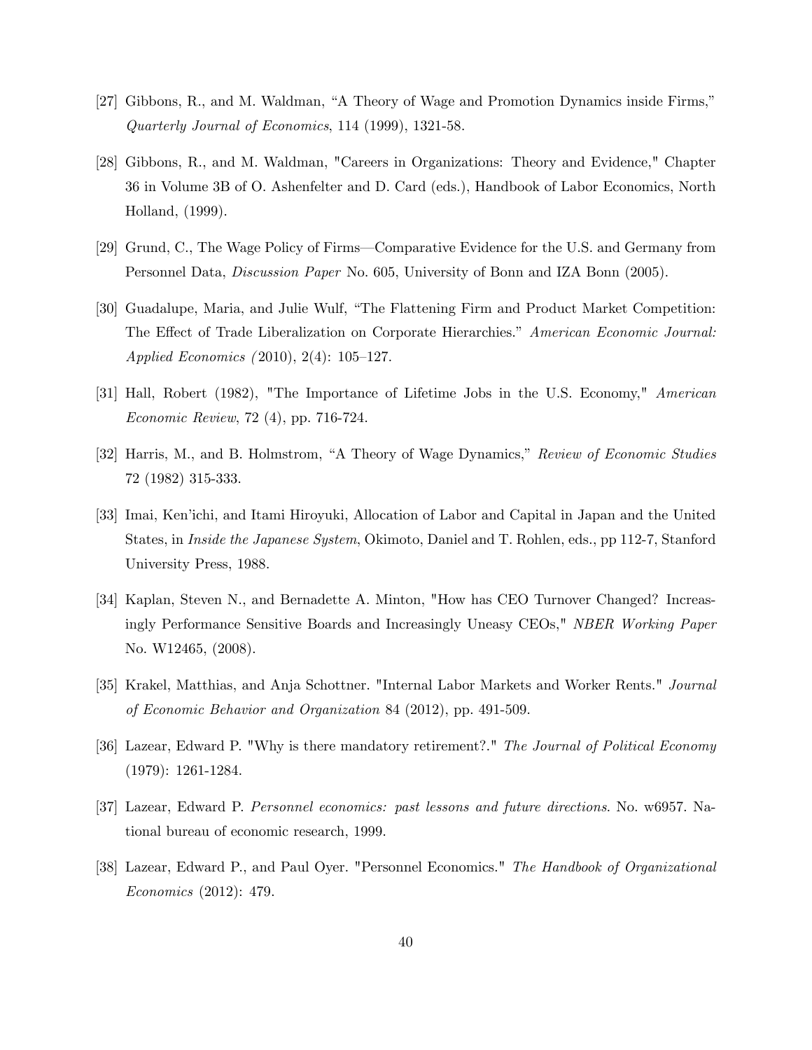[27] Gibbons, R., and M. Waldman, "A Theory of Wage and Promotion Dynamics inside Firms," *Quarterly Journal of Economics*, 114 (1999), 1321-58.

[28] Gibbons, R., and M. Waldman, "Careers in Organizations: Theory and Evidence," Chapter 36 in Volume 3B of O. Ashenfelter and D. Card (eds.), Handbook of Labor Economics, North Holland, (1999).

[29] Grund, C., The Wage Policy of Firms—Comparative Evidence for the U.S. and Germany from Personnel Data, *Discussion Paper* No. 605, University of Bonn and IZA Bonn (2005).

[30] Guadalupe, Maria, and Julie Wulf, "The Flattening Firm and Product Market Competition: The Effect of Trade Liberalization on Corporate Hierarchies." *American Economic Journal: Applied Economics (* 2010), 2(4): 105–127.

[31] Hall, Robert (1982), "The Importance of Lifetime Jobs in the U.S. Economy," *American Economic Review*, 72 (4), pp. 716-724.

[32] Harris, M., and B. Holmstrom, "A Theory of Wage Dynamics," *Review of Economic Studies* 72 (1982) 315-333.

[33] Imai, Ken'ichi, and Itami Hiroyuki, Allocation of Labor and Capital in Japan and the United States, in *Inside the Japanese System*, Okimoto, Daniel and T. Rohlen, eds., pp 112-7, Stanford University Press, 1988.

[34] Kaplan, Steven N., and Bernadette A. Minton, "How has CEO Turnover Changed? Increasingly Performance Sensitive Boards and Increasingly Uneasy CEOs," *NBER Working Paper* No. W12465, (2008).

[35] Krakel, Matthias, and Anja Schottner. "Internal Labor Markets and Worker Rents." *Journal of Economic Behavior and Organization* 84 (2012), pp. 491-509.

[36] Lazear, Edward P. "Why is there mandatory retirement?." *The Journal of Political Economy* (1979): 1261-1284.

[37] Lazear, Edward P. *Personnel economics: past lessons and future directions*. No. w6957. National bureau of economic research, 1999.

[38] Lazear, Edward P., and Paul Oyer. "Personnel Economics." *The Handbook of Organizational Economics* (2012): 479.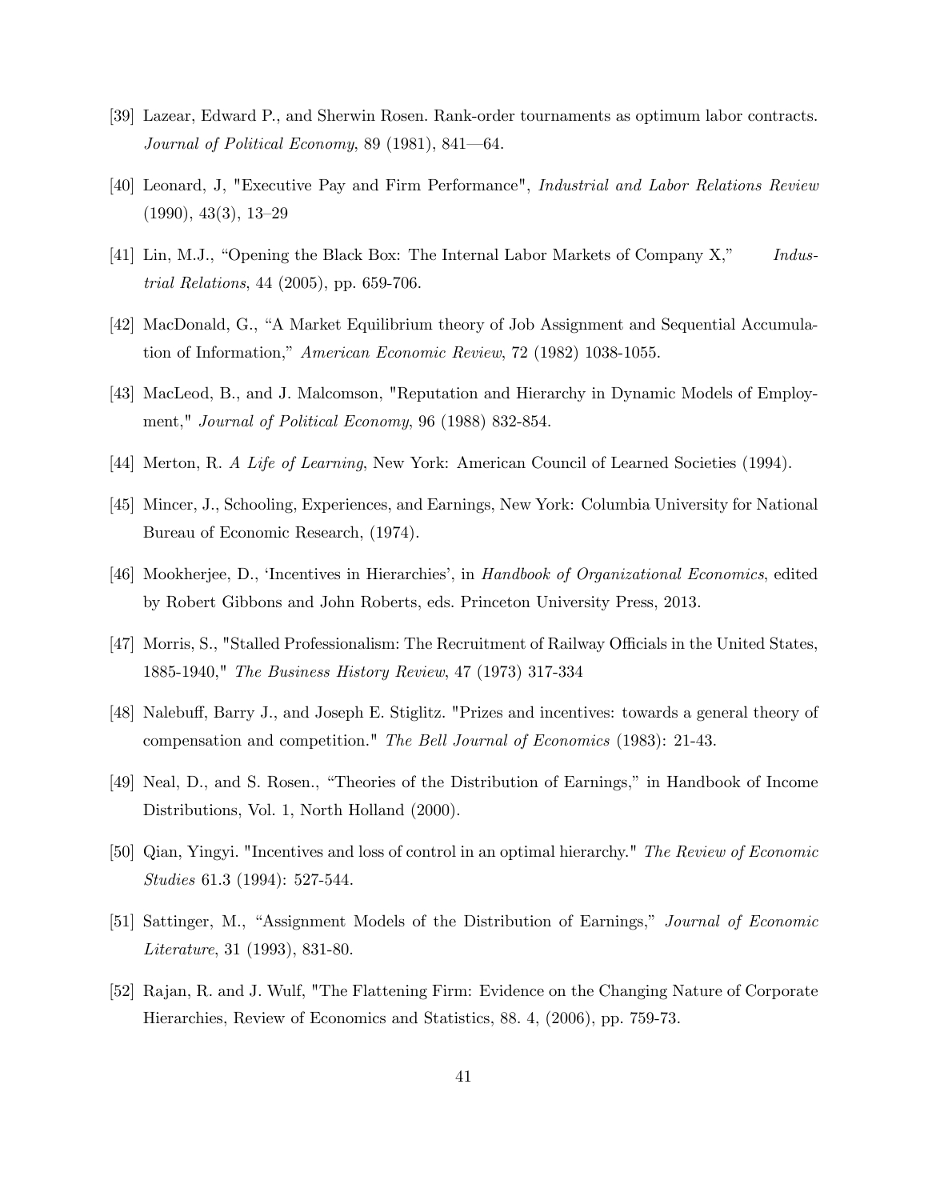[39] Lazear, Edward P., and Sherwin Rosen. Rank-order tournaments as optimum labor contracts. *Journal of Political Economy*, 89 (1981), 841—64.

[40] Leonard, J, "Executive Pay and Firm Performance", *Industrial and Labor Relations Review* (1990), 43(3), 13–29

[41] Lin, M.J., "Opening the Black Box: The Internal Labor Markets of Company X," *Industrial Relations*, 44 (2005), pp. 659-706.

[42] MacDonald, G., "A Market Equilibrium theory of Job Assignment and Sequential Accumulation of Information," *American Economic Review*, 72 (1982) 1038-1055.

[43] MacLeod, B., and J. Malcomson, "Reputation and Hierarchy in Dynamic Models of Employment," *Journal of Political Economy*, 96 (1988) 832-854.

[44] Merton, R. *A Life of Learning*, New York: American Council of Learned Societies (1994).

[45] Mincer, J., Schooling, Experiences, and Earnings, New York: Columbia University for National Bureau of Economic Research, (1974).

[46] Mookherjee, D., 'Incentives in Hierarchies', in *Handbook of Organizational Economics*, edited by Robert Gibbons and John Roberts, eds. Princeton University Press, 2013.

[47] Morris, S., "Stalled Professionalism: The Recruitment of Railway Officials in the United States, 1885-1940," *The Business History Review*, 47 (1973) 317-334

[48] Nalebuff, Barry J., and Joseph E. Stiglitz. "Prizes and incentives: towards a general theory of compensation and competition." *The Bell Journal of Economics* (1983): 21-43.

[49] Neal, D., and S. Rosen., "Theories of the Distribution of Earnings," in Handbook of Income Distributions, Vol. 1, North Holland (2000).

[50] Qian, Yingyi. "Incentives and loss of control in an optimal hierarchy." *The Review of Economic Studies* 61.3 (1994): 527-544.

[51] Sattinger, M., "Assignment Models of the Distribution of Earnings," *Journal of Economic Literature*, 31 (1993), 831-80.

[52] Rajan, R. and J. Wulf, "The Flattening Firm: Evidence on the Changing Nature of Corporate Hierarchies, Review of Economics and Statistics, 88. 4, (2006), pp. 759-73.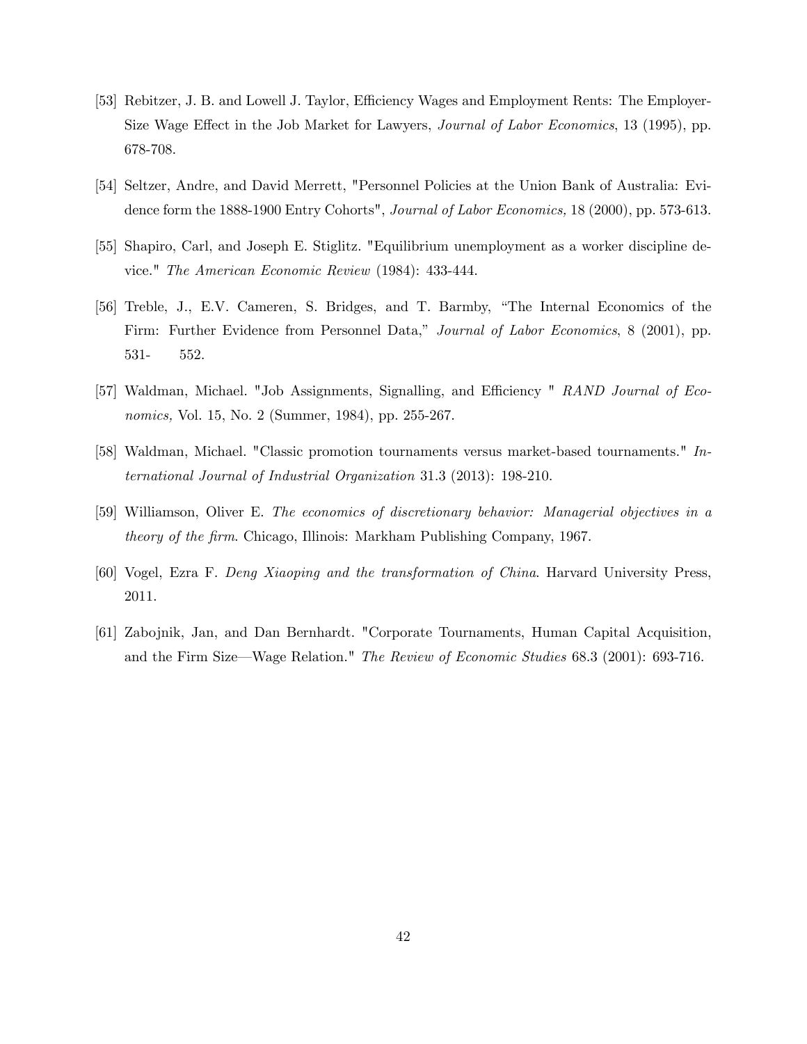[53] Rebitzer, J. B. and Lowell J. Taylor, Efficiency Wages and Employment Rents: The Employer-Size Wage Effect in the Job Market for Lawyers, *Journal of Labor Economics*, 13 (1995), pp. 678-708.

[54] Seltzer, Andre, and David Merrett, "Personnel Policies at the Union Bank of Australia: Evidence form the 1888-1900 Entry Cohorts", *Journal of Labor Economics,* 18 (2000), pp. 573-613.

[55] Shapiro, Carl, and Joseph E. Stiglitz. "Equilibrium unemployment as a worker discipline device." *The American Economic Review* (1984): 433-444.

[56] Treble, J., E.V. Cameren, S. Bridges, and T. Barmby, "The Internal Economics of the Firm: Further Evidence from Personnel Data," *Journal of Labor Economics*, 8 (2001), pp. 531- 552.

[57] Waldman, Michael. "Job Assignments, Signalling, and Efficiency " *RAND Journal of Economics,* Vol. 15, No. 2 (Summer, 1984), pp. 255-267.

[58] Waldman, Michael. "Classic promotion tournaments versus market-based tournaments." *International Journal of Industrial Organization* 31.3 (2013): 198-210.

[59] Williamson, Oliver E. *The economics of discretionary behavior: Managerial objectives in a theory of the firm*. Chicago, Illinois: Markham Publishing Company, 1967.

[60] Vogel, Ezra F. *Deng Xiaoping and the transformation of China*. Harvard University Press, 2011.

[61] Zabojnik, Jan, and Dan Bernhardt. "Corporate Tournaments, Human Capital Acquisition, and the Firm Size—Wage Relation." *The Review of Economic Studies* 68.3 (2001): 693-716.